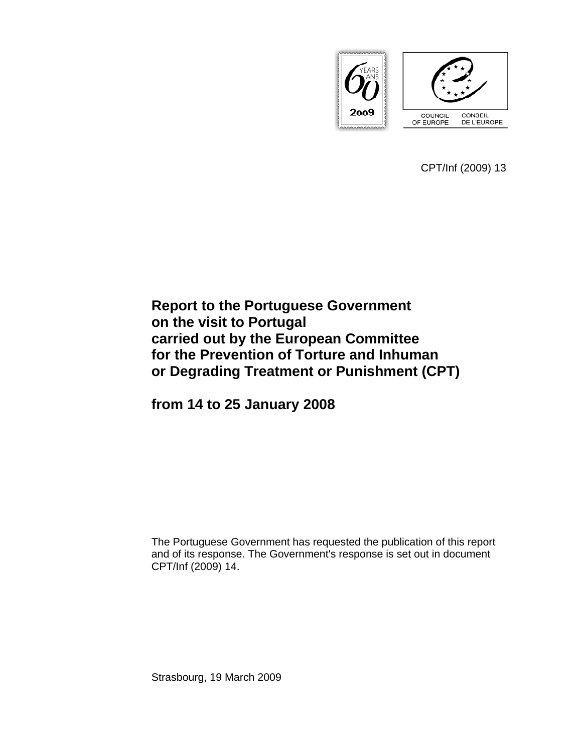CPT/Inf (2009) 13

# Report to the Portuguese Government on the visit to Portugal carried out by the European Committee for the Prevention of Torture and Inhuman or Degrading Treatment or Punishment (CPT)

# from 14 to 25 January 2008

The Portuguese Government has requested the publication of this report and of its response. The Government's response is set out in document CPT/Inf (2009) 14.

Strasbourg, 19 March 2009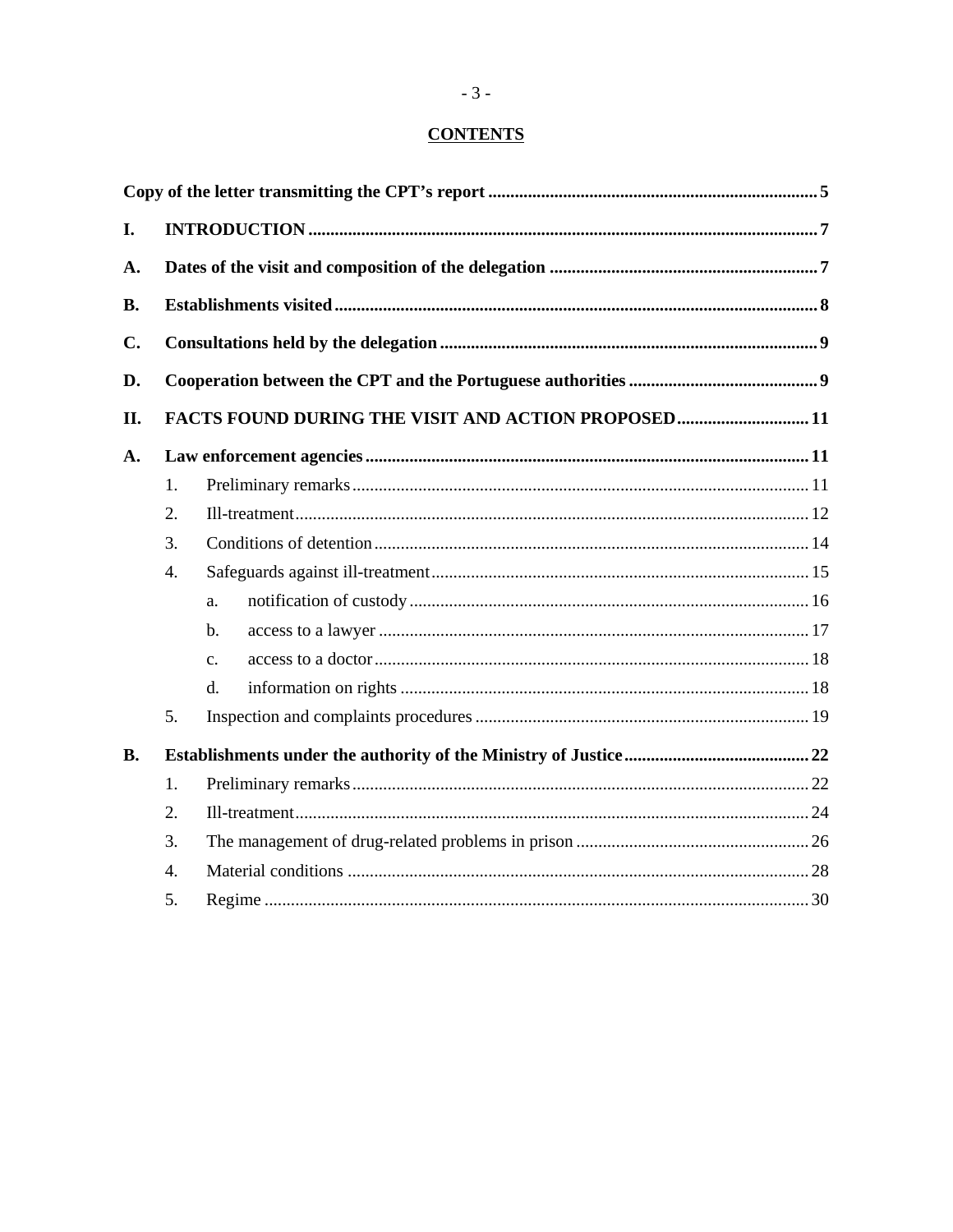**CONTENTS**

**Copy of the letter transmitting the CPT's report** .......... 5

**I. INTRODUCTION** .......... 7

**A. Dates of the visit and composition of the delegation** .......... 7

**B. Establishments visited** .......... 8

**C. Consultations held by the delegation** .......... 9

**D. Cooperation between the CPT and the Portuguese authorities** .......... 9

**II. FACTS FOUND DURING THE VISIT AND ACTION PROPOSED** .......... 11

**A. Law enforcement agencies** .......... 11

1. Preliminary remarks .......... 11
2. Ill-treatment .......... 12
3. Conditions of detention .......... 14
4. Safeguards against ill-treatment .......... 15
   - a. notification of custody .......... 16
   - b. access to a lawyer .......... 17
   - c. access to a doctor .......... 18
   - d. information on rights .......... 18
5. Inspection and complaints procedures .......... 19

**B. Establishments under the authority of the Ministry of Justice** .......... 22

1. Preliminary remarks .......... 22
2. Ill-treatment .......... 24
3. The management of drug-related problems in prison .......... 26
4. Material conditions .......... 28
5. Regime .......... 30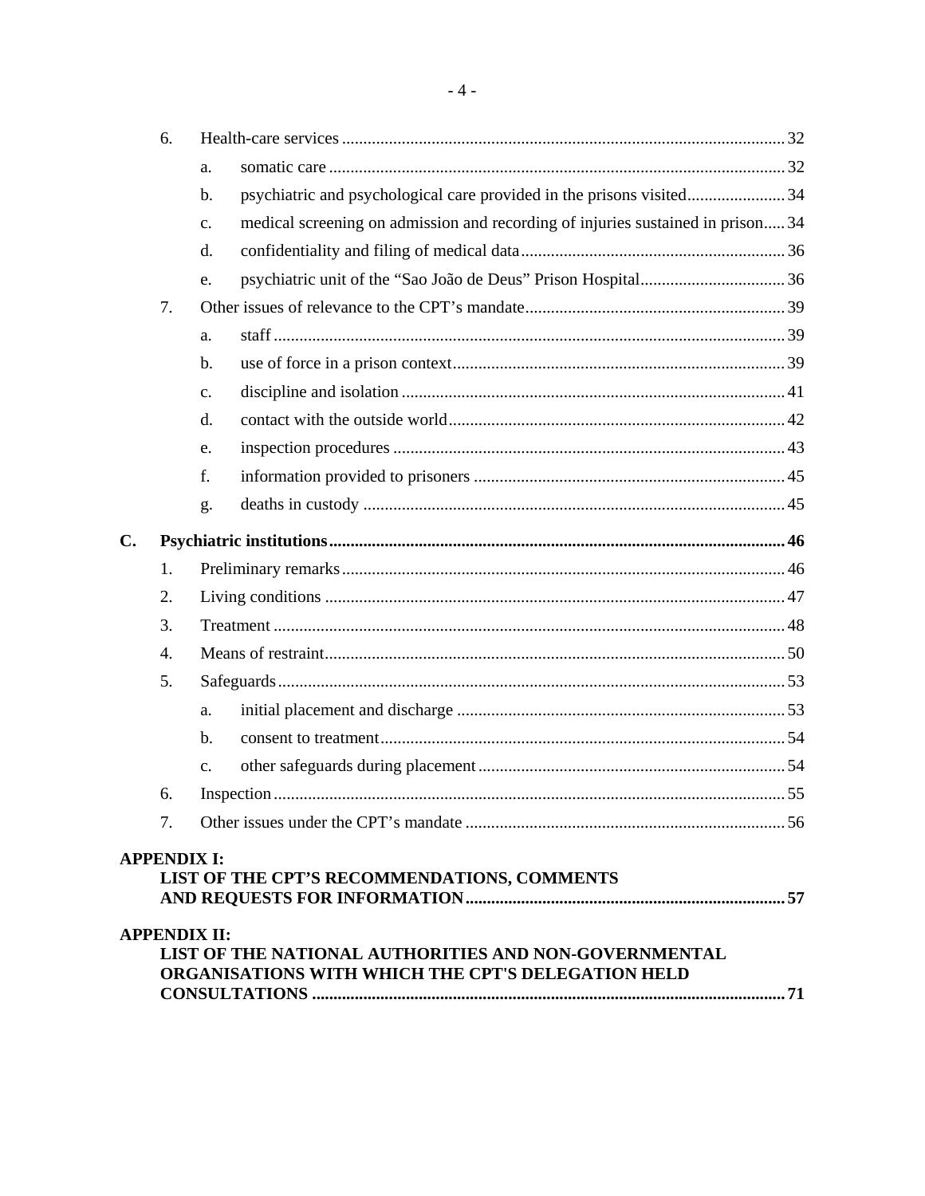6. Health-care services ... 32
   a. somatic care ... 32
   b. psychiatric and psychological care provided in the prisons visited ... 34
   c. medical screening on admission and recording of injuries sustained in prison ... 34
   d. confidentiality and filing of medical data ... 36
   e. psychiatric unit of the “Sao João de Deus” Prison Hospital ... 36
7. Other issues of relevance to the CPT’s mandate ... 39
   a. staff ... 39
   b. use of force in a prison context ... 39
   c. discipline and isolation ... 41
   d. contact with the outside world ... 42
   e. inspection procedures ... 43
   f. information provided to prisoners ... 45
   g. deaths in custody ... 45

**C. Psychiatric institutions ... 46**

1. Preliminary remarks ... 46
2. Living conditions ... 47
3. Treatment ... 48
4. Means of restraint ... 50
5. Safeguards ... 53
   a. initial placement and discharge ... 53
   b. consent to treatment ... 54
   c. other safeguards during placement ... 54
6. Inspection ... 55
7. Other issues under the CPT’s mandate ... 56

**APPENDIX I:**
**LIST OF THE CPT’S RECOMMENDATIONS, COMMENTS AND REQUESTS FOR INFORMATION ... 57**

**APPENDIX II:**
**LIST OF THE NATIONAL AUTHORITIES AND NON-GOVERNMENTAL ORGANISATIONS WITH WHICH THE CPT'S DELEGATION HELD CONSULTATIONS ... 71**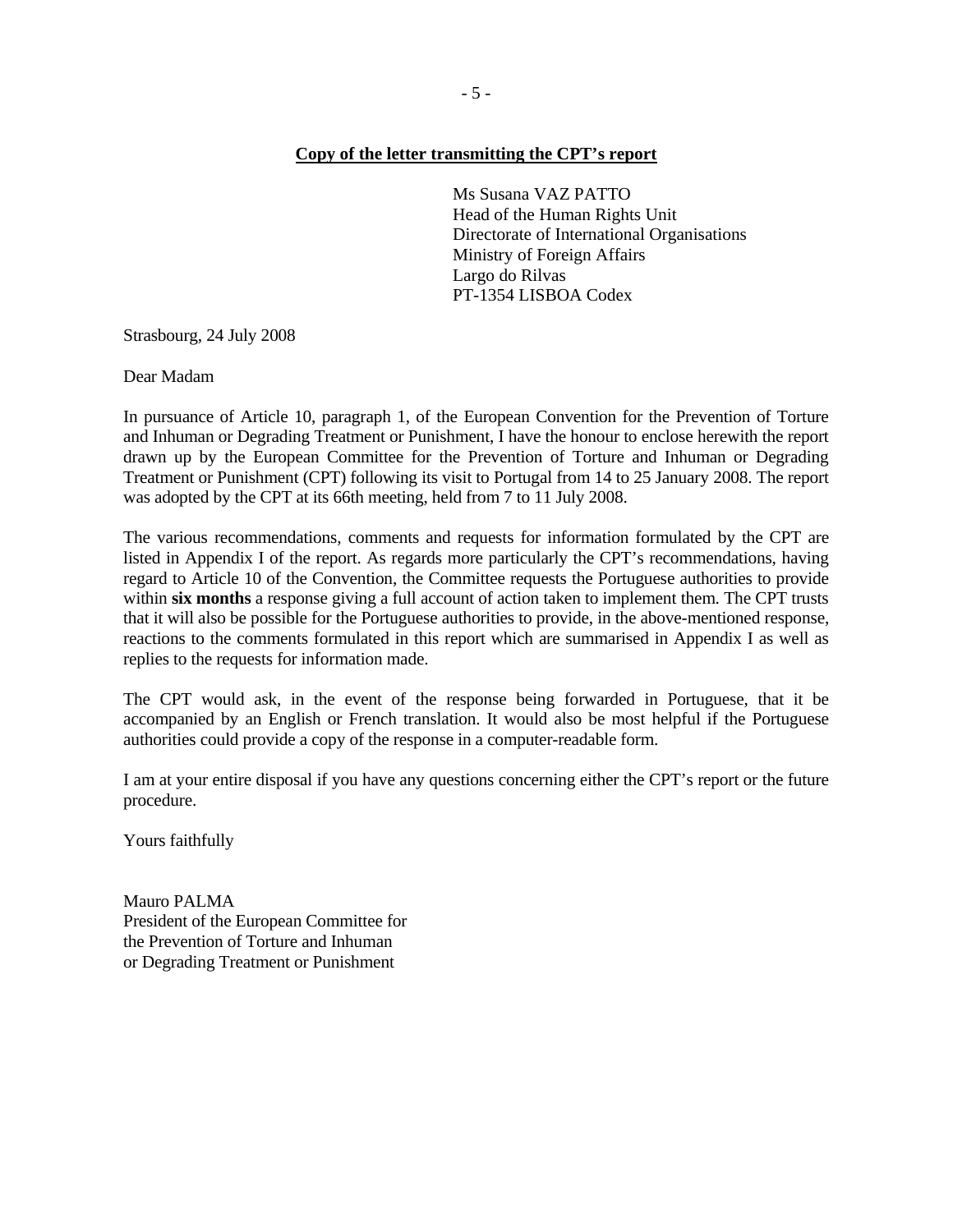**Copy of the letter transmitting the CPT's report**

Ms Susana VAZ PATTO
Head of the Human Rights Unit
Directorate of International Organisations
Ministry of Foreign Affairs
Largo do Rilvas
PT-1354 LISBOA Codex

Strasbourg, 24 July 2008

Dear Madam

In pursuance of Article 10, paragraph 1, of the European Convention for the Prevention of Torture and Inhuman or Degrading Treatment or Punishment, I have the honour to enclose herewith the report drawn up by the European Committee for the Prevention of Torture and Inhuman or Degrading Treatment or Punishment (CPT) following its visit to Portugal from 14 to 25 January 2008. The report was adopted by the CPT at its 66th meeting, held from 7 to 11 July 2008.

The various recommendations, comments and requests for information formulated by the CPT are listed in Appendix I of the report. As regards more particularly the CPT's recommendations, having regard to Article 10 of the Convention, the Committee requests the Portuguese authorities to provide within **six months** a response giving a full account of action taken to implement them. The CPT trusts that it will also be possible for the Portuguese authorities to provide, in the above-mentioned response, reactions to the comments formulated in this report which are summarised in Appendix I as well as replies to the requests for information made.

The CPT would ask, in the event of the response being forwarded in Portuguese, that it be accompanied by an English or French translation. It would also be most helpful if the Portuguese authorities could provide a copy of the response in a computer-readable form.

I am at your entire disposal if you have any questions concerning either the CPT's report or the future procedure.

Yours faithfully

Mauro PALMA
President of the European Committee for
the Prevention of Torture and Inhuman
or Degrading Treatment or Punishment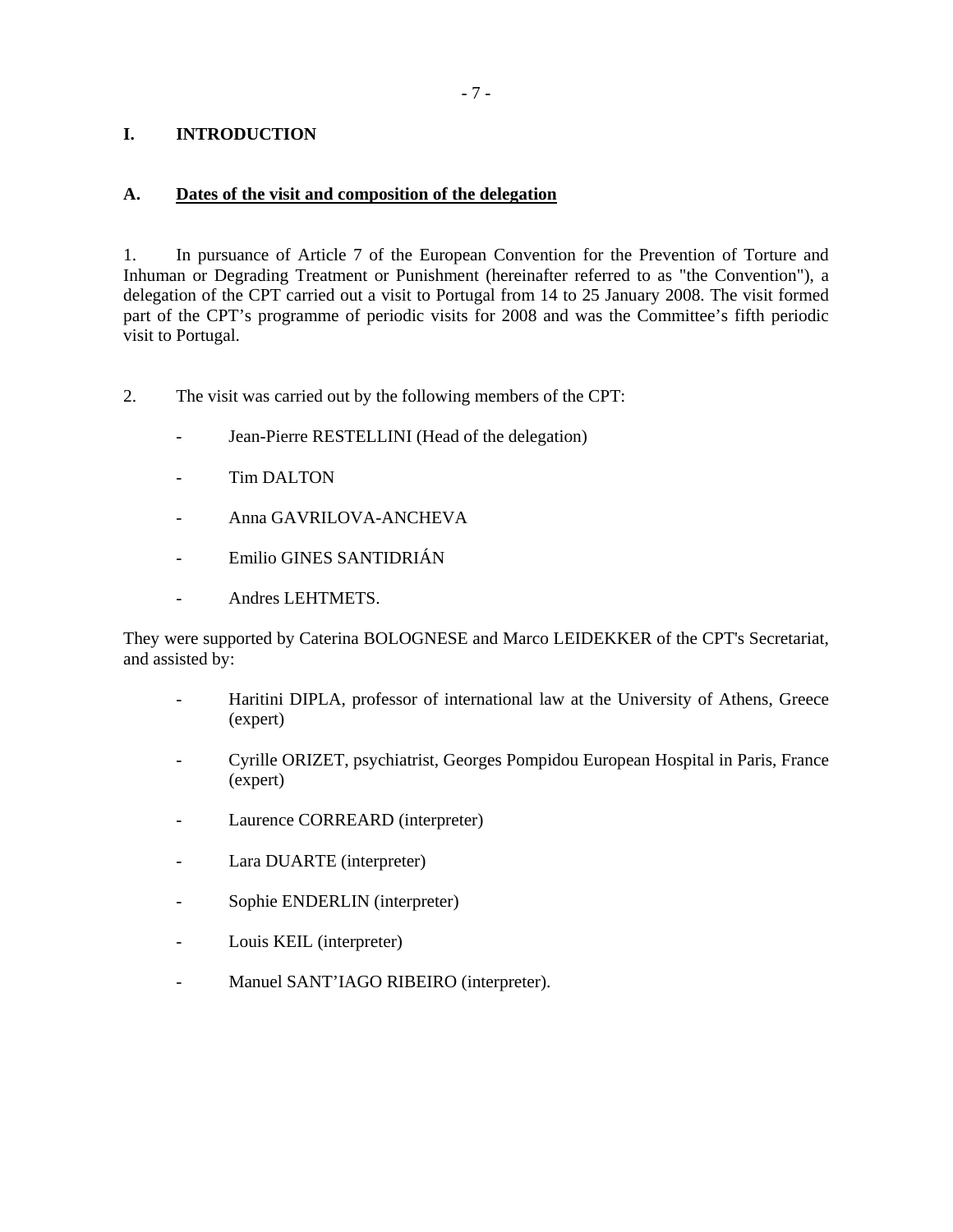# I. INTRODUCTION

## A. Dates of the visit and composition of the delegation

1. In pursuance of Article 7 of the European Convention for the Prevention of Torture and Inhuman or Degrading Treatment or Punishment (hereinafter referred to as "the Convention"), a delegation of the CPT carried out a visit to Portugal from 14 to 25 January 2008. The visit formed part of the CPT's programme of periodic visits for 2008 and was the Committee's fifth periodic visit to Portugal.

2. The visit was carried out by the following members of the CPT:

- Jean-Pierre RESTELLINI (Head of the delegation)
- Tim DALTON
- Anna GAVRILOVA-ANCHEVA
- Emilio GINES SANTIDRIÁN
- Andres LEHTMETS.

They were supported by Caterina BOLOGNESE and Marco LEIDEKKER of the CPT's Secretariat, and assisted by:

- Haritini DIPLA, professor of international law at the University of Athens, Greece (expert)
- Cyrille ORIZET, psychiatrist, Georges Pompidou European Hospital in Paris, France (expert)
- Laurence CORREARD (interpreter)
- Lara DUARTE (interpreter)
- Sophie ENDERLIN (interpreter)
- Louis KEIL (interpreter)
- Manuel SANT'IAGO RIBEIRO (interpreter).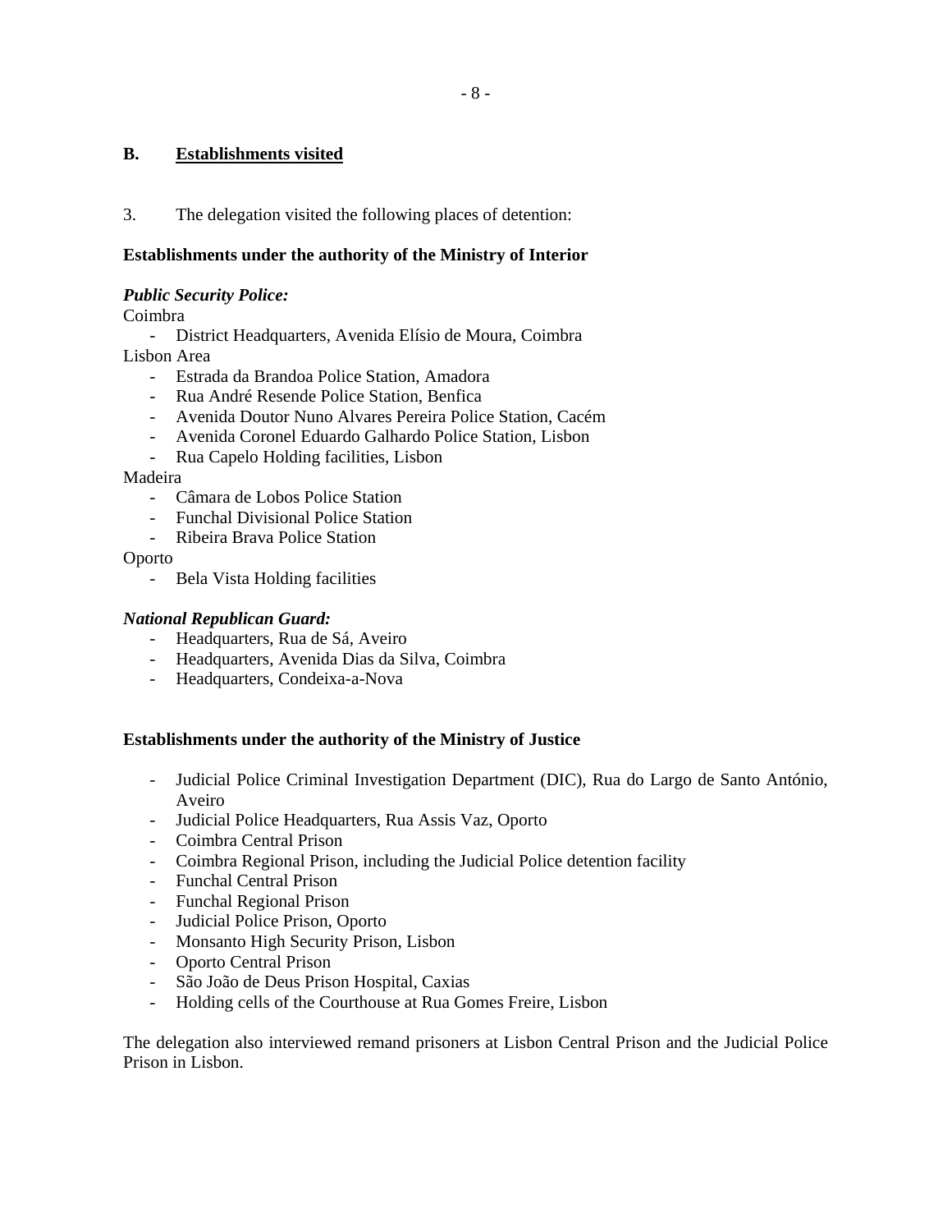## B. Establishments visited

3. The delegation visited the following places of detention:

**Establishments under the authority of the Ministry of Interior**

***Public Security Police:***

Coimbra

- District Headquarters, Avenida Elísio de Moura, Coimbra

Lisbon Area

- Estrada da Brandoa Police Station, Amadora
- Rua André Resende Police Station, Benfica
- Avenida Doutor Nuno Alvares Pereira Police Station, Cacém
- Avenida Coronel Eduardo Galhardo Police Station, Lisbon
- Rua Capelo Holding facilities, Lisbon

Madeira

- Câmara de Lobos Police Station
- Funchal Divisional Police Station
- Ribeira Brava Police Station

Oporto

- Bela Vista Holding facilities

***National Republican Guard:***

- Headquarters, Rua de Sá, Aveiro
- Headquarters, Avenida Dias da Silva, Coimbra
- Headquarters, Condeixa-a-Nova

**Establishments under the authority of the Ministry of Justice**

- Judicial Police Criminal Investigation Department (DIC), Rua do Largo de Santo António, Aveiro
- Judicial Police Headquarters, Rua Assis Vaz, Oporto
- Coimbra Central Prison
- Coimbra Regional Prison, including the Judicial Police detention facility
- Funchal Central Prison
- Funchal Regional Prison
- Judicial Police Prison, Oporto
- Monsanto High Security Prison, Lisbon
- Oporto Central Prison
- São João de Deus Prison Hospital, Caxias
- Holding cells of the Courthouse at Rua Gomes Freire, Lisbon

The delegation also interviewed remand prisoners at Lisbon Central Prison and the Judicial Police Prison in Lisbon.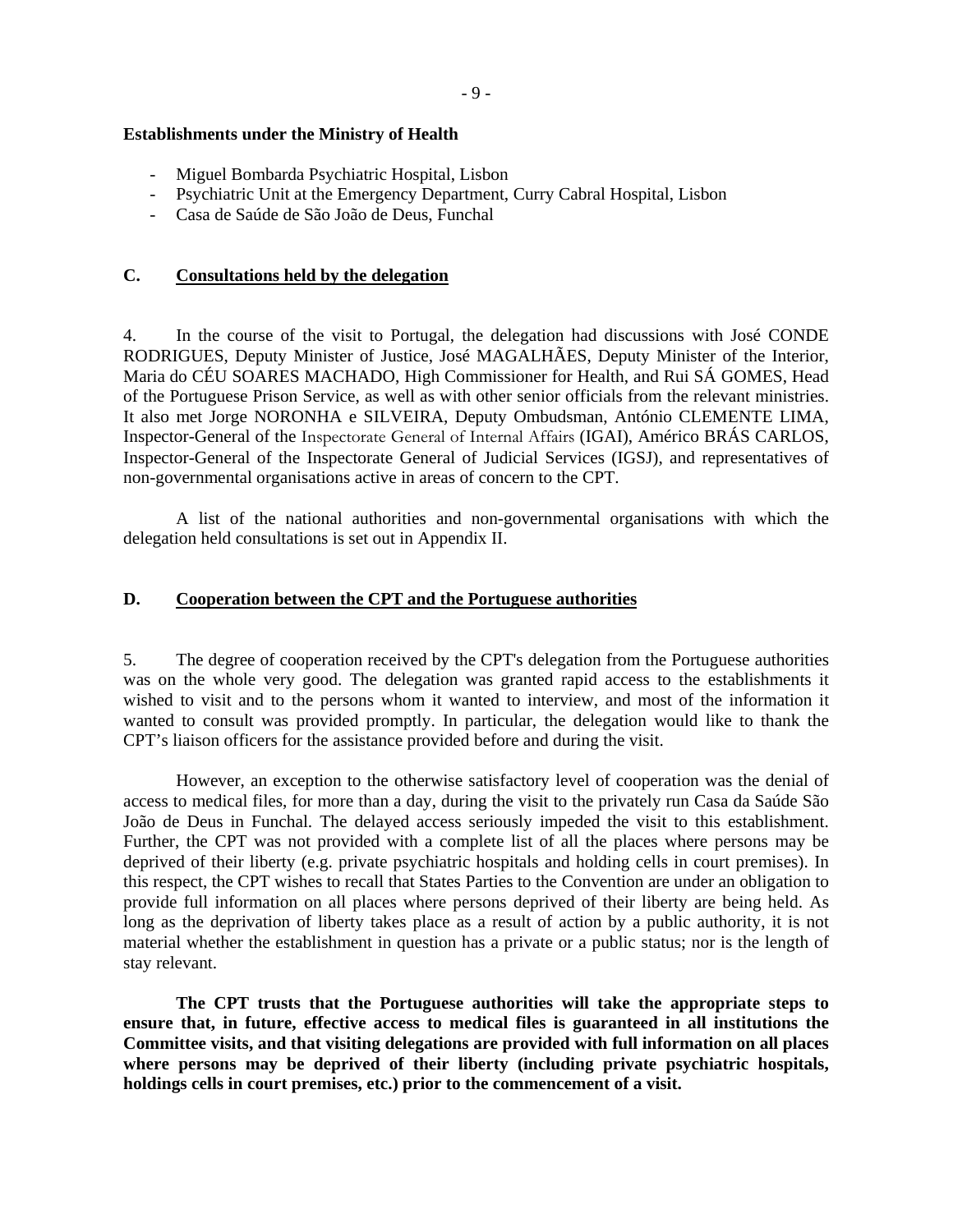**Establishments under the Ministry of Health**

- Miguel Bombarda Psychiatric Hospital, Lisbon
- Psychiatric Unit at the Emergency Department, Curry Cabral Hospital, Lisbon
- Casa de Saúde de São João de Deus, Funchal

## C. Consultations held by the delegation

4. In the course of the visit to Portugal, the delegation had discussions with José CONDE RODRIGUES, Deputy Minister of Justice, José MAGALHÃES, Deputy Minister of the Interior, Maria do CÉU SOARES MACHADO, High Commissioner for Health, and Rui SÁ GOMES, Head of the Portuguese Prison Service, as well as with other senior officials from the relevant ministries. It also met Jorge NORONHA e SILVEIRA, Deputy Ombudsman, António CLEMENTE LIMA, Inspector-General of the Inspectorate General of Internal Affairs (IGAI), Américo BRÁS CARLOS, Inspector-General of the Inspectorate General of Judicial Services (IGSJ), and representatives of non-governmental organisations active in areas of concern to the CPT.

A list of the national authorities and non-governmental organisations with which the delegation held consultations is set out in Appendix II.

## D. Cooperation between the CPT and the Portuguese authorities

5. The degree of cooperation received by the CPT's delegation from the Portuguese authorities was on the whole very good. The delegation was granted rapid access to the establishments it wished to visit and to the persons whom it wanted to interview, and most of the information it wanted to consult was provided promptly. In particular, the delegation would like to thank the CPT's liaison officers for the assistance provided before and during the visit.

However, an exception to the otherwise satisfactory level of cooperation was the denial of access to medical files, for more than a day, during the visit to the privately run Casa da Saúde São João de Deus in Funchal. The delayed access seriously impeded the visit to this establishment. Further, the CPT was not provided with a complete list of all the places where persons may be deprived of their liberty (e.g. private psychiatric hospitals and holding cells in court premises). In this respect, the CPT wishes to recall that States Parties to the Convention are under an obligation to provide full information on all places where persons deprived of their liberty are being held. As long as the deprivation of liberty takes place as a result of action by a public authority, it is not material whether the establishment in question has a private or a public status; nor is the length of stay relevant.

**The CPT trusts that the Portuguese authorities will take the appropriate steps to ensure that, in future, effective access to medical files is guaranteed in all institutions the Committee visits, and that visiting delegations are provided with full information on all places where persons may be deprived of their liberty (including private psychiatric hospitals, holdings cells in court premises, etc.) prior to the commencement of a visit.**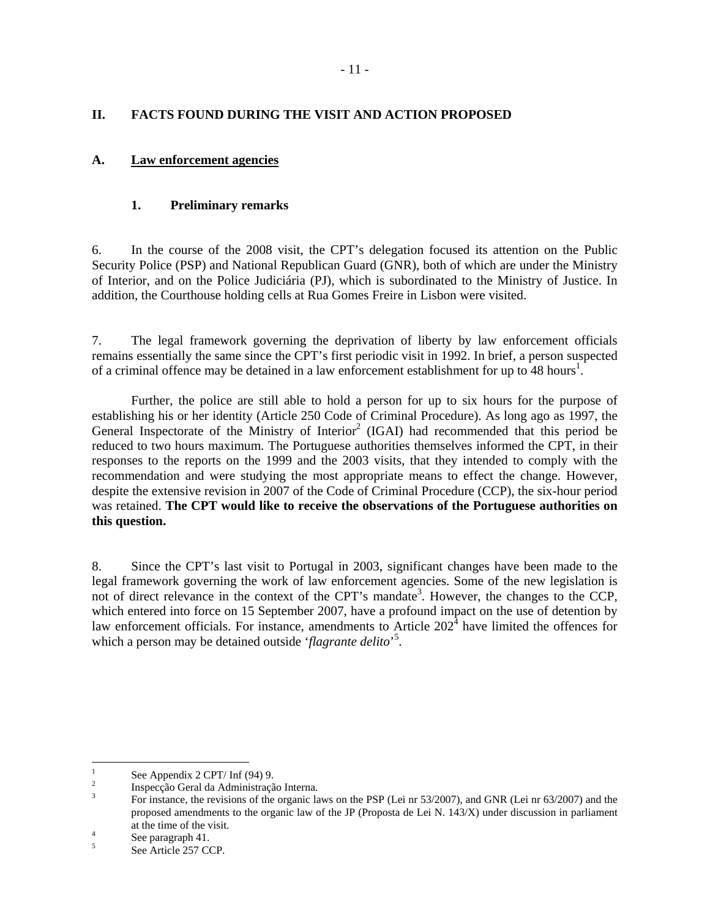## II. FACTS FOUND DURING THE VISIT AND ACTION PROPOSED

### A. Law enforcement agencies

#### 1. Preliminary remarks

6. In the course of the 2008 visit, the CPT's delegation focused its attention on the Public Security Police (PSP) and National Republican Guard (GNR), both of which are under the Ministry of Interior, and on the Police Judiciária (PJ), which is subordinated to the Ministry of Justice. In addition, the Courthouse holding cells at Rua Gomes Freire in Lisbon were visited.

7. The legal framework governing the deprivation of liberty by law enforcement officials remains essentially the same since the CPT's first periodic visit in 1992. In brief, a person suspected of a criminal offence may be detained in a law enforcement establishment for up to 48 hours[1].

Further, the police are still able to hold a person for up to six hours for the purpose of establishing his or her identity (Article 250 Code of Criminal Procedure). As long ago as 1997, the General Inspectorate of the Ministry of Interior[2] (IGAI) had recommended that this period be reduced to two hours maximum. The Portuguese authorities themselves informed the CPT, in their responses to the reports on the 1999 and the 2003 visits, that they intended to comply with the recommendation and were studying the most appropriate means to effect the change. However, despite the extensive revision in 2007 of the Code of Criminal Procedure (CCP), the six-hour period was retained. **The CPT would like to receive the observations of the Portuguese authorities on this question.**

8. Since the CPT's last visit to Portugal in 2003, significant changes have been made to the legal framework governing the work of law enforcement agencies. Some of the new legislation is not of direct relevance in the context of the CPT's mandate[3]. However, the changes to the CCP, which entered into force on 15 September 2007, have a profound impact on the use of detention by law enforcement officials. For instance, amendments to Article 202[4] have limited the offences for which a person may be detained outside '*flagrante delito*'[5].

---

[1] See Appendix 2 CPT/ Inf (94) 9.

[2] Inspecção Geral da Administração Interna.

[3] For instance, the revisions of the organic laws on the PSP (Lei nr 53/2007), and GNR (Lei nr 63/2007) and the proposed amendments to the organic law of the JP (Proposta de Lei N. 143/X) under discussion in parliament at the time of the visit.

[4] See paragraph 41.

[5] See Article 257 CCP.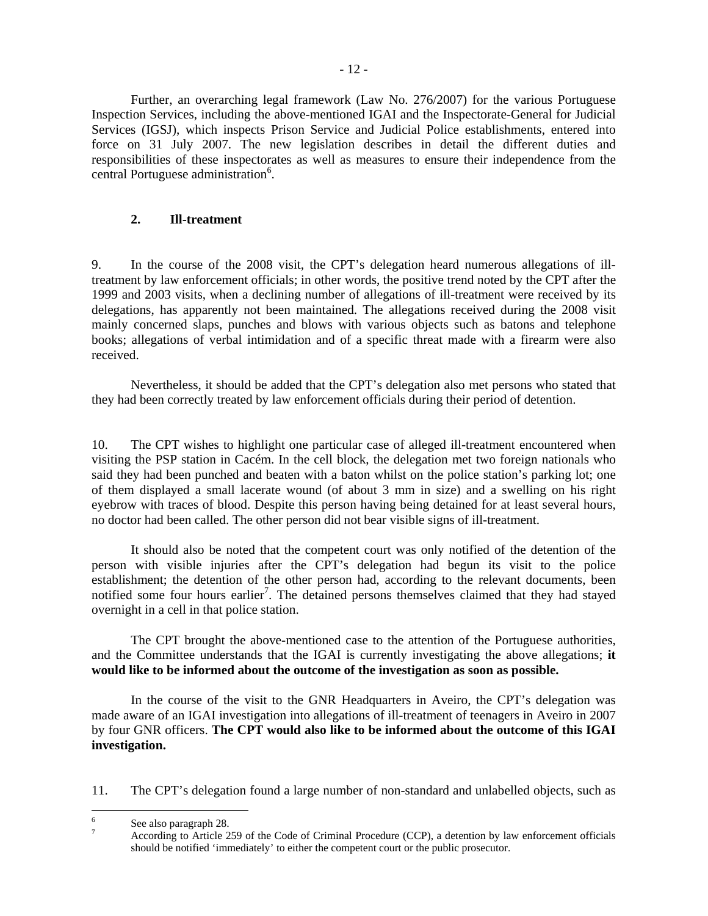Further, an overarching legal framework (Law No. 276/2007) for the various Portuguese Inspection Services, including the above-mentioned IGAI and the Inspectorate-General for Judicial Services (IGSJ), which inspects Prison Service and Judicial Police establishments, entered into force on 31 July 2007. The new legislation describes in detail the different duties and responsibilities of these inspectorates as well as measures to ensure their independence from the central Portuguese administration[6].

## 2. Ill-treatment

9. In the course of the 2008 visit, the CPT's delegation heard numerous allegations of ill-treatment by law enforcement officials; in other words, the positive trend noted by the CPT after the 1999 and 2003 visits, when a declining number of allegations of ill-treatment were received by its delegations, has apparently not been maintained. The allegations received during the 2008 visit mainly concerned slaps, punches and blows with various objects such as batons and telephone books; allegations of verbal intimidation and of a specific threat made with a firearm were also received.

Nevertheless, it should be added that the CPT's delegation also met persons who stated that they had been correctly treated by law enforcement officials during their period of detention.

10. The CPT wishes to highlight one particular case of alleged ill-treatment encountered when visiting the PSP station in Cacém. In the cell block, the delegation met two foreign nationals who said they had been punched and beaten with a baton whilst on the police station's parking lot; one of them displayed a small lacerate wound (of about 3 mm in size) and a swelling on his right eyebrow with traces of blood. Despite this person having being detained for at least several hours, no doctor had been called. The other person did not bear visible signs of ill-treatment.

It should also be noted that the competent court was only notified of the detention of the person with visible injuries after the CPT's delegation had begun its visit to the police establishment; the detention of the other person had, according to the relevant documents, been notified some four hours earlier[7]. The detained persons themselves claimed that they had stayed overnight in a cell in that police station.

The CPT brought the above-mentioned case to the attention of the Portuguese authorities, and the Committee understands that the IGAI is currently investigating the above allegations; **it would like to be informed about the outcome of the investigation as soon as possible.**

In the course of the visit to the GNR Headquarters in Aveiro, the CPT's delegation was made aware of an IGAI investigation into allegations of ill-treatment of teenagers in Aveiro in 2007 by four GNR officers. **The CPT would also like to be informed about the outcome of this IGAI investigation.**

11. The CPT's delegation found a large number of non-standard and unlabelled objects, such as

---

[6] See also paragraph 28.

[7] According to Article 259 of the Code of Criminal Procedure (CCP), a detention by law enforcement officials should be notified 'immediately' to either the competent court or the public prosecutor.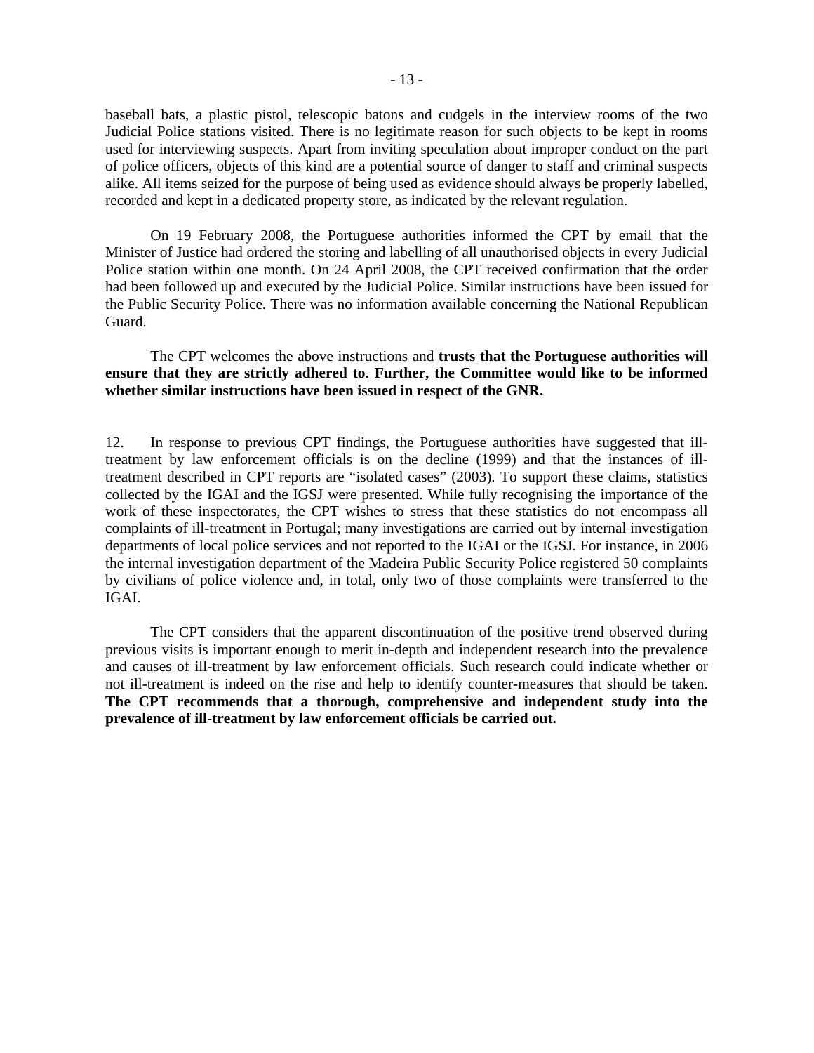baseball bats, a plastic pistol, telescopic batons and cudgels in the interview rooms of the two Judicial Police stations visited. There is no legitimate reason for such objects to be kept in rooms used for interviewing suspects. Apart from inviting speculation about improper conduct on the part of police officers, objects of this kind are a potential source of danger to staff and criminal suspects alike. All items seized for the purpose of being used as evidence should always be properly labelled, recorded and kept in a dedicated property store, as indicated by the relevant regulation.

On 19 February 2008, the Portuguese authorities informed the CPT by email that the Minister of Justice had ordered the storing and labelling of all unauthorised objects in every Judicial Police station within one month. On 24 April 2008, the CPT received confirmation that the order had been followed up and executed by the Judicial Police. Similar instructions have been issued for the Public Security Police. There was no information available concerning the National Republican Guard.

The CPT welcomes the above instructions and **trusts that the Portuguese authorities will ensure that they are strictly adhered to. Further, the Committee would like to be informed whether similar instructions have been issued in respect of the GNR.**

12. In response to previous CPT findings, the Portuguese authorities have suggested that ill-treatment by law enforcement officials is on the decline (1999) and that the instances of ill-treatment described in CPT reports are "isolated cases" (2003). To support these claims, statistics collected by the IGAI and the IGSJ were presented. While fully recognising the importance of the work of these inspectorates, the CPT wishes to stress that these statistics do not encompass all complaints of ill-treatment in Portugal; many investigations are carried out by internal investigation departments of local police services and not reported to the IGAI or the IGSJ. For instance, in 2006 the internal investigation department of the Madeira Public Security Police registered 50 complaints by civilians of police violence and, in total, only two of those complaints were transferred to the IGAI.

The CPT considers that the apparent discontinuation of the positive trend observed during previous visits is important enough to merit in-depth and independent research into the prevalence and causes of ill-treatment by law enforcement officials. Such research could indicate whether or not ill-treatment is indeed on the rise and help to identify counter-measures that should be taken. **The CPT recommends that a thorough, comprehensive and independent study into the prevalence of ill-treatment by law enforcement officials be carried out.**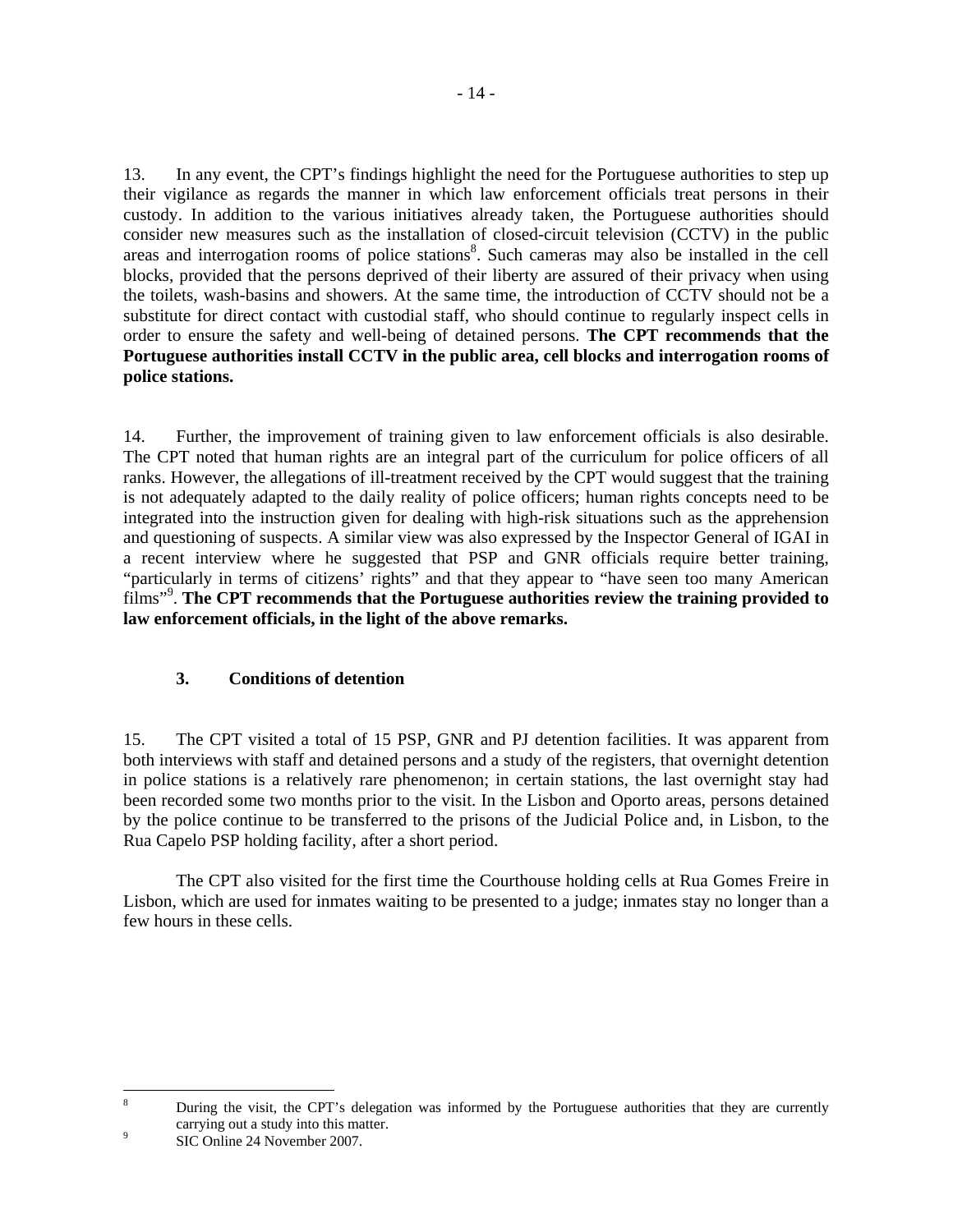13. In any event, the CPT's findings highlight the need for the Portuguese authorities to step up their vigilance as regards the manner in which law enforcement officials treat persons in their custody. In addition to the various initiatives already taken, the Portuguese authorities should consider new measures such as the installation of closed-circuit television (CCTV) in the public areas and interrogation rooms of police stations[8]. Such cameras may also be installed in the cell blocks, provided that the persons deprived of their liberty are assured of their privacy when using the toilets, wash-basins and showers. At the same time, the introduction of CCTV should not be a substitute for direct contact with custodial staff, who should continue to regularly inspect cells in order to ensure the safety and well-being of detained persons. **The CPT recommends that the Portuguese authorities install CCTV in the public area, cell blocks and interrogation rooms of police stations.**

14. Further, the improvement of training given to law enforcement officials is also desirable. The CPT noted that human rights are an integral part of the curriculum for police officers of all ranks. However, the allegations of ill-treatment received by the CPT would suggest that the training is not adequately adapted to the daily reality of police officers; human rights concepts need to be integrated into the instruction given for dealing with high-risk situations such as the apprehension and questioning of suspects. A similar view was also expressed by the Inspector General of IGAI in a recent interview where he suggested that PSP and GNR officials require better training, "particularly in terms of citizens' rights" and that they appear to "have seen too many American films"[9]. **The CPT recommends that the Portuguese authorities review the training provided to law enforcement officials, in the light of the above remarks.**

### 3. Conditions of detention

15. The CPT visited a total of 15 PSP, GNR and PJ detention facilities. It was apparent from both interviews with staff and detained persons and a study of the registers, that overnight detention in police stations is a relatively rare phenomenon; in certain stations, the last overnight stay had been recorded some two months prior to the visit. In the Lisbon and Oporto areas, persons detained by the police continue to be transferred to the prisons of the Judicial Police and, in Lisbon, to the Rua Capelo PSP holding facility, after a short period.

The CPT also visited for the first time the Courthouse holding cells at Rua Gomes Freire in Lisbon, which are used for inmates waiting to be presented to a judge; inmates stay no longer than a few hours in these cells.

---

[8] During the visit, the CPT's delegation was informed by the Portuguese authorities that they are currently carrying out a study into this matter.

[9] SIC Online 24 November 2007.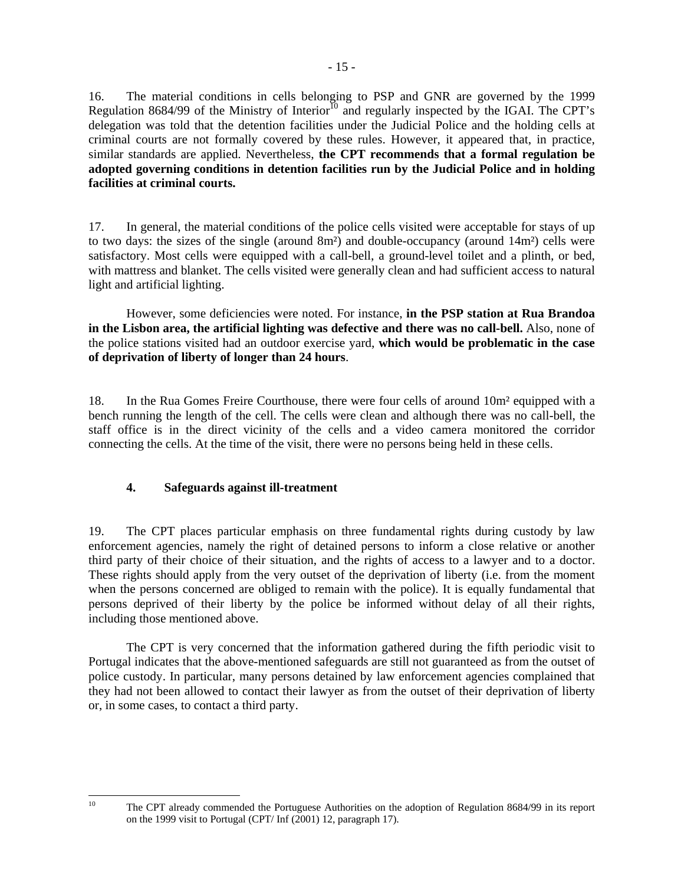16. The material conditions in cells belonging to PSP and GNR are governed by the 1999 Regulation 8684/99 of the Ministry of Interior[10] and regularly inspected by the IGAI. The CPT's delegation was told that the detention facilities under the Judicial Police and the holding cells at criminal courts are not formally covered by these rules. However, it appeared that, in practice, similar standards are applied. Nevertheless, **the CPT recommends that a formal regulation be adopted governing conditions in detention facilities run by the Judicial Police and in holding facilities at criminal courts.**

17. In general, the material conditions of the police cells visited were acceptable for stays of up to two days: the sizes of the single (around 8m²) and double-occupancy (around 14m²) cells were satisfactory. Most cells were equipped with a call-bell, a ground-level toilet and a plinth, or bed, with mattress and blanket. The cells visited were generally clean and had sufficient access to natural light and artificial lighting.

However, some deficiencies were noted. For instance, **in the PSP station at Rua Brandoa in the Lisbon area, the artificial lighting was defective and there was no call-bell.** Also, none of the police stations visited had an outdoor exercise yard, **which would be problematic in the case of deprivation of liberty of longer than 24 hours**.

18. In the Rua Gomes Freire Courthouse, there were four cells of around 10m² equipped with a bench running the length of the cell. The cells were clean and although there was no call-bell, the staff office is in the direct vicinity of the cells and a video camera monitored the corridor connecting the cells. At the time of the visit, there were no persons being held in these cells.

### 4. Safeguards against ill-treatment

19. The CPT places particular emphasis on three fundamental rights during custody by law enforcement agencies, namely the right of detained persons to inform a close relative or another third party of their choice of their situation, and the rights of access to a lawyer and to a doctor. These rights should apply from the very outset of the deprivation of liberty (i.e. from the moment when the persons concerned are obliged to remain with the police). It is equally fundamental that persons deprived of their liberty by the police be informed without delay of all their rights, including those mentioned above.

The CPT is very concerned that the information gathered during the fifth periodic visit to Portugal indicates that the above-mentioned safeguards are still not guaranteed as from the outset of police custody. In particular, many persons detained by law enforcement agencies complained that they had not been allowed to contact their lawyer as from the outset of their deprivation of liberty or, in some cases, to contact a third party.

---

[10] The CPT already commended the Portuguese Authorities on the adoption of Regulation 8684/99 in its report on the 1999 visit to Portugal (CPT/ Inf (2001) 12, paragraph 17).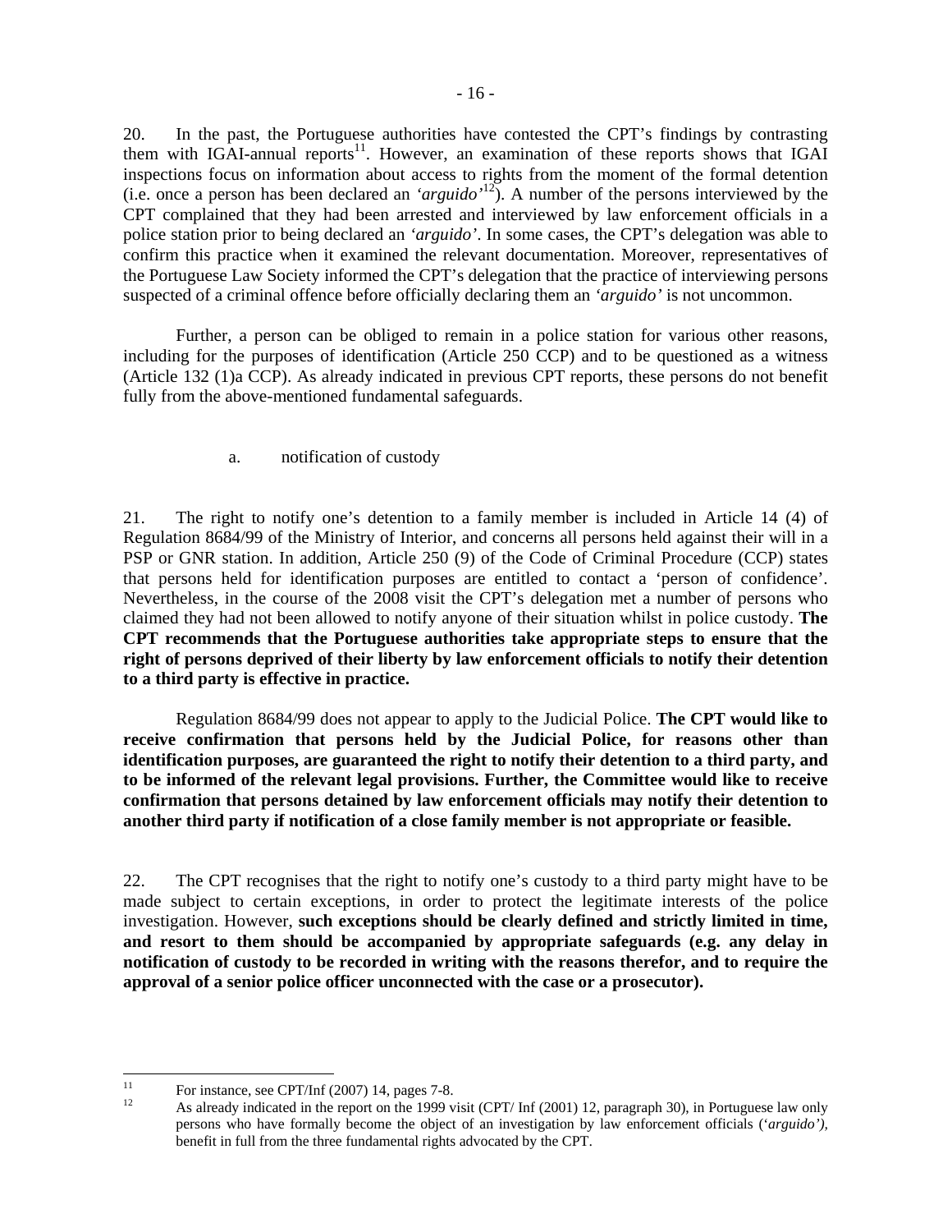20. In the past, the Portuguese authorities have contested the CPT's findings by contrasting them with IGAI-annual reports[11]. However, an examination of these reports shows that IGAI inspections focus on information about access to rights from the moment of the formal detention (i.e. once a person has been declared an *'arguido'*[12]). A number of the persons interviewed by the CPT complained that they had been arrested and interviewed by law enforcement officials in a police station prior to being declared an *'arguido'*. In some cases, the CPT's delegation was able to confirm this practice when it examined the relevant documentation. Moreover, representatives of the Portuguese Law Society informed the CPT's delegation that the practice of interviewing persons suspected of a criminal offence before officially declaring them an *'arguido'* is not uncommon.

Further, a person can be obliged to remain in a police station for various other reasons, including for the purposes of identification (Article 250 CCP) and to be questioned as a witness (Article 132 (1)a CCP). As already indicated in previous CPT reports, these persons do not benefit fully from the above-mentioned fundamental safeguards.

a. notification of custody

21. The right to notify one's detention to a family member is included in Article 14 (4) of Regulation 8684/99 of the Ministry of Interior, and concerns all persons held against their will in a PSP or GNR station. In addition, Article 250 (9) of the Code of Criminal Procedure (CCP) states that persons held for identification purposes are entitled to contact a 'person of confidence'. Nevertheless, in the course of the 2008 visit the CPT's delegation met a number of persons who claimed they had not been allowed to notify anyone of their situation whilst in police custody. **The CPT recommends that the Portuguese authorities take appropriate steps to ensure that the right of persons deprived of their liberty by law enforcement officials to notify their detention to a third party is effective in practice.**

Regulation 8684/99 does not appear to apply to the Judicial Police. **The CPT would like to receive confirmation that persons held by the Judicial Police, for reasons other than identification purposes, are guaranteed the right to notify their detention to a third party, and to be informed of the relevant legal provisions. Further, the Committee would like to receive confirmation that persons detained by law enforcement officials may notify their detention to another third party if notification of a close family member is not appropriate or feasible.**

22. The CPT recognises that the right to notify one's custody to a third party might have to be made subject to certain exceptions, in order to protect the legitimate interests of the police investigation. However, **such exceptions should be clearly defined and strictly limited in time, and resort to them should be accompanied by appropriate safeguards (e.g. any delay in notification of custody to be recorded in writing with the reasons therefor, and to require the approval of a senior police officer unconnected with the case or a prosecutor).**

---

[11] For instance, see CPT/Inf (2007) 14, pages 7-8.

[12] As already indicated in the report on the 1999 visit (CPT/ Inf (2001) 12, paragraph 30), in Portuguese law only persons who have formally become the object of an investigation by law enforcement officials (*'arguido'*), benefit in full from the three fundamental rights advocated by the CPT.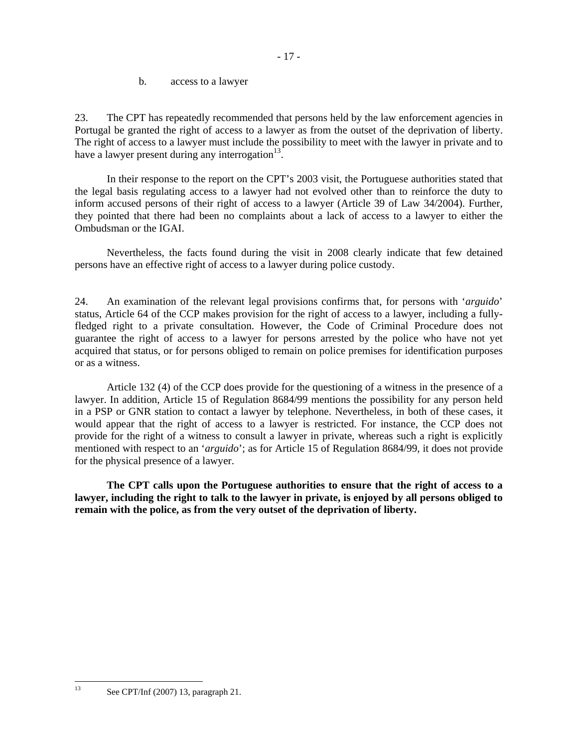b. access to a lawyer

23. The CPT has repeatedly recommended that persons held by the law enforcement agencies in Portugal be granted the right of access to a lawyer as from the outset of the deprivation of liberty. The right of access to a lawyer must include the possibility to meet with the lawyer in private and to have a lawyer present during any interrogation[13].

In their response to the report on the CPT's 2003 visit, the Portuguese authorities stated that the legal basis regulating access to a lawyer had not evolved other than to reinforce the duty to inform accused persons of their right of access to a lawyer (Article 39 of Law 34/2004). Further, they pointed that there had been no complaints about a lack of access to a lawyer to either the Ombudsman or the IGAI.

Nevertheless, the facts found during the visit in 2008 clearly indicate that few detained persons have an effective right of access to a lawyer during police custody.

24. An examination of the relevant legal provisions confirms that, for persons with '*arguido*' status, Article 64 of the CCP makes provision for the right of access to a lawyer, including a fully-fledged right to a private consultation. However, the Code of Criminal Procedure does not guarantee the right of access to a lawyer for persons arrested by the police who have not yet acquired that status, or for persons obliged to remain on police premises for identification purposes or as a witness.

Article 132 (4) of the CCP does provide for the questioning of a witness in the presence of a lawyer. In addition, Article 15 of Regulation 8684/99 mentions the possibility for any person held in a PSP or GNR station to contact a lawyer by telephone. Nevertheless, in both of these cases, it would appear that the right of access to a lawyer is restricted. For instance, the CCP does not provide for the right of a witness to consult a lawyer in private, whereas such a right is explicitly mentioned with respect to an '*arguido*'; as for Article 15 of Regulation 8684/99, it does not provide for the physical presence of a lawyer.

**The CPT calls upon the Portuguese authorities to ensure that the right of access to a lawyer, including the right to talk to the lawyer in private, is enjoyed by all persons obliged to remain with the police, as from the very outset of the deprivation of liberty.**

---

[13] See CPT/Inf (2007) 13, paragraph 21.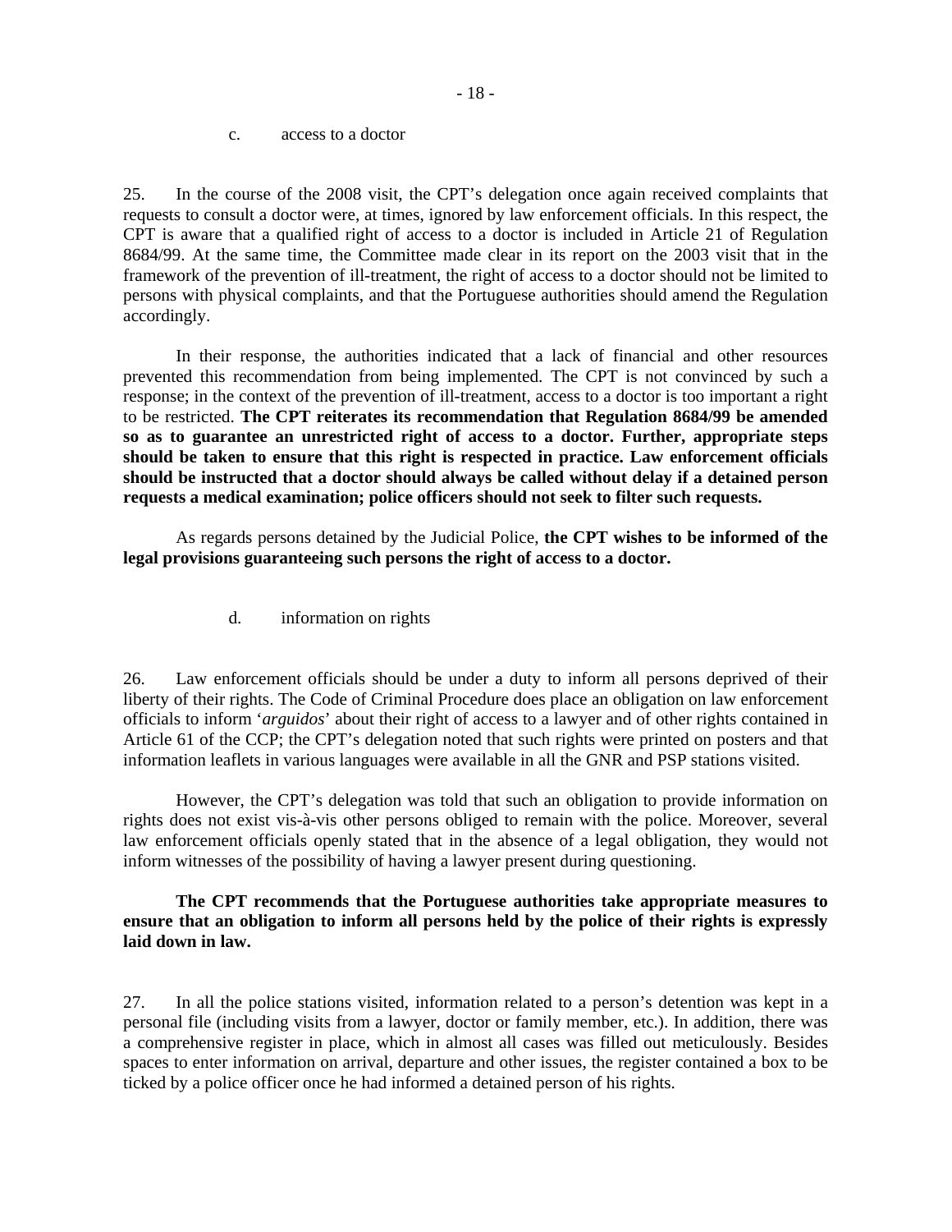### c. access to a doctor

25. In the course of the 2008 visit, the CPT's delegation once again received complaints that requests to consult a doctor were, at times, ignored by law enforcement officials. In this respect, the CPT is aware that a qualified right of access to a doctor is included in Article 21 of Regulation 8684/99. At the same time, the Committee made clear in its report on the 2003 visit that in the framework of the prevention of ill-treatment, the right of access to a doctor should not be limited to persons with physical complaints, and that the Portuguese authorities should amend the Regulation accordingly.

In their response, the authorities indicated that a lack of financial and other resources prevented this recommendation from being implemented. The CPT is not convinced by such a response; in the context of the prevention of ill-treatment, access to a doctor is too important a right to be restricted. **The CPT reiterates its recommendation that Regulation 8684/99 be amended so as to guarantee an unrestricted right of access to a doctor. Further, appropriate steps should be taken to ensure that this right is respected in practice. Law enforcement officials should be instructed that a doctor should always be called without delay if a detained person requests a medical examination; police officers should not seek to filter such requests.**

As regards persons detained by the Judicial Police, **the CPT wishes to be informed of the legal provisions guaranteeing such persons the right of access to a doctor.**

### d. information on rights

26. Law enforcement officials should be under a duty to inform all persons deprived of their liberty of their rights. The Code of Criminal Procedure does place an obligation on law enforcement officials to inform '*arguidos*' about their right of access to a lawyer and of other rights contained in Article 61 of the CCP; the CPT's delegation noted that such rights were printed on posters and that information leaflets in various languages were available in all the GNR and PSP stations visited.

However, the CPT's delegation was told that such an obligation to provide information on rights does not exist vis-à-vis other persons obliged to remain with the police. Moreover, several law enforcement officials openly stated that in the absence of a legal obligation, they would not inform witnesses of the possibility of having a lawyer present during questioning.

**The CPT recommends that the Portuguese authorities take appropriate measures to ensure that an obligation to inform all persons held by the police of their rights is expressly laid down in law.**

27. In all the police stations visited, information related to a person's detention was kept in a personal file (including visits from a lawyer, doctor or family member, etc.). In addition, there was a comprehensive register in place, which in almost all cases was filled out meticulously. Besides spaces to enter information on arrival, departure and other issues, the register contained a box to be ticked by a police officer once he had informed a detained person of his rights.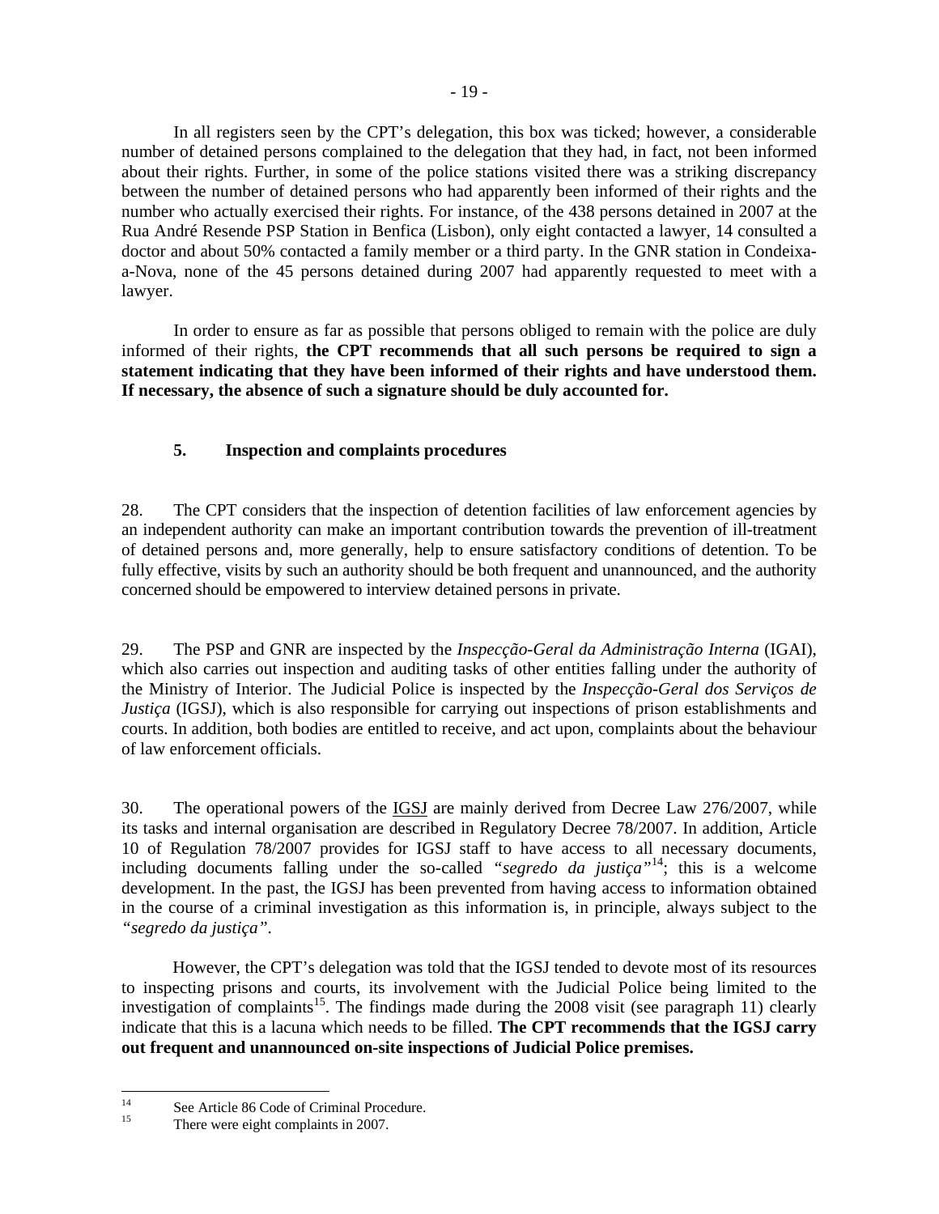In all registers seen by the CPT's delegation, this box was ticked; however, a considerable number of detained persons complained to the delegation that they had, in fact, not been informed about their rights. Further, in some of the police stations visited there was a striking discrepancy between the number of detained persons who had apparently been informed of their rights and the number who actually exercised their rights. For instance, of the 438 persons detained in 2007 at the Rua André Resende PSP Station in Benfica (Lisbon), only eight contacted a lawyer, 14 consulted a doctor and about 50% contacted a family member or a third party. In the GNR station in Condeixa-a-Nova, none of the 45 persons detained during 2007 had apparently requested to meet with a lawyer.

In order to ensure as far as possible that persons obliged to remain with the police are duly informed of their rights, **the CPT recommends that all such persons be required to sign a statement indicating that they have been informed of their rights and have understood them. If necessary, the absence of such a signature should be duly accounted for.**

### 5. Inspection and complaints procedures

28. The CPT considers that the inspection of detention facilities of law enforcement agencies by an independent authority can make an important contribution towards the prevention of ill-treatment of detained persons and, more generally, help to ensure satisfactory conditions of detention. To be fully effective, visits by such an authority should be both frequent and unannounced, and the authority concerned should be empowered to interview detained persons in private.

29. The PSP and GNR are inspected by the *Inspecção-Geral da Administração Interna* (IGAI), which also carries out inspection and auditing tasks of other entities falling under the authority of the Ministry of Interior. The Judicial Police is inspected by the *Inspecção-Geral dos Serviços de Justiça* (IGSJ), which is also responsible for carrying out inspections of prison establishments and courts. In addition, both bodies are entitled to receive, and act upon, complaints about the behaviour of law enforcement officials.

30. The operational powers of the IGSJ are mainly derived from Decree Law 276/2007, while its tasks and internal organisation are described in Regulatory Decree 78/2007. In addition, Article 10 of Regulation 78/2007 provides for IGSJ staff to have access to all necessary documents, including documents falling under the so-called *"segredo da justiça"*[14]; this is a welcome development. In the past, the IGSJ has been prevented from having access to information obtained in the course of a criminal investigation as this information is, in principle, always subject to the *"segredo da justiça"*.

However, the CPT's delegation was told that the IGSJ tended to devote most of its resources to inspecting prisons and courts, its involvement with the Judicial Police being limited to the investigation of complaints[15]. The findings made during the 2008 visit (see paragraph 11) clearly indicate that this is a lacuna which needs to be filled. **The CPT recommends that the IGSJ carry out frequent and unannounced on-site inspections of Judicial Police premises.**

---

[14] See Article 86 Code of Criminal Procedure.

[15] There were eight complaints in 2007.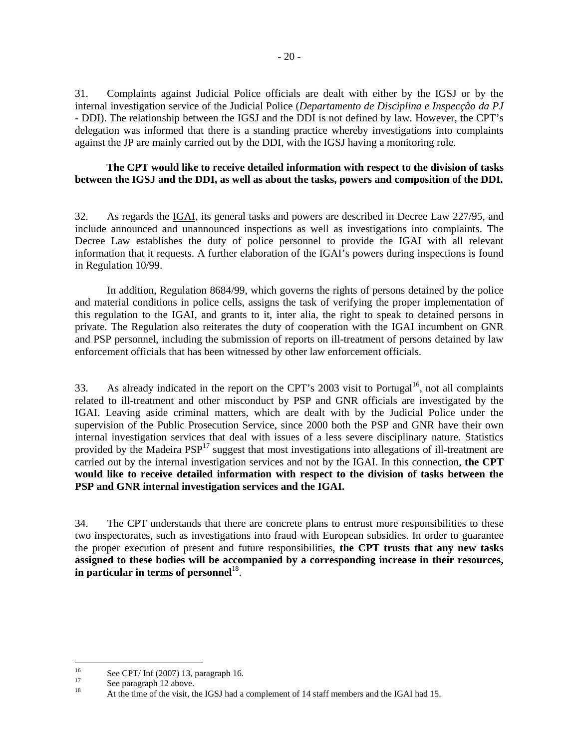31. Complaints against Judicial Police officials are dealt with either by the IGSJ or by the internal investigation service of the Judicial Police (*Departamento de Disciplina e Inspecção da PJ* - DDI). The relationship between the IGSJ and the DDI is not defined by law. However, the CPT's delegation was informed that there is a standing practice whereby investigations into complaints against the JP are mainly carried out by the DDI, with the IGSJ having a monitoring role.

**The CPT would like to receive detailed information with respect to the division of tasks between the IGSJ and the DDI, as well as about the tasks, powers and composition of the DDI.**

32. As regards the <u>IGAI</u>, its general tasks and powers are described in Decree Law 227/95, and include announced and unannounced inspections as well as investigations into complaints. The Decree Law establishes the duty of police personnel to provide the IGAI with all relevant information that it requests. A further elaboration of the IGAI's powers during inspections is found in Regulation 10/99.

In addition, Regulation 8684/99, which governs the rights of persons detained by the police and material conditions in police cells, assigns the task of verifying the proper implementation of this regulation to the IGAI, and grants to it, inter alia, the right to speak to detained persons in private. The Regulation also reiterates the duty of cooperation with the IGAI incumbent on GNR and PSP personnel, including the submission of reports on ill-treatment of persons detained by law enforcement officials that has been witnessed by other law enforcement officials.

33. As already indicated in the report on the CPT's 2003 visit to Portugal[16], not all complaints related to ill-treatment and other misconduct by PSP and GNR officials are investigated by the IGAI. Leaving aside criminal matters, which are dealt with by the Judicial Police under the supervision of the Public Prosecution Service, since 2000 both the PSP and GNR have their own internal investigation services that deal with issues of a less severe disciplinary nature. Statistics provided by the Madeira PSP[17] suggest that most investigations into allegations of ill-treatment are carried out by the internal investigation services and not by the IGAI. In this connection, **the CPT would like to receive detailed information with respect to the division of tasks between the PSP and GNR internal investigation services and the IGAI.**

34. The CPT understands that there are concrete plans to entrust more responsibilities to these two inspectorates, such as investigations into fraud with European subsidies. In order to guarantee the proper execution of present and future responsibilities, **the CPT trusts that any new tasks assigned to these bodies will be accompanied by a corresponding increase in their resources, in particular in terms of personnel**[18].

---

[16] See CPT/ Inf (2007) 13, paragraph 16.

[17] See paragraph 12 above.

[18] At the time of the visit, the IGSJ had a complement of 14 staff members and the IGAI had 15.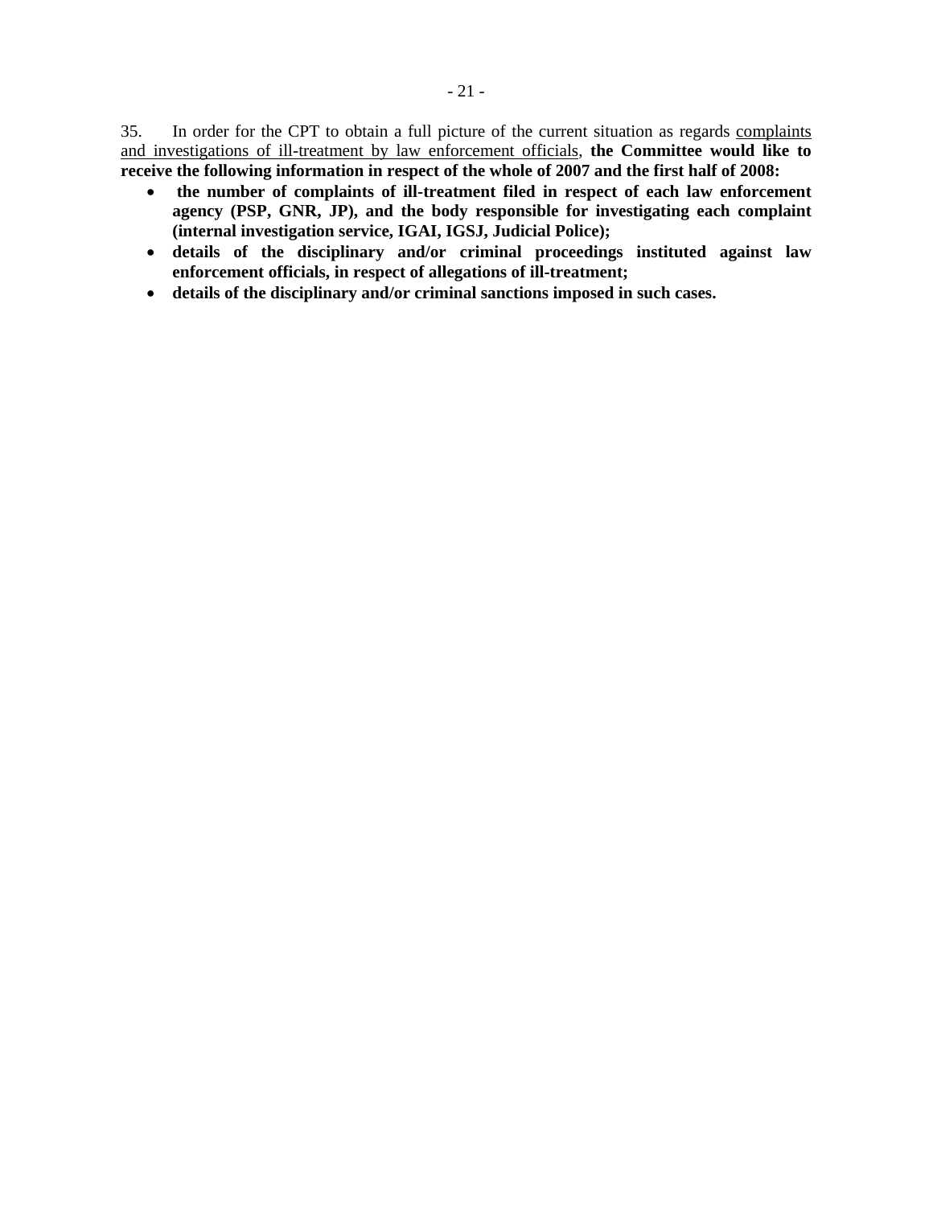35. In order for the CPT to obtain a full picture of the current situation as regards <u>complaints and investigations of ill-treatment by law enforcement officials</u>, **the Committee would like to receive the following information in respect of the whole of 2007 and the first half of 2008:**

- **the number of complaints of ill-treatment filed in respect of each law enforcement agency (PSP, GNR, JP), and the body responsible for investigating each complaint (internal investigation service, IGAI, IGSJ, Judicial Police);**
- **details of the disciplinary and/or criminal proceedings instituted against law enforcement officials, in respect of allegations of ill-treatment;**
- **details of the disciplinary and/or criminal sanctions imposed in such cases.**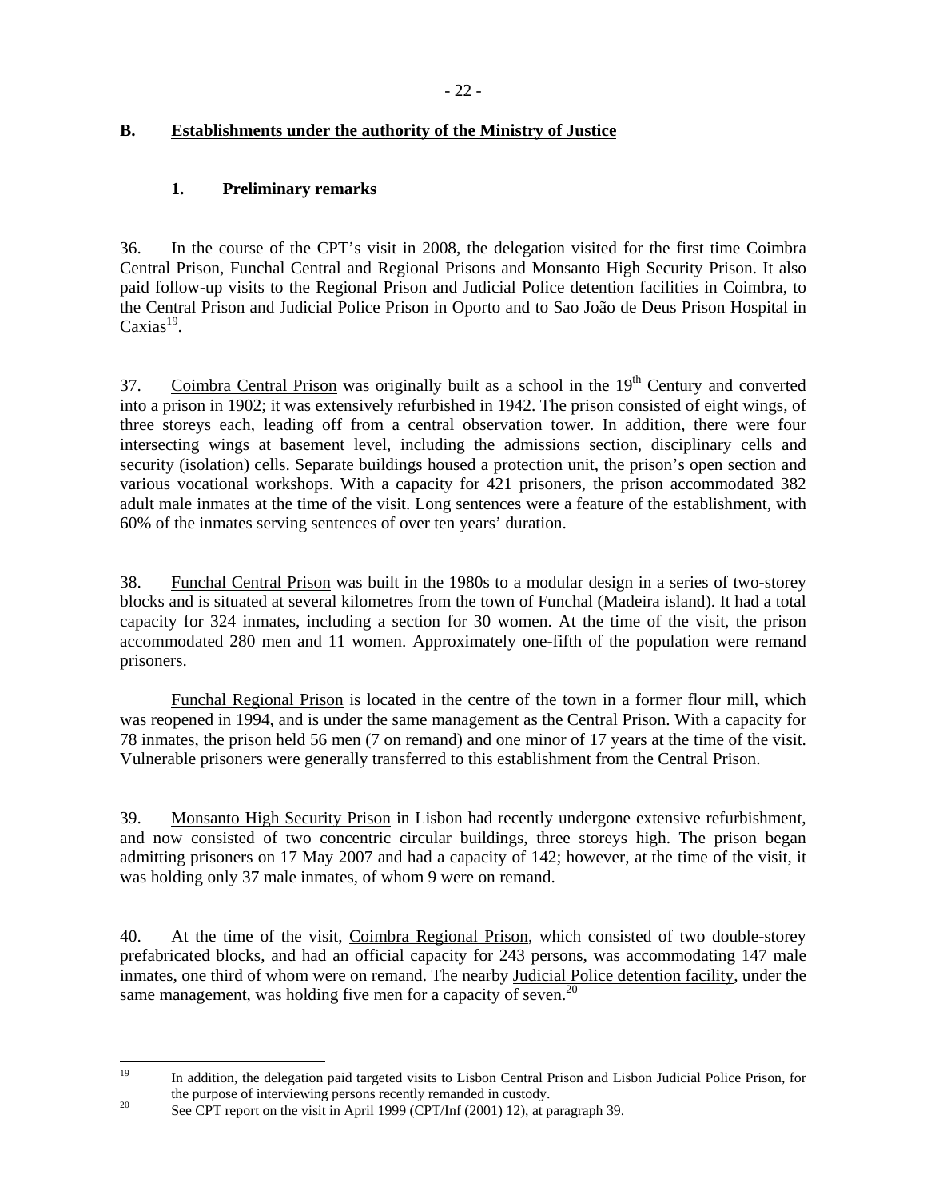## B. Establishments under the authority of the Ministry of Justice

### 1. Preliminary remarks

36. In the course of the CPT's visit in 2008, the delegation visited for the first time Coimbra Central Prison, Funchal Central and Regional Prisons and Monsanto High Security Prison. It also paid follow-up visits to the Regional Prison and Judicial Police detention facilities in Coimbra, to the Central Prison and Judicial Police Prison in Oporto and to Sao João de Deus Prison Hospital in Caxias[19].

37. Coimbra Central Prison was originally built as a school in the 19th Century and converted into a prison in 1902; it was extensively refurbished in 1942. The prison consisted of eight wings, of three storeys each, leading off from a central observation tower. In addition, there were four intersecting wings at basement level, including the admissions section, disciplinary cells and security (isolation) cells. Separate buildings housed a protection unit, the prison's open section and various vocational workshops. With a capacity for 421 prisoners, the prison accommodated 382 adult male inmates at the time of the visit. Long sentences were a feature of the establishment, with 60% of the inmates serving sentences of over ten years' duration.

38. Funchal Central Prison was built in the 1980s to a modular design in a series of two-storey blocks and is situated at several kilometres from the town of Funchal (Madeira island). It had a total capacity for 324 inmates, including a section for 30 women. At the time of the visit, the prison accommodated 280 men and 11 women. Approximately one-fifth of the population were remand prisoners.

Funchal Regional Prison is located in the centre of the town in a former flour mill, which was reopened in 1994, and is under the same management as the Central Prison. With a capacity for 78 inmates, the prison held 56 men (7 on remand) and one minor of 17 years at the time of the visit. Vulnerable prisoners were generally transferred to this establishment from the Central Prison.

39. Monsanto High Security Prison in Lisbon had recently undergone extensive refurbishment, and now consisted of two concentric circular buildings, three storeys high. The prison began admitting prisoners on 17 May 2007 and had a capacity of 142; however, at the time of the visit, it was holding only 37 male inmates, of whom 9 were on remand.

40. At the time of the visit, Coimbra Regional Prison, which consisted of two double-storey prefabricated blocks, and had an official capacity for 243 persons, was accommodating 147 male inmates, one third of whom were on remand. The nearby Judicial Police detention facility, under the same management, was holding five men for a capacity of seven.[20]

---

[19] In addition, the delegation paid targeted visits to Lisbon Central Prison and Lisbon Judicial Police Prison, for the purpose of interviewing persons recently remanded in custody.

[20] See CPT report on the visit in April 1999 (CPT/Inf (2001) 12), at paragraph 39.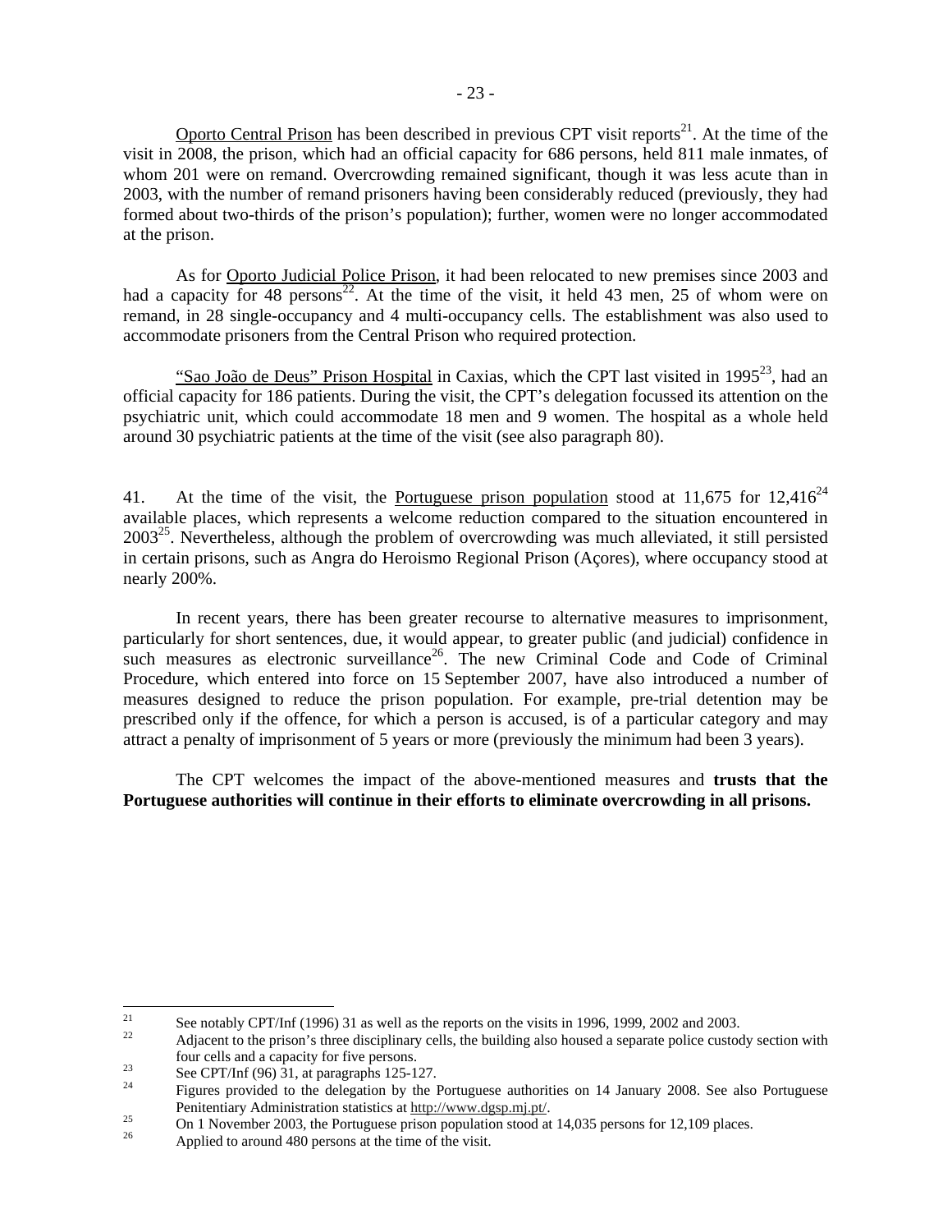Oporto Central Prison has been described in previous CPT visit reports[21]. At the time of the visit in 2008, the prison, which had an official capacity for 686 persons, held 811 male inmates, of whom 201 were on remand. Overcrowding remained significant, though it was less acute than in 2003, with the number of remand prisoners having been considerably reduced (previously, they had formed about two-thirds of the prison's population); further, women were no longer accommodated at the prison.

As for Oporto Judicial Police Prison, it had been relocated to new premises since 2003 and had a capacity for 48 persons[22]. At the time of the visit, it held 43 men, 25 of whom were on remand, in 28 single-occupancy and 4 multi-occupancy cells. The establishment was also used to accommodate prisoners from the Central Prison who required protection.

"Sao João de Deus" Prison Hospital in Caxias, which the CPT last visited in 1995[23], had an official capacity for 186 patients. During the visit, the CPT's delegation focussed its attention on the psychiatric unit, which could accommodate 18 men and 9 women. The hospital as a whole held around 30 psychiatric patients at the time of the visit (see also paragraph 80).

41. At the time of the visit, the Portuguese prison population stood at 11,675 for 12,416[24] available places, which represents a welcome reduction compared to the situation encountered in 2003[25]. Nevertheless, although the problem of overcrowding was much alleviated, it still persisted in certain prisons, such as Angra do Heroismo Regional Prison (Açores), where occupancy stood at nearly 200%.

In recent years, there has been greater recourse to alternative measures to imprisonment, particularly for short sentences, due, it would appear, to greater public (and judicial) confidence in such measures as electronic surveillance[26]. The new Criminal Code and Code of Criminal Procedure, which entered into force on 15 September 2007, have also introduced a number of measures designed to reduce the prison population. For example, pre-trial detention may be prescribed only if the offence, for which a person is accused, is of a particular category and may attract a penalty of imprisonment of 5 years or more (previously the minimum had been 3 years).

The CPT welcomes the impact of the above-mentioned measures and **trusts that the Portuguese authorities will continue in their efforts to eliminate overcrowding in all prisons.**

---

[21] See notably CPT/Inf (1996) 31 as well as the reports on the visits in 1996, 1999, 2002 and 2003.

[22] Adjacent to the prison's three disciplinary cells, the building also housed a separate police custody section with four cells and a capacity for five persons.

[23] See CPT/Inf (96) 31, at paragraphs 125-127.

[24] Figures provided to the delegation by the Portuguese authorities on 14 January 2008. See also Portuguese Penitentiary Administration statistics at http://www.dgsp.mj.pt/.

[25] On 1 November 2003, the Portuguese prison population stood at 14,035 persons for 12,109 places.

[26] Applied to around 480 persons at the time of the visit.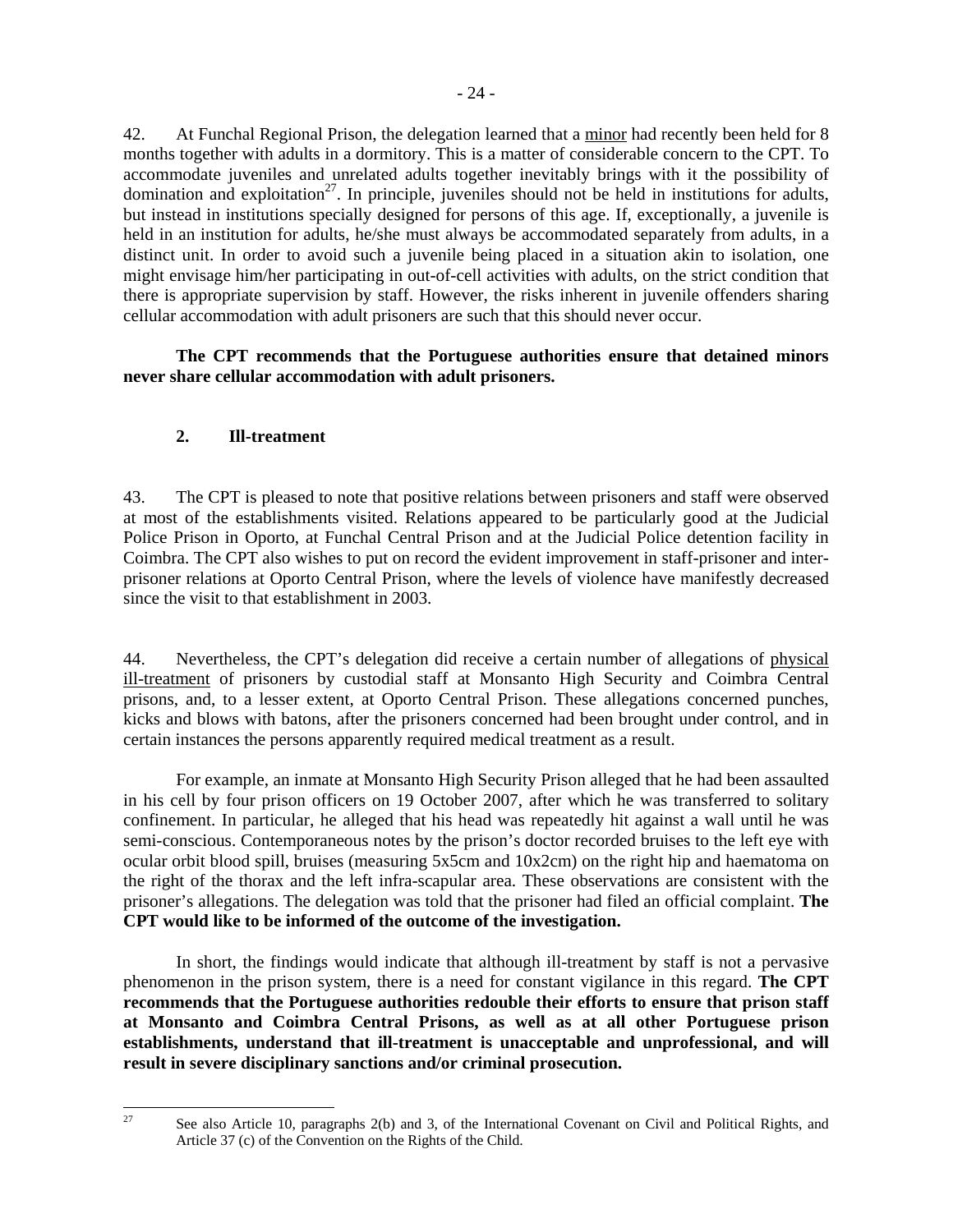42. At Funchal Regional Prison, the delegation learned that a minor had recently been held for 8 months together with adults in a dormitory. This is a matter of considerable concern to the CPT. To accommodate juveniles and unrelated adults together inevitably brings with it the possibility of domination and exploitation[27]. In principle, juveniles should not be held in institutions for adults, but instead in institutions specially designed for persons of this age. If, exceptionally, a juvenile is held in an institution for adults, he/she must always be accommodated separately from adults, in a distinct unit. In order to avoid such a juvenile being placed in a situation akin to isolation, one might envisage him/her participating in out-of-cell activities with adults, on the strict condition that there is appropriate supervision by staff. However, the risks inherent in juvenile offenders sharing cellular accommodation with adult prisoners are such that this should never occur.

**The CPT recommends that the Portuguese authorities ensure that detained minors never share cellular accommodation with adult prisoners.**

### 2. Ill-treatment

43. The CPT is pleased to note that positive relations between prisoners and staff were observed at most of the establishments visited. Relations appeared to be particularly good at the Judicial Police Prison in Oporto, at Funchal Central Prison and at the Judicial Police detention facility in Coimbra. The CPT also wishes to put on record the evident improvement in staff-prisoner and inter-prisoner relations at Oporto Central Prison, where the levels of violence have manifestly decreased since the visit to that establishment in 2003.

44. Nevertheless, the CPT's delegation did receive a certain number of allegations of physical ill-treatment of prisoners by custodial staff at Monsanto High Security and Coimbra Central prisons, and, to a lesser extent, at Oporto Central Prison. These allegations concerned punches, kicks and blows with batons, after the prisoners concerned had been brought under control, and in certain instances the persons apparently required medical treatment as a result.

For example, an inmate at Monsanto High Security Prison alleged that he had been assaulted in his cell by four prison officers on 19 October 2007, after which he was transferred to solitary confinement. In particular, he alleged that his head was repeatedly hit against a wall until he was semi-conscious. Contemporaneous notes by the prison's doctor recorded bruises to the left eye with ocular orbit blood spill, bruises (measuring 5x5cm and 10x2cm) on the right hip and haematoma on the right of the thorax and the left infra-scapular area. These observations are consistent with the prisoner's allegations. The delegation was told that the prisoner had filed an official complaint. **The CPT would like to be informed of the outcome of the investigation.**

In short, the findings would indicate that although ill-treatment by staff is not a pervasive phenomenon in the prison system, there is a need for constant vigilance in this regard. **The CPT recommends that the Portuguese authorities redouble their efforts to ensure that prison staff at Monsanto and Coimbra Central Prisons, as well as at all other Portuguese prison establishments, understand that ill-treatment is unacceptable and unprofessional, and will result in severe disciplinary sanctions and/or criminal prosecution.**

---

[27] See also Article 10, paragraphs 2(b) and 3, of the International Covenant on Civil and Political Rights, and Article 37 (c) of the Convention on the Rights of the Child.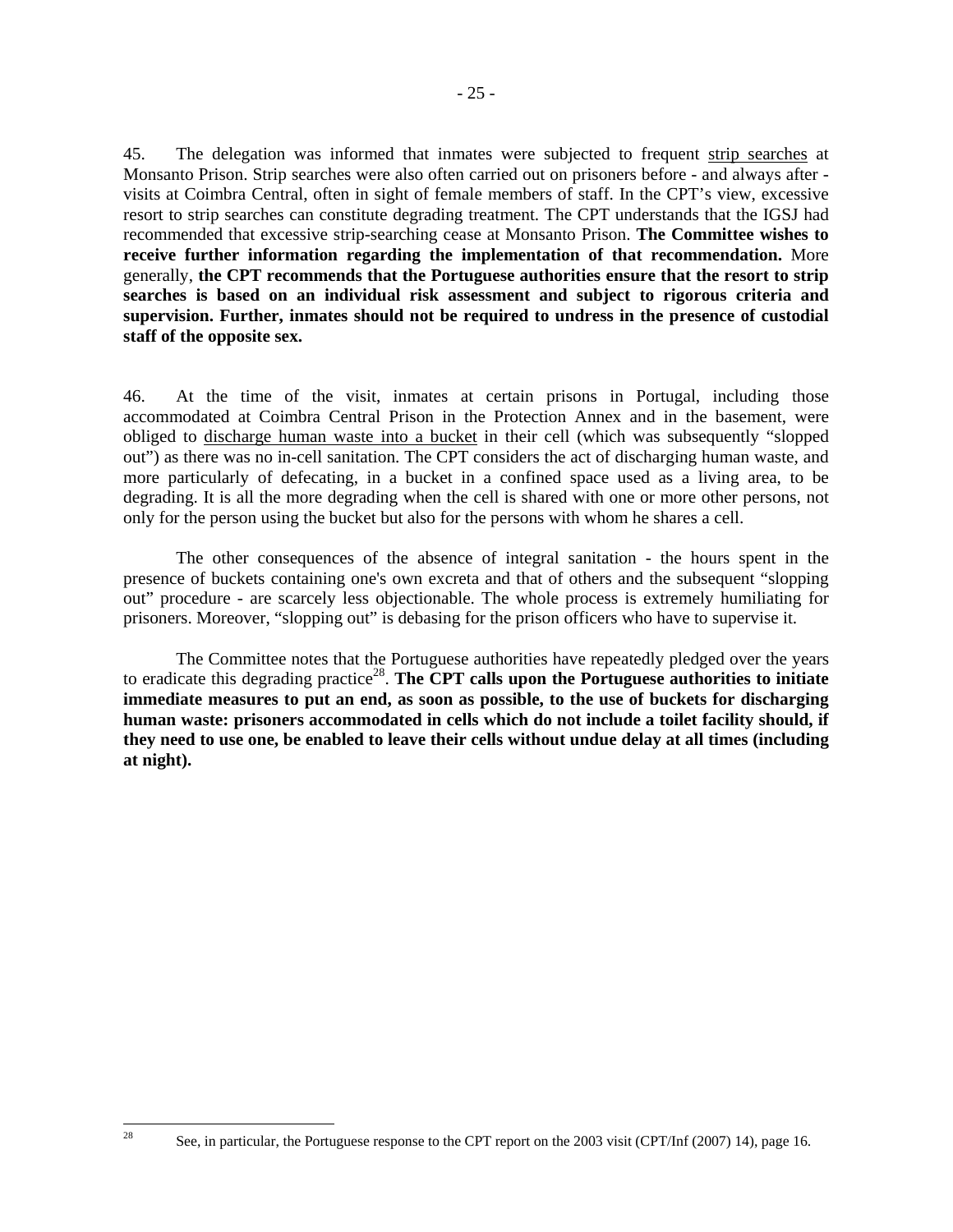45. The delegation was informed that inmates were subjected to frequent strip searches at Monsanto Prison. Strip searches were also often carried out on prisoners before - and always after - visits at Coimbra Central, often in sight of female members of staff. In the CPT's view, excessive resort to strip searches can constitute degrading treatment. The CPT understands that the IGSJ had recommended that excessive strip-searching cease at Monsanto Prison. **The Committee wishes to receive further information regarding the implementation of that recommendation.** More generally, **the CPT recommends that the Portuguese authorities ensure that the resort to strip searches is based on an individual risk assessment and subject to rigorous criteria and supervision. Further, inmates should not be required to undress in the presence of custodial staff of the opposite sex.**

46. At the time of the visit, inmates at certain prisons in Portugal, including those accommodated at Coimbra Central Prison in the Protection Annex and in the basement, were obliged to discharge human waste into a bucket in their cell (which was subsequently "slopped out") as there was no in-cell sanitation. The CPT considers the act of discharging human waste, and more particularly of defecating, in a bucket in a confined space used as a living area, to be degrading. It is all the more degrading when the cell is shared with one or more other persons, not only for the person using the bucket but also for the persons with whom he shares a cell.

The other consequences of the absence of integral sanitation - the hours spent in the presence of buckets containing one's own excreta and that of others and the subsequent "slopping out" procedure - are scarcely less objectionable. The whole process is extremely humiliating for prisoners. Moreover, "slopping out" is debasing for the prison officers who have to supervise it.

The Committee notes that the Portuguese authorities have repeatedly pledged over the years to eradicate this degrading practice[28]. **The CPT calls upon the Portuguese authorities to initiate immediate measures to put an end, as soon as possible, to the use of buckets for discharging human waste: prisoners accommodated in cells which do not include a toilet facility should, if they need to use one, be enabled to leave their cells without undue delay at all times (including at night).**

[28] See, in particular, the Portuguese response to the CPT report on the 2003 visit (CPT/Inf (2007) 14), page 16.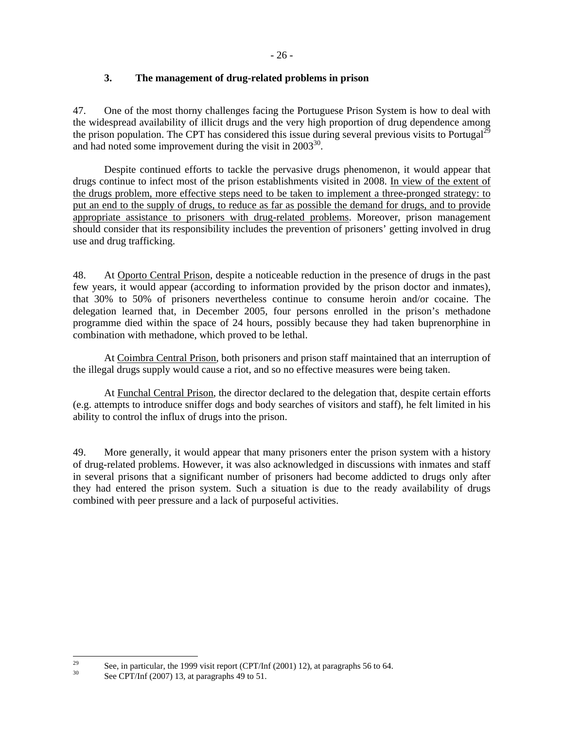### 3. The management of drug-related problems in prison

47. One of the most thorny challenges facing the Portuguese Prison System is how to deal with the widespread availability of illicit drugs and the very high proportion of drug dependence among the prison population. The CPT has considered this issue during several previous visits to Portugal[29] and had noted some improvement during the visit in 2003[30].

Despite continued efforts to tackle the pervasive drugs phenomenon, it would appear that drugs continue to infect most of the prison establishments visited in 2008. <u>In view of the extent of the drugs problem, more effective steps need to be taken to implement a three-pronged strategy: to put an end to the supply of drugs, to reduce as far as possible the demand for drugs, and to provide appropriate assistance to prisoners with drug-related problems</u>. Moreover, prison management should consider that its responsibility includes the prevention of prisoners' getting involved in drug use and drug trafficking.

48. At <u>Oporto Central Prison</u>, despite a noticeable reduction in the presence of drugs in the past few years, it would appear (according to information provided by the prison doctor and inmates), that 30% to 50% of prisoners nevertheless continue to consume heroin and/or cocaine. The delegation learned that, in December 2005, four persons enrolled in the prison's methadone programme died within the space of 24 hours, possibly because they had taken buprenorphine in combination with methadone, which proved to be lethal.

At <u>Coimbra Central Prison</u>, both prisoners and prison staff maintained that an interruption of the illegal drugs supply would cause a riot, and so no effective measures were being taken.

At <u>Funchal Central Prison</u>, the director declared to the delegation that, despite certain efforts (e.g. attempts to introduce sniffer dogs and body searches of visitors and staff), he felt limited in his ability to control the influx of drugs into the prison.

49. More generally, it would appear that many prisoners enter the prison system with a history of drug-related problems. However, it was also acknowledged in discussions with inmates and staff in several prisons that a significant number of prisoners had become addicted to drugs only after they had entered the prison system. Such a situation is due to the ready availability of drugs combined with peer pressure and a lack of purposeful activities.

---

[29] See, in particular, the 1999 visit report (CPT/Inf (2001) 12), at paragraphs 56 to 64.

[30] See CPT/Inf (2007) 13, at paragraphs 49 to 51.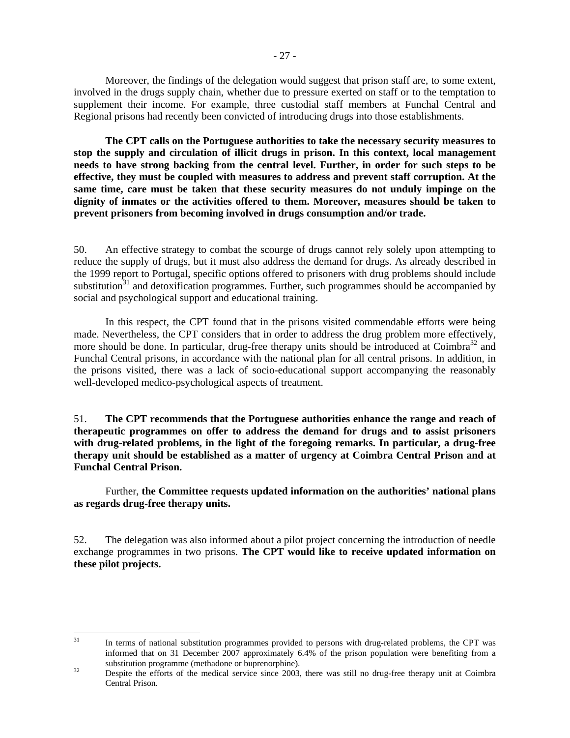Moreover, the findings of the delegation would suggest that prison staff are, to some extent, involved in the drugs supply chain, whether due to pressure exerted on staff or to the temptation to supplement their income. For example, three custodial staff members at Funchal Central and Regional prisons had recently been convicted of introducing drugs into those establishments.

**The CPT calls on the Portuguese authorities to take the necessary security measures to stop the supply and circulation of illicit drugs in prison. In this context, local management needs to have strong backing from the central level. Further, in order for such steps to be effective, they must be coupled with measures to address and prevent staff corruption. At the same time, care must be taken that these security measures do not unduly impinge on the dignity of inmates or the activities offered to them. Moreover, measures should be taken to prevent prisoners from becoming involved in drugs consumption and/or trade.**

50. An effective strategy to combat the scourge of drugs cannot rely solely upon attempting to reduce the supply of drugs, but it must also address the demand for drugs. As already described in the 1999 report to Portugal, specific options offered to prisoners with drug problems should include substitution[31] and detoxification programmes. Further, such programmes should be accompanied by social and psychological support and educational training.

In this respect, the CPT found that in the prisons visited commendable efforts were being made. Nevertheless, the CPT considers that in order to address the drug problem more effectively, more should be done. In particular, drug-free therapy units should be introduced at Coimbra[32] and Funchal Central prisons, in accordance with the national plan for all central prisons. In addition, in the prisons visited, there was a lack of socio-educational support accompanying the reasonably well-developed medico-psychological aspects of treatment.

51. **The CPT recommends that the Portuguese authorities enhance the range and reach of therapeutic programmes on offer to address the demand for drugs and to assist prisoners with drug-related problems, in the light of the foregoing remarks. In particular, a drug-free therapy unit should be established as a matter of urgency at Coimbra Central Prison and at Funchal Central Prison.**

Further, **the Committee requests updated information on the authorities' national plans as regards drug-free therapy units.**

52. The delegation was also informed about a pilot project concerning the introduction of needle exchange programmes in two prisons. **The CPT would like to receive updated information on these pilot projects.**

---

[31] In terms of national substitution programmes provided to persons with drug-related problems, the CPT was informed that on 31 December 2007 approximately 6.4% of the prison population were benefiting from a substitution programme (methadone or buprenorphine).

[32] Despite the efforts of the medical service since 2003, there was still no drug-free therapy unit at Coimbra Central Prison.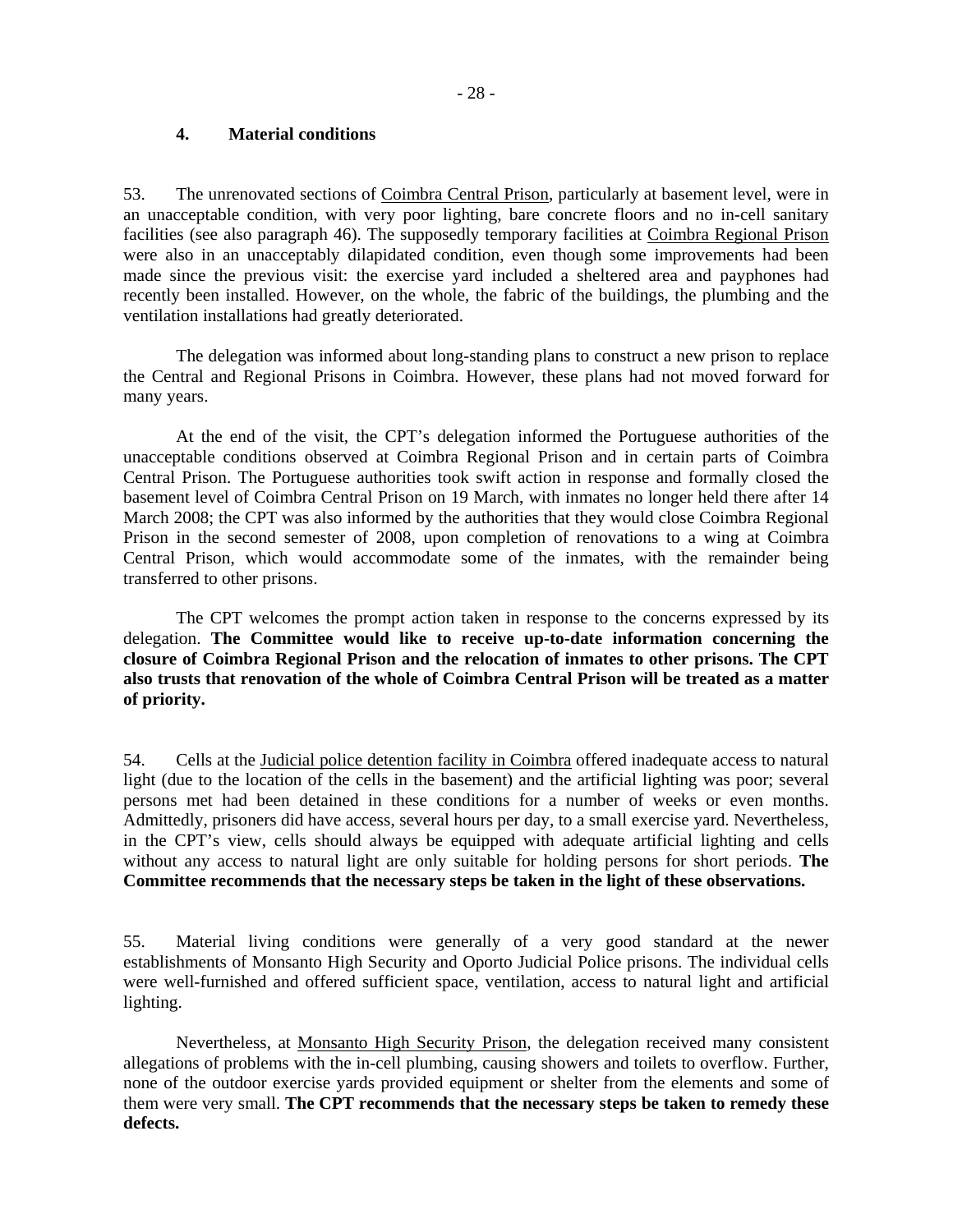### 4. Material conditions

53. The unrenovated sections of Coimbra Central Prison, particularly at basement level, were in an unacceptable condition, with very poor lighting, bare concrete floors and no in-cell sanitary facilities (see also paragraph 46). The supposedly temporary facilities at Coimbra Regional Prison were also in an unacceptably dilapidated condition, even though some improvements had been made since the previous visit: the exercise yard included a sheltered area and payphones had recently been installed. However, on the whole, the fabric of the buildings, the plumbing and the ventilation installations had greatly deteriorated.

The delegation was informed about long-standing plans to construct a new prison to replace the Central and Regional Prisons in Coimbra. However, these plans had not moved forward for many years.

At the end of the visit, the CPT's delegation informed the Portuguese authorities of the unacceptable conditions observed at Coimbra Regional Prison and in certain parts of Coimbra Central Prison. The Portuguese authorities took swift action in response and formally closed the basement level of Coimbra Central Prison on 19 March, with inmates no longer held there after 14 March 2008; the CPT was also informed by the authorities that they would close Coimbra Regional Prison in the second semester of 2008, upon completion of renovations to a wing at Coimbra Central Prison, which would accommodate some of the inmates, with the remainder being transferred to other prisons.

The CPT welcomes the prompt action taken in response to the concerns expressed by its delegation. **The Committee would like to receive up-to-date information concerning the closure of Coimbra Regional Prison and the relocation of inmates to other prisons. The CPT also trusts that renovation of the whole of Coimbra Central Prison will be treated as a matter of priority.**

54. Cells at the Judicial police detention facility in Coimbra offered inadequate access to natural light (due to the location of the cells in the basement) and the artificial lighting was poor; several persons met had been detained in these conditions for a number of weeks or even months. Admittedly, prisoners did have access, several hours per day, to a small exercise yard. Nevertheless, in the CPT's view, cells should always be equipped with adequate artificial lighting and cells without any access to natural light are only suitable for holding persons for short periods. **The Committee recommends that the necessary steps be taken in the light of these observations.**

55. Material living conditions were generally of a very good standard at the newer establishments of Monsanto High Security and Oporto Judicial Police prisons. The individual cells were well-furnished and offered sufficient space, ventilation, access to natural light and artificial lighting.

Nevertheless, at Monsanto High Security Prison, the delegation received many consistent allegations of problems with the in-cell plumbing, causing showers and toilets to overflow. Further, none of the outdoor exercise yards provided equipment or shelter from the elements and some of them were very small. **The CPT recommends that the necessary steps be taken to remedy these defects.**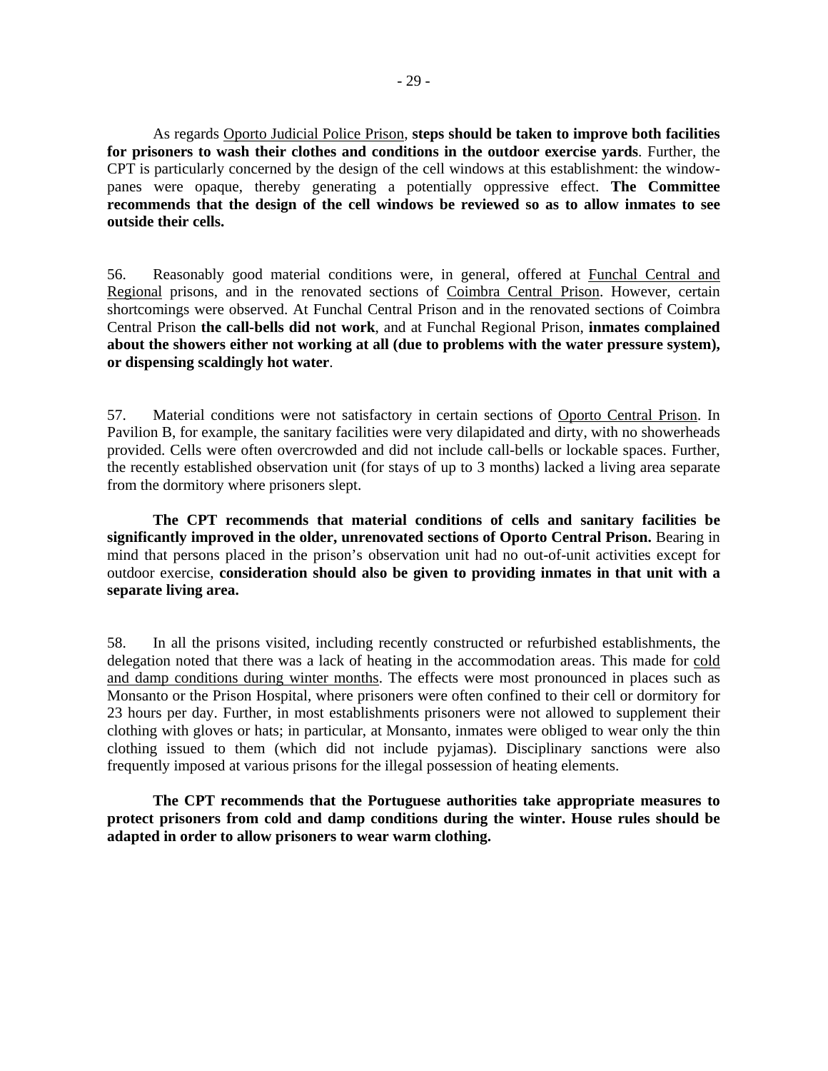As regards Oporto Judicial Police Prison, **steps should be taken to improve both facilities for prisoners to wash their clothes and conditions in the outdoor exercise yards**. Further, the CPT is particularly concerned by the design of the cell windows at this establishment: the window-panes were opaque, thereby generating a potentially oppressive effect. **The Committee recommends that the design of the cell windows be reviewed so as to allow inmates to see outside their cells.**

56. Reasonably good material conditions were, in general, offered at Funchal Central and Regional prisons, and in the renovated sections of Coimbra Central Prison. However, certain shortcomings were observed. At Funchal Central Prison and in the renovated sections of Coimbra Central Prison **the call-bells did not work**, and at Funchal Regional Prison, **inmates complained about the showers either not working at all (due to problems with the water pressure system), or dispensing scaldingly hot water**.

57. Material conditions were not satisfactory in certain sections of Oporto Central Prison. In Pavilion B, for example, the sanitary facilities were very dilapidated and dirty, with no showerheads provided. Cells were often overcrowded and did not include call-bells or lockable spaces. Further, the recently established observation unit (for stays of up to 3 months) lacked a living area separate from the dormitory where prisoners slept.

**The CPT recommends that material conditions of cells and sanitary facilities be significantly improved in the older, unrenovated sections of Oporto Central Prison.** Bearing in mind that persons placed in the prison's observation unit had no out-of-unit activities except for outdoor exercise, **consideration should also be given to providing inmates in that unit with a separate living area.**

58. In all the prisons visited, including recently constructed or refurbished establishments, the delegation noted that there was a lack of heating in the accommodation areas. This made for cold and damp conditions during winter months. The effects were most pronounced in places such as Monsanto or the Prison Hospital, where prisoners were often confined to their cell or dormitory for 23 hours per day. Further, in most establishments prisoners were not allowed to supplement their clothing with gloves or hats; in particular, at Monsanto, inmates were obliged to wear only the thin clothing issued to them (which did not include pyjamas). Disciplinary sanctions were also frequently imposed at various prisons for the illegal possession of heating elements.

**The CPT recommends that the Portuguese authorities take appropriate measures to protect prisoners from cold and damp conditions during the winter. House rules should be adapted in order to allow prisoners to wear warm clothing.**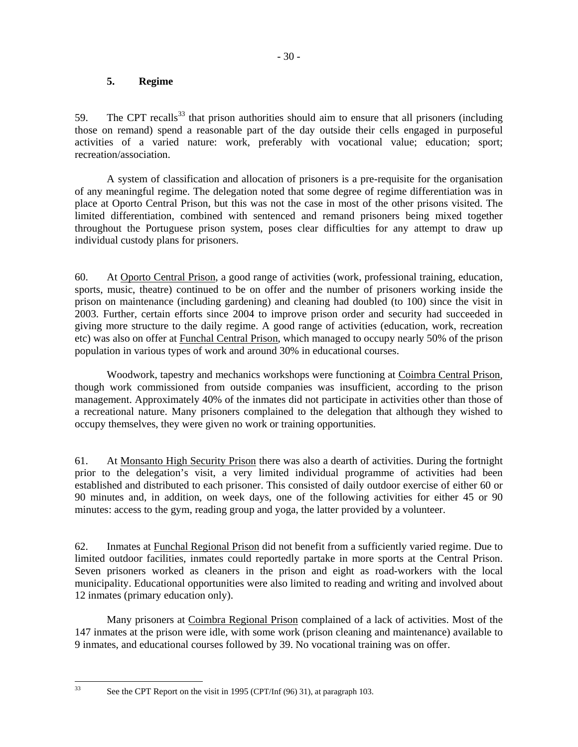### 5. Regime

59. The CPT recalls[33] that prison authorities should aim to ensure that all prisoners (including those on remand) spend a reasonable part of the day outside their cells engaged in purposeful activities of a varied nature: work, preferably with vocational value; education; sport; recreation/association.

A system of classification and allocation of prisoners is a pre-requisite for the organisation of any meaningful regime. The delegation noted that some degree of regime differentiation was in place at Oporto Central Prison, but this was not the case in most of the other prisons visited. The limited differentiation, combined with sentenced and remand prisoners being mixed together throughout the Portuguese prison system, poses clear difficulties for any attempt to draw up individual custody plans for prisoners.

60. At Oporto Central Prison, a good range of activities (work, professional training, education, sports, music, theatre) continued to be on offer and the number of prisoners working inside the prison on maintenance (including gardening) and cleaning had doubled (to 100) since the visit in 2003. Further, certain efforts since 2004 to improve prison order and security had succeeded in giving more structure to the daily regime. A good range of activities (education, work, recreation etc) was also on offer at Funchal Central Prison, which managed to occupy nearly 50% of the prison population in various types of work and around 30% in educational courses.

Woodwork, tapestry and mechanics workshops were functioning at Coimbra Central Prison, though work commissioned from outside companies was insufficient, according to the prison management. Approximately 40% of the inmates did not participate in activities other than those of a recreational nature. Many prisoners complained to the delegation that although they wished to occupy themselves, they were given no work or training opportunities.

61. At Monsanto High Security Prison there was also a dearth of activities. During the fortnight prior to the delegation's visit, a very limited individual programme of activities had been established and distributed to each prisoner. This consisted of daily outdoor exercise of either 60 or 90 minutes and, in addition, on week days, one of the following activities for either 45 or 90 minutes: access to the gym, reading group and yoga, the latter provided by a volunteer.

62. Inmates at Funchal Regional Prison did not benefit from a sufficiently varied regime. Due to limited outdoor facilities, inmates could reportedly partake in more sports at the Central Prison. Seven prisoners worked as cleaners in the prison and eight as road-workers with the local municipality. Educational opportunities were also limited to reading and writing and involved about 12 inmates (primary education only).

Many prisoners at Coimbra Regional Prison complained of a lack of activities. Most of the 147 inmates at the prison were idle, with some work (prison cleaning and maintenance) available to 9 inmates, and educational courses followed by 39. No vocational training was on offer.

---

[33] See the CPT Report on the visit in 1995 (CPT/Inf (96) 31), at paragraph 103.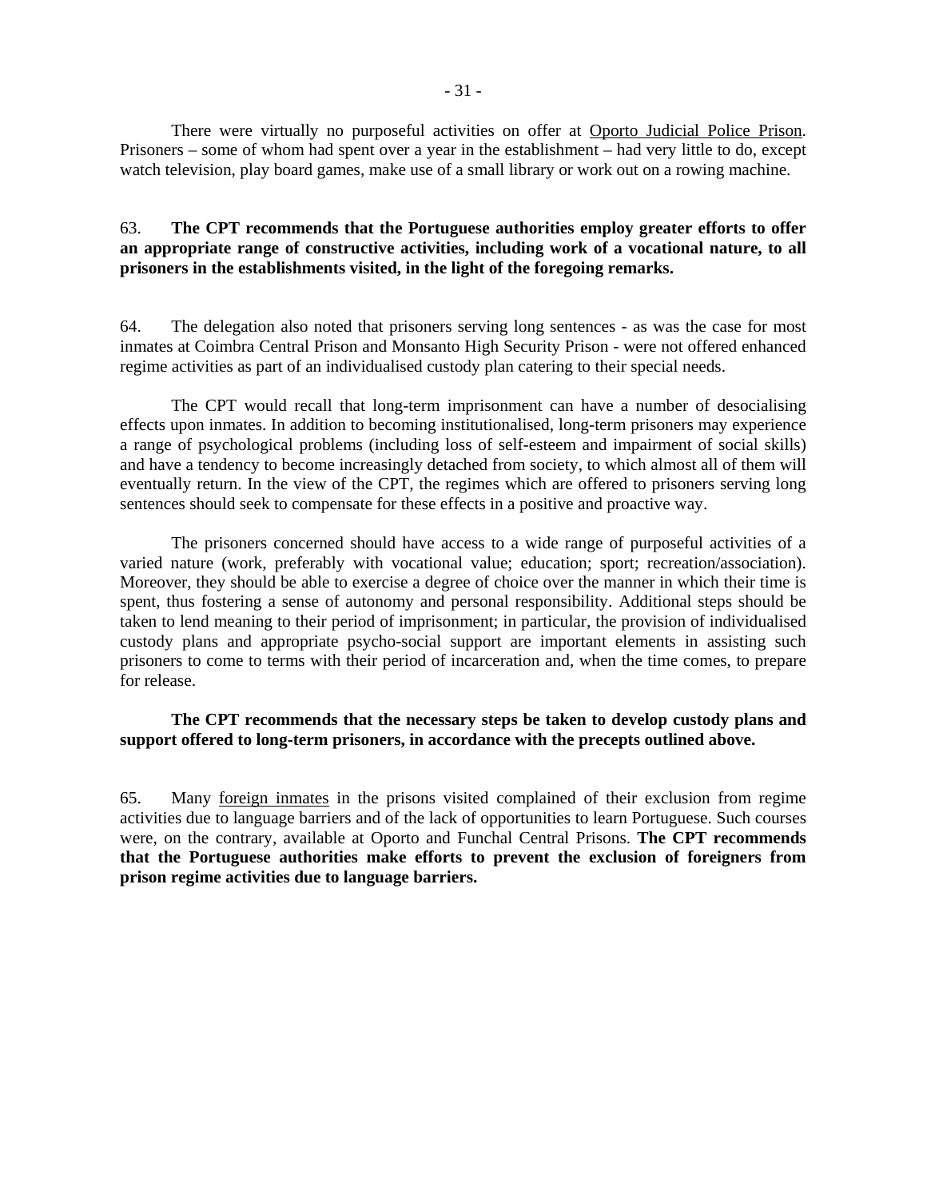There were virtually no purposeful activities on offer at Oporto Judicial Police Prison. Prisoners – some of whom had spent over a year in the establishment – had very little to do, except watch television, play board games, make use of a small library or work out on a rowing machine.

63. **The CPT recommends that the Portuguese authorities employ greater efforts to offer an appropriate range of constructive activities, including work of a vocational nature, to all prisoners in the establishments visited, in the light of the foregoing remarks.**

64. The delegation also noted that prisoners serving long sentences - as was the case for most inmates at Coimbra Central Prison and Monsanto High Security Prison - were not offered enhanced regime activities as part of an individualised custody plan catering to their special needs.

The CPT would recall that long-term imprisonment can have a number of desocialising effects upon inmates. In addition to becoming institutionalised, long-term prisoners may experience a range of psychological problems (including loss of self-esteem and impairment of social skills) and have a tendency to become increasingly detached from society, to which almost all of them will eventually return. In the view of the CPT, the regimes which are offered to prisoners serving long sentences should seek to compensate for these effects in a positive and proactive way.

The prisoners concerned should have access to a wide range of purposeful activities of a varied nature (work, preferably with vocational value; education; sport; recreation/association). Moreover, they should be able to exercise a degree of choice over the manner in which their time is spent, thus fostering a sense of autonomy and personal responsibility. Additional steps should be taken to lend meaning to their period of imprisonment; in particular, the provision of individualised custody plans and appropriate psycho-social support are important elements in assisting such prisoners to come to terms with their period of incarceration and, when the time comes, to prepare for release.

**The CPT recommends that the necessary steps be taken to develop custody plans and support offered to long-term prisoners, in accordance with the precepts outlined above.**

65. Many foreign inmates in the prisons visited complained of their exclusion from regime activities due to language barriers and of the lack of opportunities to learn Portuguese. Such courses were, on the contrary, available at Oporto and Funchal Central Prisons. **The CPT recommends that the Portuguese authorities make efforts to prevent the exclusion of foreigners from prison regime activities due to language barriers.**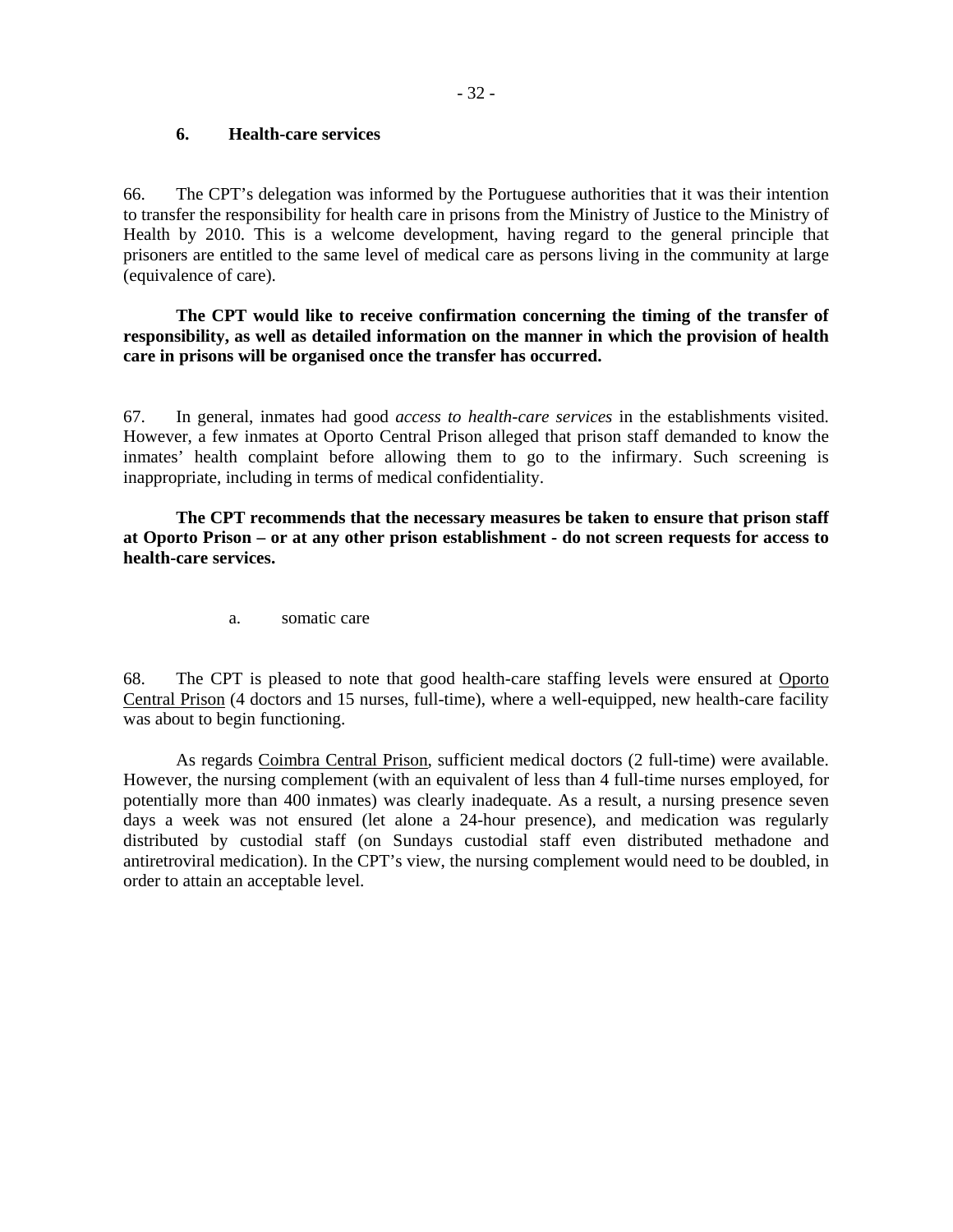### 6. Health-care services

66. The CPT's delegation was informed by the Portuguese authorities that it was their intention to transfer the responsibility for health care in prisons from the Ministry of Justice to the Ministry of Health by 2010. This is a welcome development, having regard to the general principle that prisoners are entitled to the same level of medical care as persons living in the community at large (equivalence of care).

**The CPT would like to receive confirmation concerning the timing of the transfer of responsibility, as well as detailed information on the manner in which the provision of health care in prisons will be organised once the transfer has occurred.**

67. In general, inmates had good *access to health-care services* in the establishments visited. However, a few inmates at Oporto Central Prison alleged that prison staff demanded to know the inmates' health complaint before allowing them to go to the infirmary. Such screening is inappropriate, including in terms of medical confidentiality.

**The CPT recommends that the necessary measures be taken to ensure that prison staff at Oporto Prison – or at any other prison establishment - do not screen requests for access to health-care services.**

a. somatic care

68. The CPT is pleased to note that good health-care staffing levels were ensured at Oporto Central Prison (4 doctors and 15 nurses, full-time), where a well-equipped, new health-care facility was about to begin functioning.

As regards Coimbra Central Prison, sufficient medical doctors (2 full-time) were available. However, the nursing complement (with an equivalent of less than 4 full-time nurses employed, for potentially more than 400 inmates) was clearly inadequate. As a result, a nursing presence seven days a week was not ensured (let alone a 24-hour presence), and medication was regularly distributed by custodial staff (on Sundays custodial staff even distributed methadone and antiretroviral medication). In the CPT's view, the nursing complement would need to be doubled, in order to attain an acceptable level.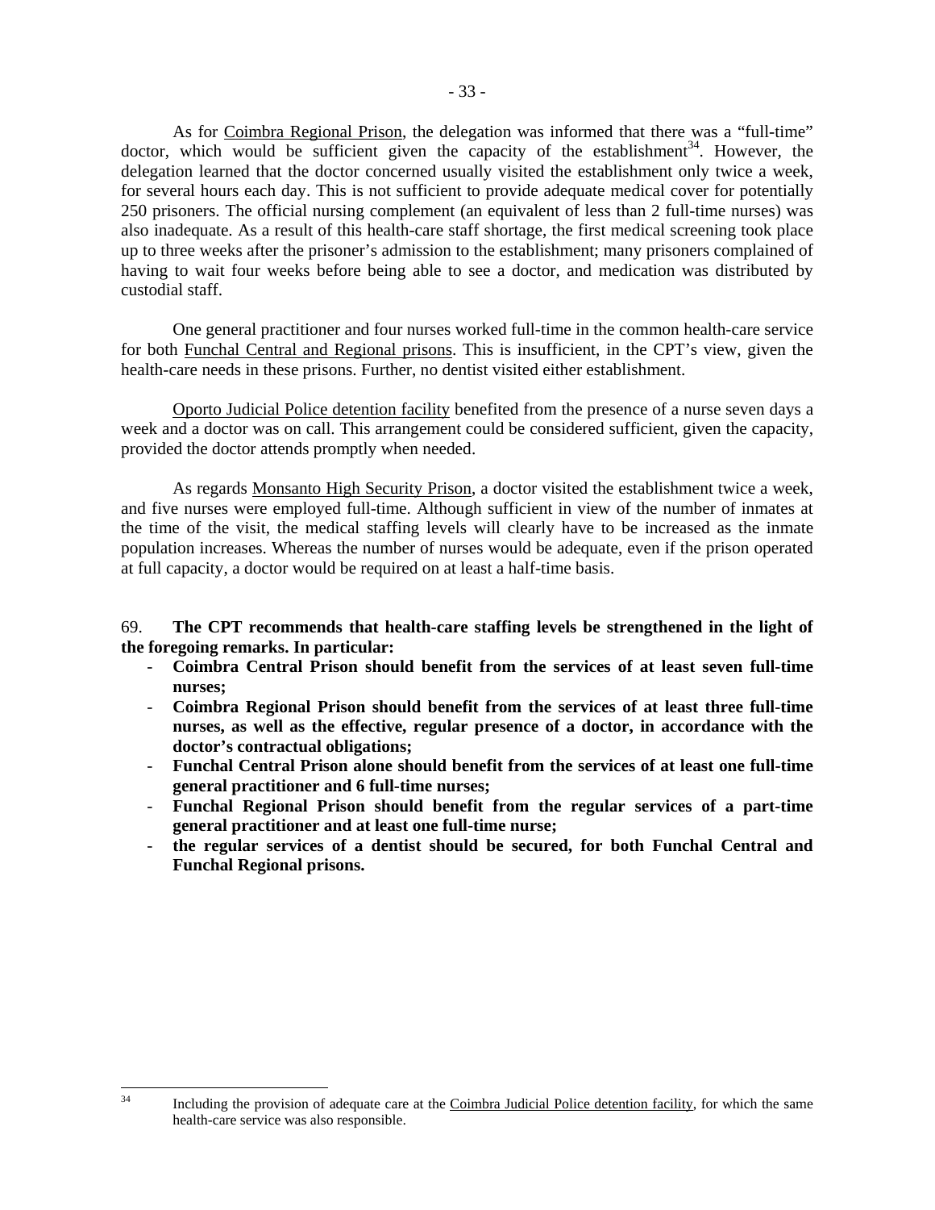As for Coimbra Regional Prison, the delegation was informed that there was a "full-time" doctor, which would be sufficient given the capacity of the establishment[34]. However, the delegation learned that the doctor concerned usually visited the establishment only twice a week, for several hours each day. This is not sufficient to provide adequate medical cover for potentially 250 prisoners. The official nursing complement (an equivalent of less than 2 full-time nurses) was also inadequate. As a result of this health-care staff shortage, the first medical screening took place up to three weeks after the prisoner's admission to the establishment; many prisoners complained of having to wait four weeks before being able to see a doctor, and medication was distributed by custodial staff.

One general practitioner and four nurses worked full-time in the common health-care service for both Funchal Central and Regional prisons. This is insufficient, in the CPT's view, given the health-care needs in these prisons. Further, no dentist visited either establishment.

Oporto Judicial Police detention facility benefited from the presence of a nurse seven days a week and a doctor was on call. This arrangement could be considered sufficient, given the capacity, provided the doctor attends promptly when needed.

As regards Monsanto High Security Prison, a doctor visited the establishment twice a week, and five nurses were employed full-time. Although sufficient in view of the number of inmates at the time of the visit, the medical staffing levels will clearly have to be increased as the inmate population increases. Whereas the number of nurses would be adequate, even if the prison operated at full capacity, a doctor would be required on at least a half-time basis.

69. **The CPT recommends that health-care staffing levels be strengthened in the light of the foregoing remarks. In particular:**

- **Coimbra Central Prison should benefit from the services of at least seven full-time nurses;**
- **Coimbra Regional Prison should benefit from the services of at least three full-time nurses, as well as the effective, regular presence of a doctor, in accordance with the doctor's contractual obligations;**
- **Funchal Central Prison alone should benefit from the services of at least one full-time general practitioner and 6 full-time nurses;**
- **Funchal Regional Prison should benefit from the regular services of a part-time general practitioner and at least one full-time nurse;**
- **the regular services of a dentist should be secured, for both Funchal Central and Funchal Regional prisons.**

---

[34] Including the provision of adequate care at the Coimbra Judicial Police detention facility, for which the same health-care service was also responsible.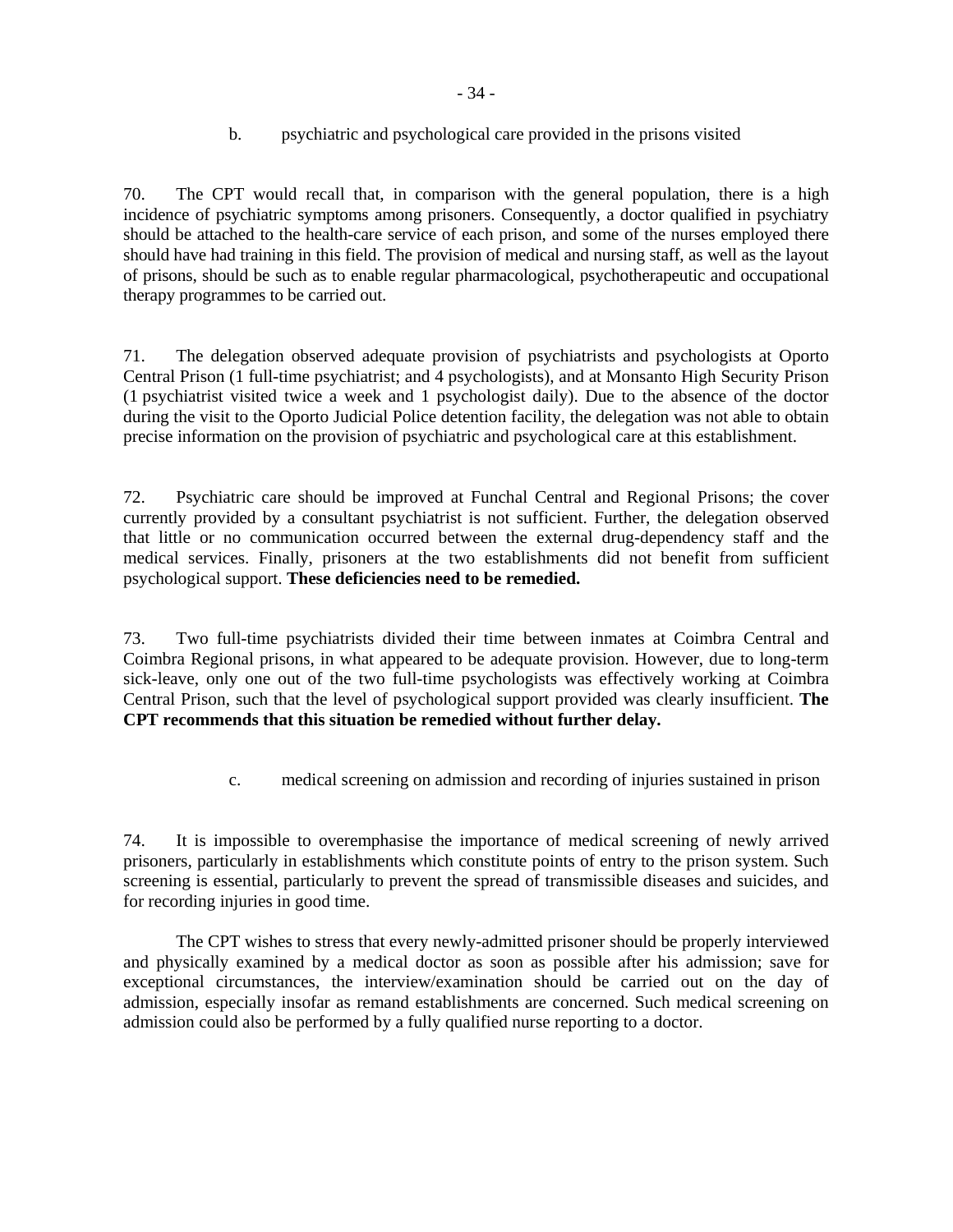b. psychiatric and psychological care provided in the prisons visited

70. The CPT would recall that, in comparison with the general population, there is a high incidence of psychiatric symptoms among prisoners. Consequently, a doctor qualified in psychiatry should be attached to the health-care service of each prison, and some of the nurses employed there should have had training in this field. The provision of medical and nursing staff, as well as the layout of prisons, should be such as to enable regular pharmacological, psychotherapeutic and occupational therapy programmes to be carried out.

71. The delegation observed adequate provision of psychiatrists and psychologists at Oporto Central Prison (1 full-time psychiatrist; and 4 psychologists), and at Monsanto High Security Prison (1 psychiatrist visited twice a week and 1 psychologist daily). Due to the absence of the doctor during the visit to the Oporto Judicial Police detention facility, the delegation was not able to obtain precise information on the provision of psychiatric and psychological care at this establishment.

72. Psychiatric care should be improved at Funchal Central and Regional Prisons; the cover currently provided by a consultant psychiatrist is not sufficient. Further, the delegation observed that little or no communication occurred between the external drug-dependency staff and the medical services. Finally, prisoners at the two establishments did not benefit from sufficient psychological support. **These deficiencies need to be remedied.**

73. Two full-time psychiatrists divided their time between inmates at Coimbra Central and Coimbra Regional prisons, in what appeared to be adequate provision. However, due to long-term sick-leave, only one out of the two full-time psychologists was effectively working at Coimbra Central Prison, such that the level of psychological support provided was clearly insufficient. **The CPT recommends that this situation be remedied without further delay.**

c. medical screening on admission and recording of injuries sustained in prison

74. It is impossible to overemphasise the importance of medical screening of newly arrived prisoners, particularly in establishments which constitute points of entry to the prison system. Such screening is essential, particularly to prevent the spread of transmissible diseases and suicides, and for recording injuries in good time.

The CPT wishes to stress that every newly-admitted prisoner should be properly interviewed and physically examined by a medical doctor as soon as possible after his admission; save for exceptional circumstances, the interview/examination should be carried out on the day of admission, especially insofar as remand establishments are concerned. Such medical screening on admission could also be performed by a fully qualified nurse reporting to a doctor.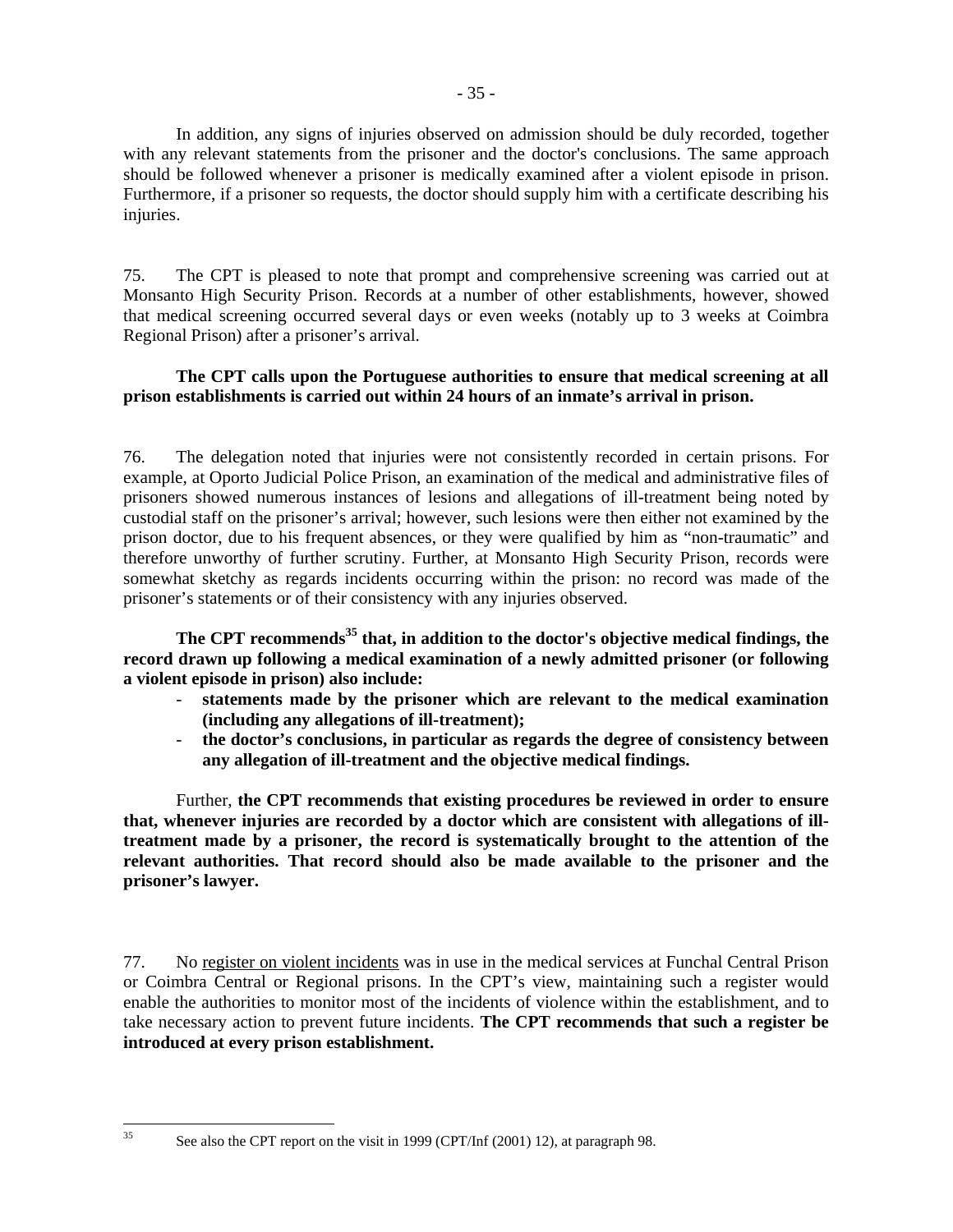In addition, any signs of injuries observed on admission should be duly recorded, together with any relevant statements from the prisoner and the doctor's conclusions. The same approach should be followed whenever a prisoner is medically examined after a violent episode in prison. Furthermore, if a prisoner so requests, the doctor should supply him with a certificate describing his injuries.

75. The CPT is pleased to note that prompt and comprehensive screening was carried out at Monsanto High Security Prison. Records at a number of other establishments, however, showed that medical screening occurred several days or even weeks (notably up to 3 weeks at Coimbra Regional Prison) after a prisoner's arrival.

**The CPT calls upon the Portuguese authorities to ensure that medical screening at all prison establishments is carried out within 24 hours of an inmate's arrival in prison.**

76. The delegation noted that injuries were not consistently recorded in certain prisons. For example, at Oporto Judicial Police Prison, an examination of the medical and administrative files of prisoners showed numerous instances of lesions and allegations of ill-treatment being noted by custodial staff on the prisoner's arrival; however, such lesions were then either not examined by the prison doctor, due to his frequent absences, or they were qualified by him as "non-traumatic" and therefore unworthy of further scrutiny. Further, at Monsanto High Security Prison, records were somewhat sketchy as regards incidents occurring within the prison: no record was made of the prisoner's statements or of their consistency with any injuries observed.

**The CPT recommends[35] that, in addition to the doctor's objective medical findings, the record drawn up following a medical examination of a newly admitted prisoner (or following a violent episode in prison) also include:**

- **statements made by the prisoner which are relevant to the medical examination (including any allegations of ill-treatment);**
- **the doctor's conclusions, in particular as regards the degree of consistency between any allegation of ill-treatment and the objective medical findings.**

Further, **the CPT recommends that existing procedures be reviewed in order to ensure that, whenever injuries are recorded by a doctor which are consistent with allegations of ill-treatment made by a prisoner, the record is systematically brought to the attention of the relevant authorities. That record should also be made available to the prisoner and the prisoner's lawyer.**

77. No register on violent incidents was in use in the medical services at Funchal Central Prison or Coimbra Central or Regional prisons. In the CPT's view, maintaining such a register would enable the authorities to monitor most of the incidents of violence within the establishment, and to take necessary action to prevent future incidents. **The CPT recommends that such a register be introduced at every prison establishment.**

---

[35] See also the CPT report on the visit in 1999 (CPT/Inf (2001) 12), at paragraph 98.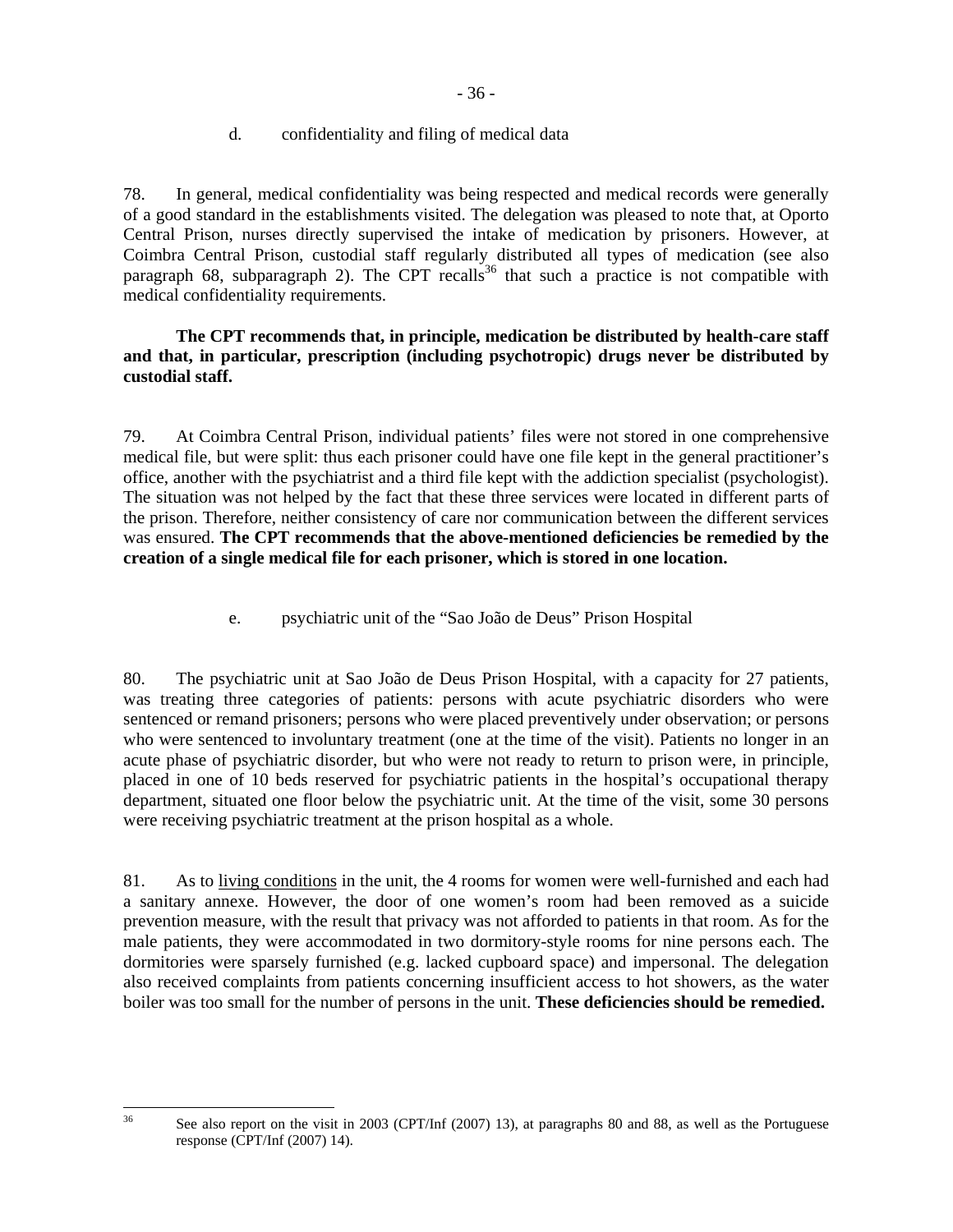d. confidentiality and filing of medical data

78. In general, medical confidentiality was being respected and medical records were generally of a good standard in the establishments visited. The delegation was pleased to note that, at Oporto Central Prison, nurses directly supervised the intake of medication by prisoners. However, at Coimbra Central Prison, custodial staff regularly distributed all types of medication (see also paragraph 68, subparagraph 2). The CPT recalls[36] that such a practice is not compatible with medical confidentiality requirements.

**The CPT recommends that, in principle, medication be distributed by health-care staff and that, in particular, prescription (including psychotropic) drugs never be distributed by custodial staff.**

79. At Coimbra Central Prison, individual patients' files were not stored in one comprehensive medical file, but were split: thus each prisoner could have one file kept in the general practitioner's office, another with the psychiatrist and a third file kept with the addiction specialist (psychologist). The situation was not helped by the fact that these three services were located in different parts of the prison. Therefore, neither consistency of care nor communication between the different services was ensured. **The CPT recommends that the above-mentioned deficiencies be remedied by the creation of a single medical file for each prisoner, which is stored in one location.**

e. psychiatric unit of the "Sao João de Deus" Prison Hospital

80. The psychiatric unit at Sao João de Deus Prison Hospital, with a capacity for 27 patients, was treating three categories of patients: persons with acute psychiatric disorders who were sentenced or remand prisoners; persons who were placed preventively under observation; or persons who were sentenced to involuntary treatment (one at the time of the visit). Patients no longer in an acute phase of psychiatric disorder, but who were not ready to return to prison were, in principle, placed in one of 10 beds reserved for psychiatric patients in the hospital's occupational therapy department, situated one floor below the psychiatric unit. At the time of the visit, some 30 persons were receiving psychiatric treatment at the prison hospital as a whole.

81. As to living conditions in the unit, the 4 rooms for women were well-furnished and each had a sanitary annexe. However, the door of one women's room had been removed as a suicide prevention measure, with the result that privacy was not afforded to patients in that room. As for the male patients, they were accommodated in two dormitory-style rooms for nine persons each. The dormitories were sparsely furnished (e.g. lacked cupboard space) and impersonal. The delegation also received complaints from patients concerning insufficient access to hot showers, as the water boiler was too small for the number of persons in the unit. **These deficiencies should be remedied.**

[36] See also report on the visit in 2003 (CPT/Inf (2007) 13), at paragraphs 80 and 88, as well as the Portuguese response (CPT/Inf (2007) 14).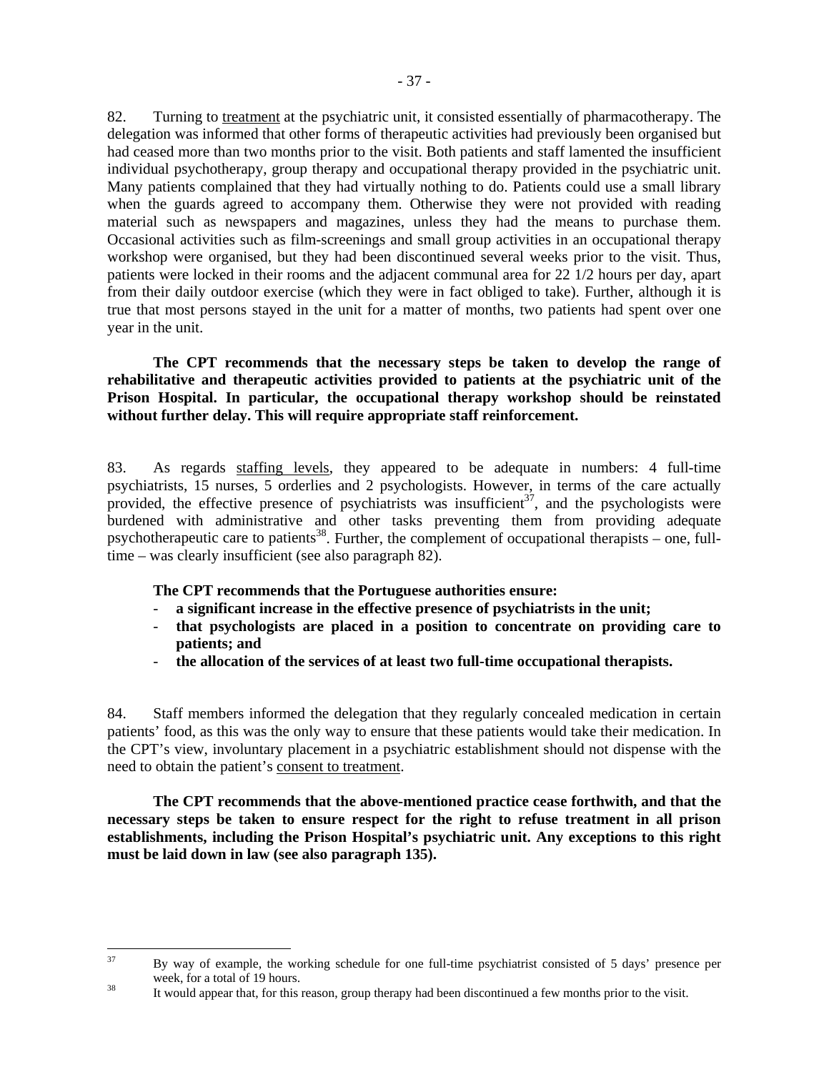82. Turning to treatment at the psychiatric unit, it consisted essentially of pharmacotherapy. The delegation was informed that other forms of therapeutic activities had previously been organised but had ceased more than two months prior to the visit. Both patients and staff lamented the insufficient individual psychotherapy, group therapy and occupational therapy provided in the psychiatric unit. Many patients complained that they had virtually nothing to do. Patients could use a small library when the guards agreed to accompany them. Otherwise they were not provided with reading material such as newspapers and magazines, unless they had the means to purchase them. Occasional activities such as film-screenings and small group activities in an occupational therapy workshop were organised, but they had been discontinued several weeks prior to the visit. Thus, patients were locked in their rooms and the adjacent communal area for 22 1/2 hours per day, apart from their daily outdoor exercise (which they were in fact obliged to take). Further, although it is true that most persons stayed in the unit for a matter of months, two patients had spent over one year in the unit.

**The CPT recommends that the necessary steps be taken to develop the range of rehabilitative and therapeutic activities provided to patients at the psychiatric unit of the Prison Hospital. In particular, the occupational therapy workshop should be reinstated without further delay. This will require appropriate staff reinforcement.**

83. As regards staffing levels, they appeared to be adequate in numbers: 4 full-time psychiatrists, 15 nurses, 5 orderlies and 2 psychologists. However, in terms of the care actually provided, the effective presence of psychiatrists was insufficient[37], and the psychologists were burdened with administrative and other tasks preventing them from providing adequate psychotherapeutic care to patients[38]. Further, the complement of occupational therapists – one, full-time – was clearly insufficient (see also paragraph 82).

**The CPT recommends that the Portuguese authorities ensure:**

- **a significant increase in the effective presence of psychiatrists in the unit;**
- **that psychologists are placed in a position to concentrate on providing care to patients; and**
- **the allocation of the services of at least two full-time occupational therapists.**

84. Staff members informed the delegation that they regularly concealed medication in certain patients' food, as this was the only way to ensure that these patients would take their medication. In the CPT's view, involuntary placement in a psychiatric establishment should not dispense with the need to obtain the patient's consent to treatment.

**The CPT recommends that the above-mentioned practice cease forthwith, and that the necessary steps be taken to ensure respect for the right to refuse treatment in all prison establishments, including the Prison Hospital's psychiatric unit. Any exceptions to this right must be laid down in law (see also paragraph 135).**

---

[37] By way of example, the working schedule for one full-time psychiatrist consisted of 5 days' presence per week, for a total of 19 hours.

[38] It would appear that, for this reason, group therapy had been discontinued a few months prior to the visit.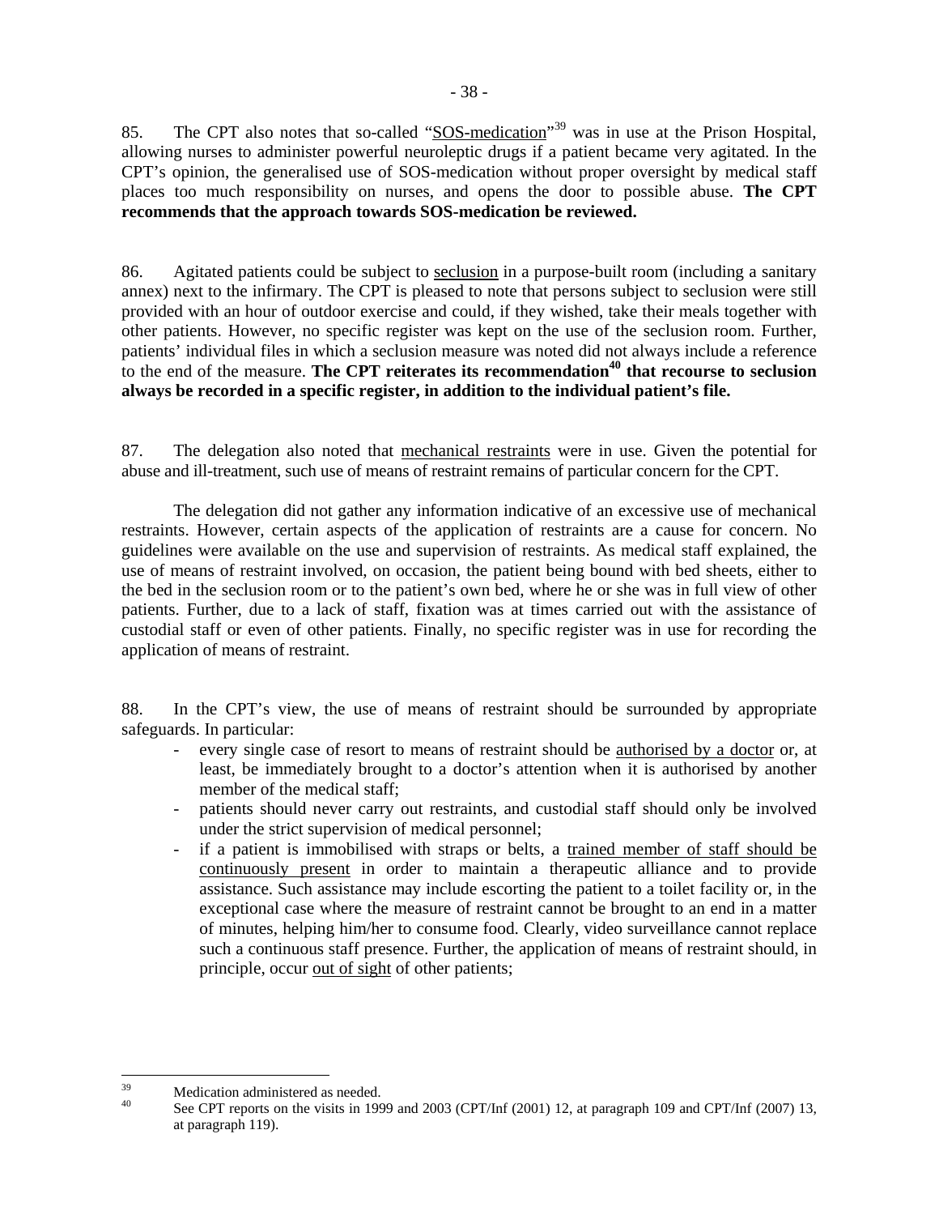85. The CPT also notes that so-called "SOS-medication"[39] was in use at the Prison Hospital, allowing nurses to administer powerful neuroleptic drugs if a patient became very agitated. In the CPT's opinion, the generalised use of SOS-medication without proper oversight by medical staff places too much responsibility on nurses, and opens the door to possible abuse. **The CPT recommends that the approach towards SOS-medication be reviewed.**

86. Agitated patients could be subject to seclusion in a purpose-built room (including a sanitary annex) next to the infirmary. The CPT is pleased to note that persons subject to seclusion were still provided with an hour of outdoor exercise and could, if they wished, take their meals together with other patients. However, no specific register was kept on the use of the seclusion room. Further, patients' individual files in which a seclusion measure was noted did not always include a reference to the end of the measure. **The CPT reiterates its recommendation[40] that recourse to seclusion always be recorded in a specific register, in addition to the individual patient's file.**

87. The delegation also noted that mechanical restraints were in use. Given the potential for abuse and ill-treatment, such use of means of restraint remains of particular concern for the CPT.

The delegation did not gather any information indicative of an excessive use of mechanical restraints. However, certain aspects of the application of restraints are a cause for concern. No guidelines were available on the use and supervision of restraints. As medical staff explained, the use of means of restraint involved, on occasion, the patient being bound with bed sheets, either to the bed in the seclusion room or to the patient's own bed, where he or she was in full view of other patients. Further, due to a lack of staff, fixation was at times carried out with the assistance of custodial staff or even of other patients. Finally, no specific register was in use for recording the application of means of restraint.

88. In the CPT's view, the use of means of restraint should be surrounded by appropriate safeguards. In particular:

- every single case of resort to means of restraint should be authorised by a doctor or, at least, be immediately brought to a doctor's attention when it is authorised by another member of the medical staff;
- patients should never carry out restraints, and custodial staff should only be involved under the strict supervision of medical personnel;
- if a patient is immobilised with straps or belts, a trained member of staff should be continuously present in order to maintain a therapeutic alliance and to provide assistance. Such assistance may include escorting the patient to a toilet facility or, in the exceptional case where the measure of restraint cannot be brought to an end in a matter of minutes, helping him/her to consume food. Clearly, video surveillance cannot replace such a continuous staff presence. Further, the application of means of restraint should, in principle, occur out of sight of other patients;

---

[39] Medication administered as needed.

[40] See CPT reports on the visits in 1999 and 2003 (CPT/Inf (2001) 12, at paragraph 109 and CPT/Inf (2007) 13, at paragraph 119).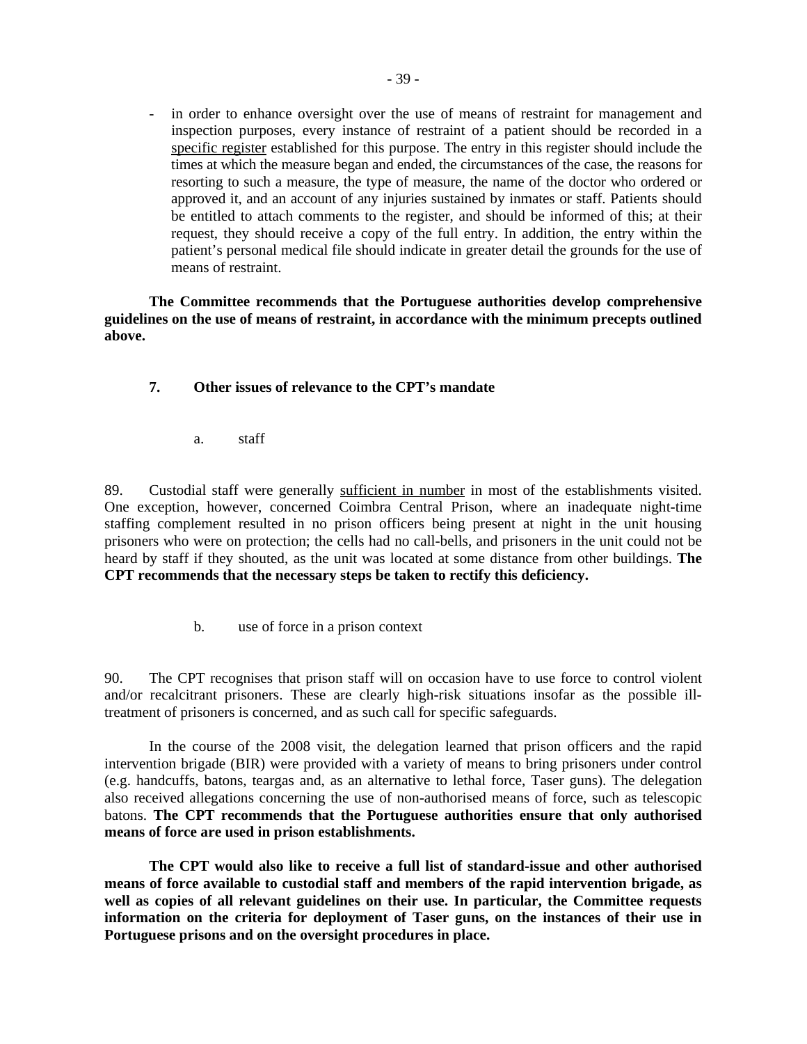- in order to enhance oversight over the use of means of restraint for management and inspection purposes, every instance of restraint of a patient should be recorded in a specific register established for this purpose. The entry in this register should include the times at which the measure began and ended, the circumstances of the case, the reasons for resorting to such a measure, the type of measure, the name of the doctor who ordered or approved it, and an account of any injuries sustained by inmates or staff. Patients should be entitled to attach comments to the register, and should be informed of this; at their request, they should receive a copy of the full entry. In addition, the entry within the patient's personal medical file should indicate in greater detail the grounds for the use of means of restraint.

**The Committee recommends that the Portuguese authorities develop comprehensive guidelines on the use of means of restraint, in accordance with the minimum precepts outlined above.**

### 7. Other issues of relevance to the CPT's mandate

#### a. staff

89. Custodial staff were generally sufficient in number in most of the establishments visited. One exception, however, concerned Coimbra Central Prison, where an inadequate night-time staffing complement resulted in no prison officers being present at night in the unit housing prisoners who were on protection; the cells had no call-bells, and prisoners in the unit could not be heard by staff if they shouted, as the unit was located at some distance from other buildings. **The CPT recommends that the necessary steps be taken to rectify this deficiency.**

#### b. use of force in a prison context

90. The CPT recognises that prison staff will on occasion have to use force to control violent and/or recalcitrant prisoners. These are clearly high-risk situations insofar as the possible ill-treatment of prisoners is concerned, and as such call for specific safeguards.

In the course of the 2008 visit, the delegation learned that prison officers and the rapid intervention brigade (BIR) were provided with a variety of means to bring prisoners under control (e.g. handcuffs, batons, teargas and, as an alternative to lethal force, Taser guns). The delegation also received allegations concerning the use of non-authorised means of force, such as telescopic batons. **The CPT recommends that the Portuguese authorities ensure that only authorised means of force are used in prison establishments.**

**The CPT would also like to receive a full list of standard-issue and other authorised means of force available to custodial staff and members of the rapid intervention brigade, as well as copies of all relevant guidelines on their use. In particular, the Committee requests information on the criteria for deployment of Taser guns, on the instances of their use in Portuguese prisons and on the oversight procedures in place.**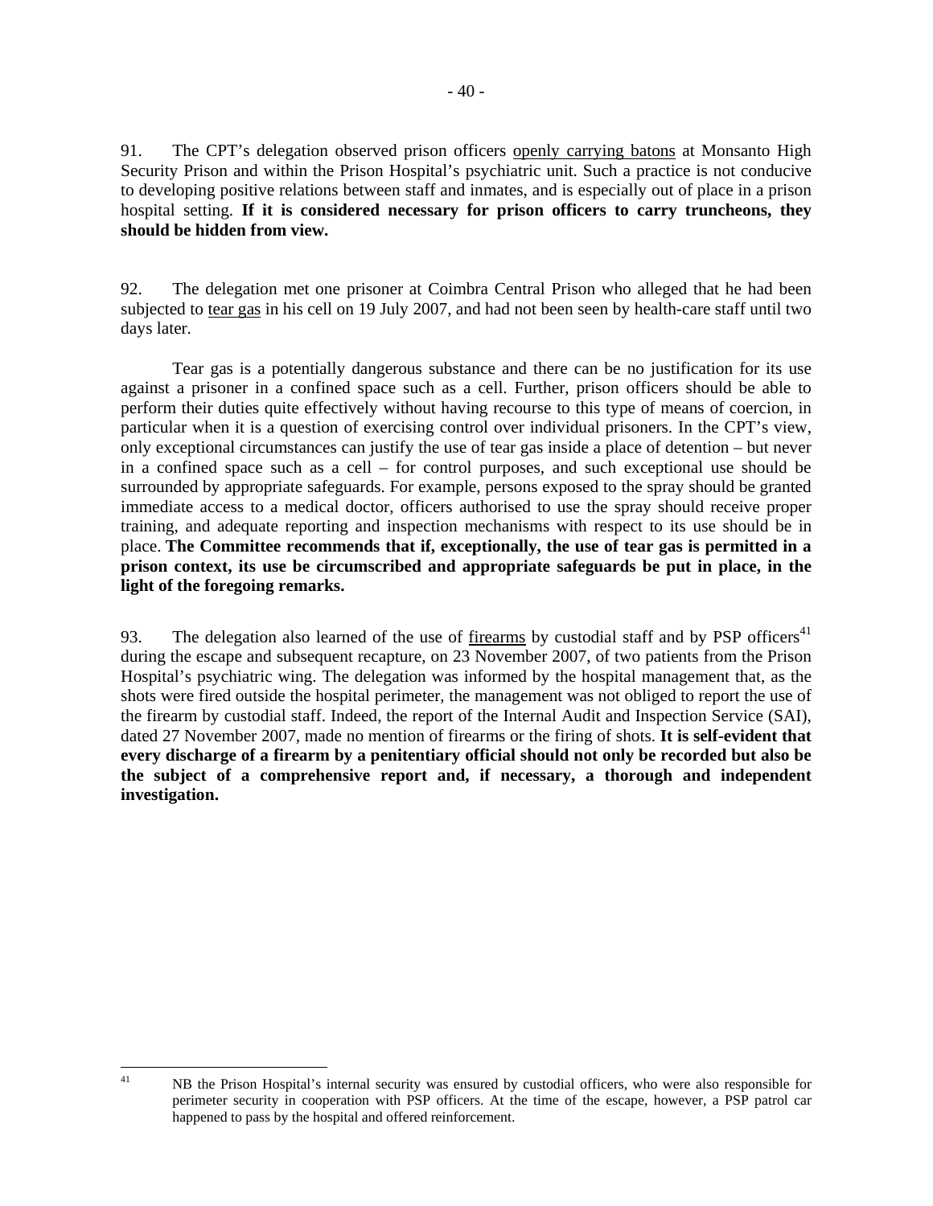91. The CPT's delegation observed prison officers openly carrying batons at Monsanto High Security Prison and within the Prison Hospital's psychiatric unit. Such a practice is not conducive to developing positive relations between staff and inmates, and is especially out of place in a prison hospital setting. **If it is considered necessary for prison officers to carry truncheons, they should be hidden from view.**

92. The delegation met one prisoner at Coimbra Central Prison who alleged that he had been subjected to tear gas in his cell on 19 July 2007, and had not been seen by health-care staff until two days later.

Tear gas is a potentially dangerous substance and there can be no justification for its use against a prisoner in a confined space such as a cell. Further, prison officers should be able to perform their duties quite effectively without having recourse to this type of means of coercion, in particular when it is a question of exercising control over individual prisoners. In the CPT's view, only exceptional circumstances can justify the use of tear gas inside a place of detention – but never in a confined space such as a cell – for control purposes, and such exceptional use should be surrounded by appropriate safeguards. For example, persons exposed to the spray should be granted immediate access to a medical doctor, officers authorised to use the spray should receive proper training, and adequate reporting and inspection mechanisms with respect to its use should be in place. **The Committee recommends that if, exceptionally, the use of tear gas is permitted in a prison context, its use be circumscribed and appropriate safeguards be put in place, in the light of the foregoing remarks.**

93. The delegation also learned of the use of firearms by custodial staff and by PSP officers[41] during the escape and subsequent recapture, on 23 November 2007, of two patients from the Prison Hospital's psychiatric wing. The delegation was informed by the hospital management that, as the shots were fired outside the hospital perimeter, the management was not obliged to report the use of the firearm by custodial staff. Indeed, the report of the Internal Audit and Inspection Service (SAI), dated 27 November 2007, made no mention of firearms or the firing of shots. **It is self-evident that every discharge of a firearm by a penitentiary official should not only be recorded but also be the subject of a comprehensive report and, if necessary, a thorough and independent investigation.**

---

[41] NB the Prison Hospital's internal security was ensured by custodial officers, who were also responsible for perimeter security in cooperation with PSP officers. At the time of the escape, however, a PSP patrol car happened to pass by the hospital and offered reinforcement.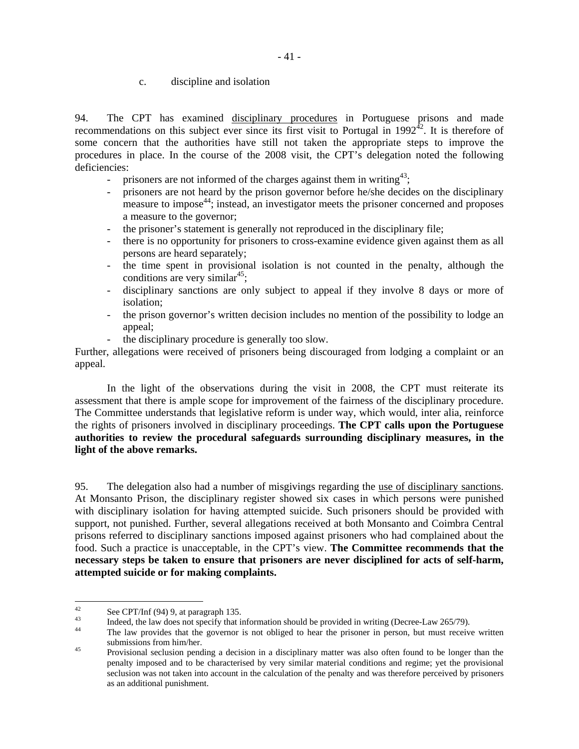### c. discipline and isolation

94. The CPT has examined <u>disciplinary procedures</u> in Portuguese prisons and made recommendations on this subject ever since its first visit to Portugal in 1992[42]. It is therefore of some concern that the authorities have still not taken the appropriate steps to improve the procedures in place. In the course of the 2008 visit, the CPT's delegation noted the following deficiencies:

- prisoners are not informed of the charges against them in writing[43];
- prisoners are not heard by the prison governor before he/she decides on the disciplinary measure to impose[44]; instead, an investigator meets the prisoner concerned and proposes a measure to the governor;
- the prisoner's statement is generally not reproduced in the disciplinary file;
- there is no opportunity for prisoners to cross-examine evidence given against them as all persons are heard separately;
- the time spent in provisional isolation is not counted in the penalty, although the conditions are very similar[45];
- disciplinary sanctions are only subject to appeal if they involve 8 days or more of isolation;
- the prison governor's written decision includes no mention of the possibility to lodge an appeal;
- the disciplinary procedure is generally too slow.

Further, allegations were received of prisoners being discouraged from lodging a complaint or an appeal.

In the light of the observations during the visit in 2008, the CPT must reiterate its assessment that there is ample scope for improvement of the fairness of the disciplinary procedure. The Committee understands that legislative reform is under way, which would, inter alia, reinforce the rights of prisoners involved in disciplinary proceedings. **The CPT calls upon the Portuguese authorities to review the procedural safeguards surrounding disciplinary measures, in the light of the above remarks.**

95. The delegation also had a number of misgivings regarding the <u>use of disciplinary sanctions</u>. At Monsanto Prison, the disciplinary register showed six cases in which persons were punished with disciplinary isolation for having attempted suicide. Such prisoners should be provided with support, not punished. Further, several allegations received at both Monsanto and Coimbra Central prisons referred to disciplinary sanctions imposed against prisoners who had complained about the food. Such a practice is unacceptable, in the CPT's view. **The Committee recommends that the necessary steps be taken to ensure that prisoners are never disciplined for acts of self-harm, attempted suicide or for making complaints.**

---

[42] See CPT/Inf (94) 9, at paragraph 135.

[43] Indeed, the law does not specify that information should be provided in writing (Decree-Law 265/79).

[44] The law provides that the governor is not obliged to hear the prisoner in person, but must receive written submissions from him/her.

[45] Provisional seclusion pending a decision in a disciplinary matter was also often found to be longer than the penalty imposed and to be characterised by very similar material conditions and regime; yet the provisional seclusion was not taken into account in the calculation of the penalty and was therefore perceived by prisoners as an additional punishment.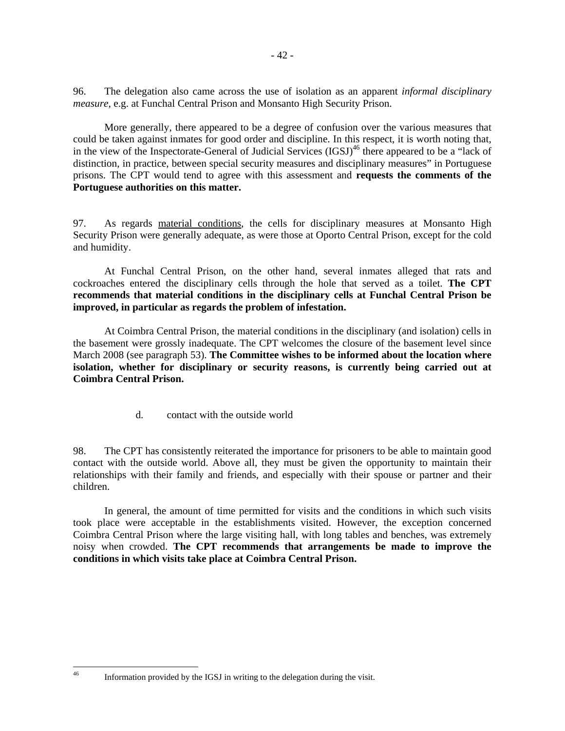96. The delegation also came across the use of isolation as an apparent *informal disciplinary measure*, e.g. at Funchal Central Prison and Monsanto High Security Prison.

More generally, there appeared to be a degree of confusion over the various measures that could be taken against inmates for good order and discipline. In this respect, it is worth noting that, in the view of the Inspectorate-General of Judicial Services (IGSJ)[46] there appeared to be a "lack of distinction, in practice, between special security measures and disciplinary measures" in Portuguese prisons. The CPT would tend to agree with this assessment and **requests the comments of the Portuguese authorities on this matter.**

97. As regards material conditions, the cells for disciplinary measures at Monsanto High Security Prison were generally adequate, as were those at Oporto Central Prison, except for the cold and humidity.

At Funchal Central Prison, on the other hand, several inmates alleged that rats and cockroaches entered the disciplinary cells through the hole that served as a toilet. **The CPT recommends that material conditions in the disciplinary cells at Funchal Central Prison be improved, in particular as regards the problem of infestation.**

At Coimbra Central Prison, the material conditions in the disciplinary (and isolation) cells in the basement were grossly inadequate. The CPT welcomes the closure of the basement level since March 2008 (see paragraph 53). **The Committee wishes to be informed about the location where isolation, whether for disciplinary or security reasons, is currently being carried out at Coimbra Central Prison.**

d. contact with the outside world

98. The CPT has consistently reiterated the importance for prisoners to be able to maintain good contact with the outside world. Above all, they must be given the opportunity to maintain their relationships with their family and friends, and especially with their spouse or partner and their children.

In general, the amount of time permitted for visits and the conditions in which such visits took place were acceptable in the establishments visited. However, the exception concerned Coimbra Central Prison where the large visiting hall, with long tables and benches, was extremely noisy when crowded. **The CPT recommends that arrangements be made to improve the conditions in which visits take place at Coimbra Central Prison.**

---

[46] Information provided by the IGSJ in writing to the delegation during the visit.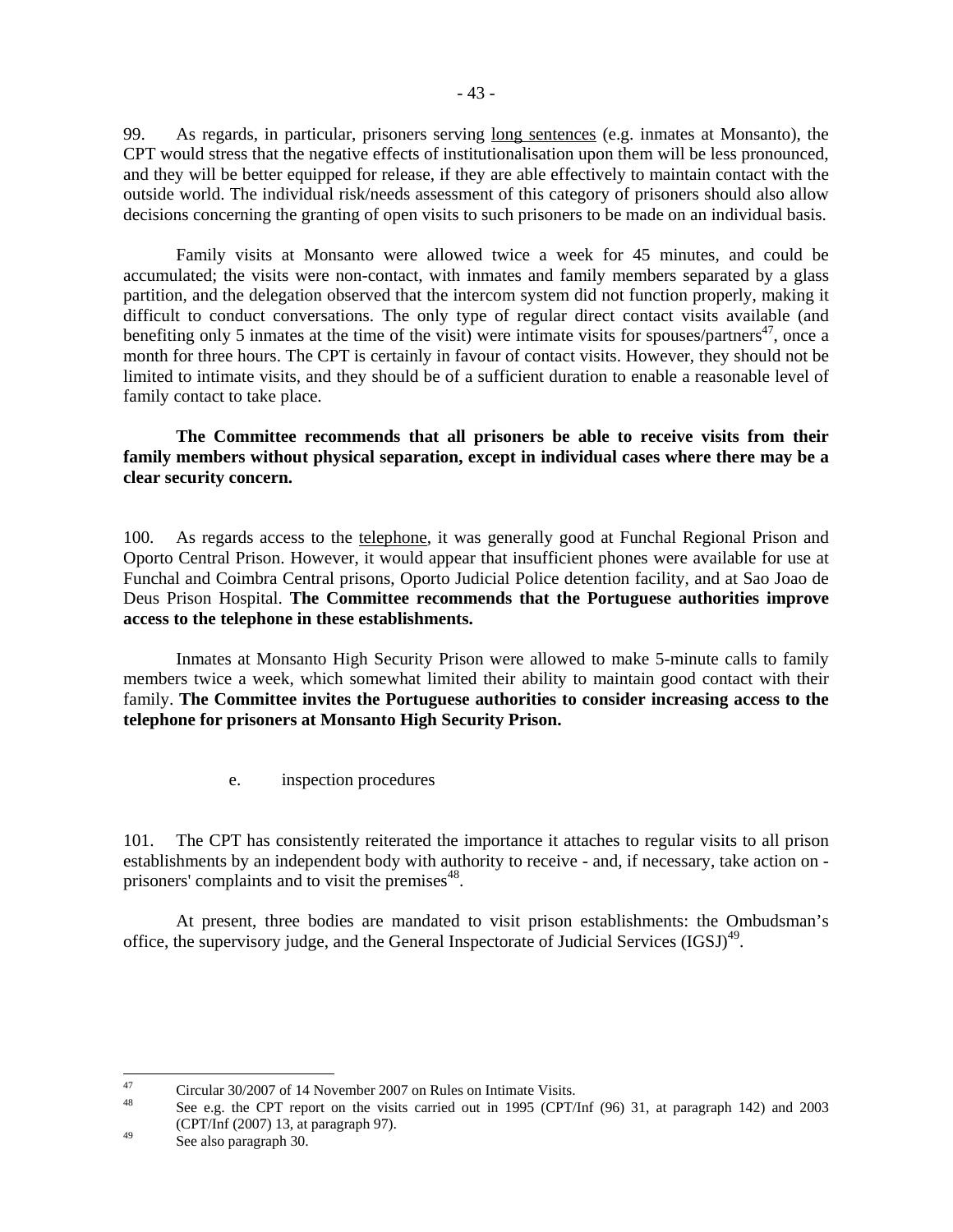99. As regards, in particular, prisoners serving long sentences (e.g. inmates at Monsanto), the CPT would stress that the negative effects of institutionalisation upon them will be less pronounced, and they will be better equipped for release, if they are able effectively to maintain contact with the outside world. The individual risk/needs assessment of this category of prisoners should also allow decisions concerning the granting of open visits to such prisoners to be made on an individual basis.

Family visits at Monsanto were allowed twice a week for 45 minutes, and could be accumulated; the visits were non-contact, with inmates and family members separated by a glass partition, and the delegation observed that the intercom system did not function properly, making it difficult to conduct conversations. The only type of regular direct contact visits available (and benefiting only 5 inmates at the time of the visit) were intimate visits for spouses/partners[47], once a month for three hours. The CPT is certainly in favour of contact visits. However, they should not be limited to intimate visits, and they should be of a sufficient duration to enable a reasonable level of family contact to take place.

**The Committee recommends that all prisoners be able to receive visits from their family members without physical separation, except in individual cases where there may be a clear security concern.**

100. As regards access to the telephone, it was generally good at Funchal Regional Prison and Oporto Central Prison. However, it would appear that insufficient phones were available for use at Funchal and Coimbra Central prisons, Oporto Judicial Police detention facility, and at Sao Joao de Deus Prison Hospital. **The Committee recommends that the Portuguese authorities improve access to the telephone in these establishments.**

Inmates at Monsanto High Security Prison were allowed to make 5-minute calls to family members twice a week, which somewhat limited their ability to maintain good contact with their family. **The Committee invites the Portuguese authorities to consider increasing access to the telephone for prisoners at Monsanto High Security Prison.**

e. inspection procedures

101. The CPT has consistently reiterated the importance it attaches to regular visits to all prison establishments by an independent body with authority to receive - and, if necessary, take action on - prisoners' complaints and to visit the premises[48].

At present, three bodies are mandated to visit prison establishments: the Ombudsman's office, the supervisory judge, and the General Inspectorate of Judicial Services (IGSJ)[49].

---

[47] Circular 30/2007 of 14 November 2007 on Rules on Intimate Visits.

[48] See e.g. the CPT report on the visits carried out in 1995 (CPT/Inf (96) 31, at paragraph 142) and 2003 (CPT/Inf (2007) 13, at paragraph 97).

[49] See also paragraph 30.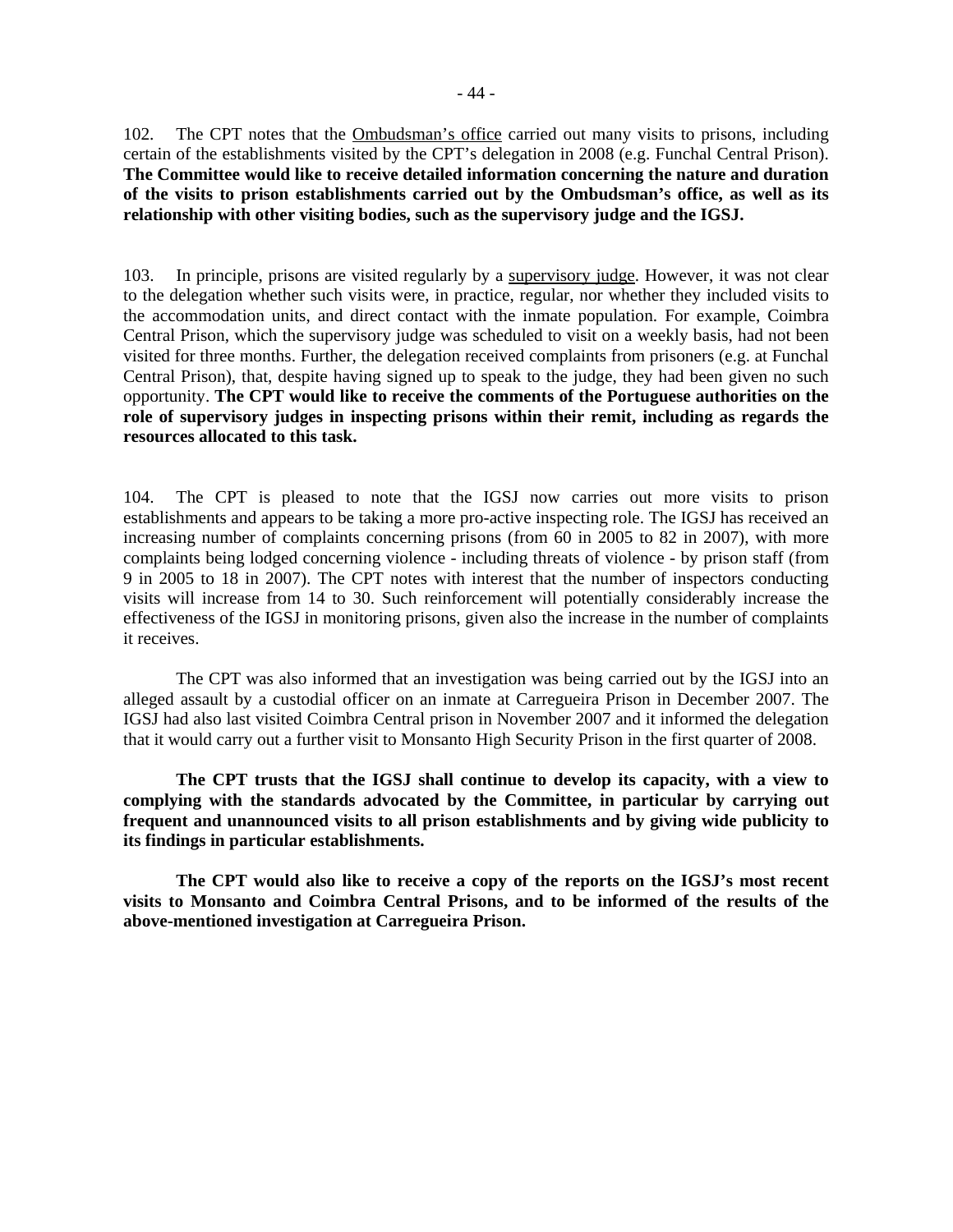102. The CPT notes that the Ombudsman's office carried out many visits to prisons, including certain of the establishments visited by the CPT's delegation in 2008 (e.g. Funchal Central Prison). **The Committee would like to receive detailed information concerning the nature and duration of the visits to prison establishments carried out by the Ombudsman's office, as well as its relationship with other visiting bodies, such as the supervisory judge and the IGSJ.**

103. In principle, prisons are visited regularly by a supervisory judge. However, it was not clear to the delegation whether such visits were, in practice, regular, nor whether they included visits to the accommodation units, and direct contact with the inmate population. For example, Coimbra Central Prison, which the supervisory judge was scheduled to visit on a weekly basis, had not been visited for three months. Further, the delegation received complaints from prisoners (e.g. at Funchal Central Prison), that, despite having signed up to speak to the judge, they had been given no such opportunity. **The CPT would like to receive the comments of the Portuguese authorities on the role of supervisory judges in inspecting prisons within their remit, including as regards the resources allocated to this task.**

104. The CPT is pleased to note that the IGSJ now carries out more visits to prison establishments and appears to be taking a more pro-active inspecting role. The IGSJ has received an increasing number of complaints concerning prisons (from 60 in 2005 to 82 in 2007), with more complaints being lodged concerning violence - including threats of violence - by prison staff (from 9 in 2005 to 18 in 2007). The CPT notes with interest that the number of inspectors conducting visits will increase from 14 to 30. Such reinforcement will potentially considerably increase the effectiveness of the IGSJ in monitoring prisons, given also the increase in the number of complaints it receives.

The CPT was also informed that an investigation was being carried out by the IGSJ into an alleged assault by a custodial officer on an inmate at Carregueira Prison in December 2007. The IGSJ had also last visited Coimbra Central prison in November 2007 and it informed the delegation that it would carry out a further visit to Monsanto High Security Prison in the first quarter of 2008.

**The CPT trusts that the IGSJ shall continue to develop its capacity, with a view to complying with the standards advocated by the Committee, in particular by carrying out frequent and unannounced visits to all prison establishments and by giving wide publicity to its findings in particular establishments.**

**The CPT would also like to receive a copy of the reports on the IGSJ's most recent visits to Monsanto and Coimbra Central Prisons, and to be informed of the results of the above-mentioned investigation at Carregueira Prison.**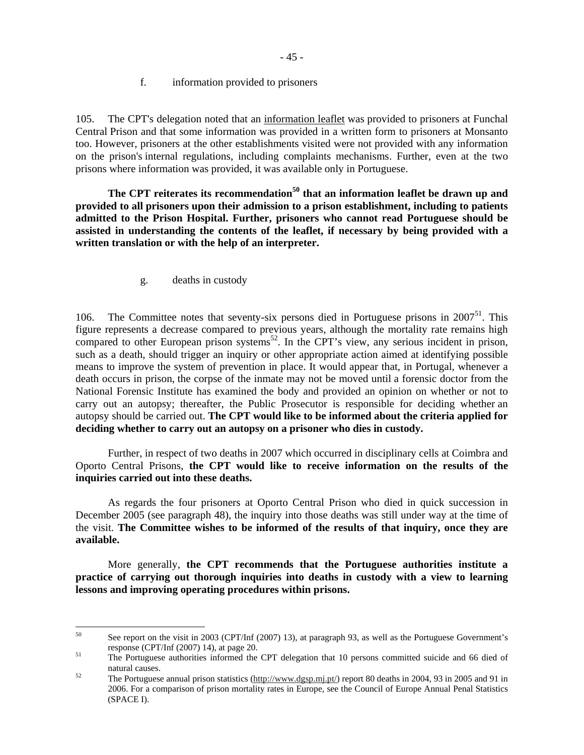### f. information provided to prisoners

105. The CPT's delegation noted that an information leaflet was provided to prisoners at Funchal Central Prison and that some information was provided in a written form to prisoners at Monsanto too. However, prisoners at the other establishments visited were not provided with any information on the prison's internal regulations, including complaints mechanisms. Further, even at the two prisons where information was provided, it was available only in Portuguese.

**The CPT reiterates its recommendation[50] that an information leaflet be drawn up and provided to all prisoners upon their admission to a prison establishment, including to patients admitted to the Prison Hospital. Further, prisoners who cannot read Portuguese should be assisted in understanding the contents of the leaflet, if necessary by being provided with a written translation or with the help of an interpreter.**

### g. deaths in custody

106. The Committee notes that seventy-six persons died in Portuguese prisons in 2007[51]. This figure represents a decrease compared to previous years, although the mortality rate remains high compared to other European prison systems[52]. In the CPT's view, any serious incident in prison, such as a death, should trigger an inquiry or other appropriate action aimed at identifying possible means to improve the system of prevention in place. It would appear that, in Portugal, whenever a death occurs in prison, the corpse of the inmate may not be moved until a forensic doctor from the National Forensic Institute has examined the body and provided an opinion on whether or not to carry out an autopsy; thereafter, the Public Prosecutor is responsible for deciding whether an autopsy should be carried out. **The CPT would like to be informed about the criteria applied for deciding whether to carry out an autopsy on a prisoner who dies in custody.**

Further, in respect of two deaths in 2007 which occurred in disciplinary cells at Coimbra and Oporto Central Prisons, **the CPT would like to receive information on the results of the inquiries carried out into these deaths.**

As regards the four prisoners at Oporto Central Prison who died in quick succession in December 2005 (see paragraph 48), the inquiry into those deaths was still under way at the time of the visit. **The Committee wishes to be informed of the results of that inquiry, once they are available.**

More generally, **the CPT recommends that the Portuguese authorities institute a practice of carrying out thorough inquiries into deaths in custody with a view to learning lessons and improving operating procedures within prisons.**

---

[50] See report on the visit in 2003 (CPT/Inf (2007) 13), at paragraph 93, as well as the Portuguese Government's response (CPT/Inf (2007) 14), at page 20.

[51] The Portuguese authorities informed the CPT delegation that 10 persons committed suicide and 66 died of natural causes.

[52] The Portuguese annual prison statistics (http://www.dgsp.mj.pt/) report 80 deaths in 2004, 93 in 2005 and 91 in 2006. For a comparison of prison mortality rates in Europe, see the Council of Europe Annual Penal Statistics (SPACE I).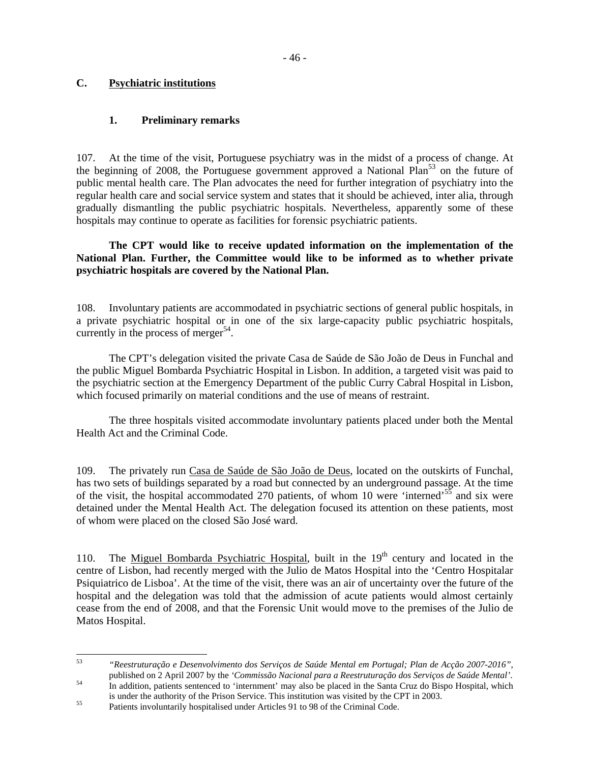## C. Psychiatric institutions

### 1. Preliminary remarks

107. At the time of the visit, Portuguese psychiatry was in the midst of a process of change. At the beginning of 2008, the Portuguese government approved a National Plan[53] on the future of public mental health care. The Plan advocates the need for further integration of psychiatry into the regular health care and social service system and states that it should be achieved, inter alia, through gradually dismantling the public psychiatric hospitals. Nevertheless, apparently some of these hospitals may continue to operate as facilities for forensic psychiatric patients.

**The CPT would like to receive updated information on the implementation of the National Plan. Further, the Committee would like to be informed as to whether private psychiatric hospitals are covered by the National Plan.**

108. Involuntary patients are accommodated in psychiatric sections of general public hospitals, in a private psychiatric hospital or in one of the six large-capacity public psychiatric hospitals, currently in the process of merger[54].

The CPT's delegation visited the private Casa de Saúde de São João de Deus in Funchal and the public Miguel Bombarda Psychiatric Hospital in Lisbon. In addition, a targeted visit was paid to the psychiatric section at the Emergency Department of the public Curry Cabral Hospital in Lisbon, which focused primarily on material conditions and the use of means of restraint.

The three hospitals visited accommodate involuntary patients placed under both the Mental Health Act and the Criminal Code.

109. The privately run <u>Casa de Saúde de São João de Deus</u>, located on the outskirts of Funchal, has two sets of buildings separated by a road but connected by an underground passage. At the time of the visit, the hospital accommodated 270 patients, of whom 10 were 'interned'[55] and six were detained under the Mental Health Act. The delegation focused its attention on these patients, most of whom were placed on the closed São José ward.

110. The <u>Miguel Bombarda Psychiatric Hospital</u>, built in the 19th century and located in the centre of Lisbon, had recently merged with the Julio de Matos Hospital into the 'Centro Hospitalar Psiquiatrico de Lisboa'. At the time of the visit, there was an air of uncertainty over the future of the hospital and the delegation was told that the admission of acute patients would almost certainly cease from the end of 2008, and that the Forensic Unit would move to the premises of the Julio de Matos Hospital.

---

[53] *"Reestruturação e Desenvolvimento dos Serviços de Saúde Mental em Portugal; Plan de Acção 2007-2016"*, published on 2 April 2007 by the *'Commissão Nacional para a Reestruturação dos Serviços de Saúde Mental'*.

[54] In addition, patients sentenced to 'internment' may also be placed in the Santa Cruz do Bispo Hospital, which is under the authority of the Prison Service. This institution was visited by the CPT in 2003.

[55] Patients involuntarily hospitalised under Articles 91 to 98 of the Criminal Code.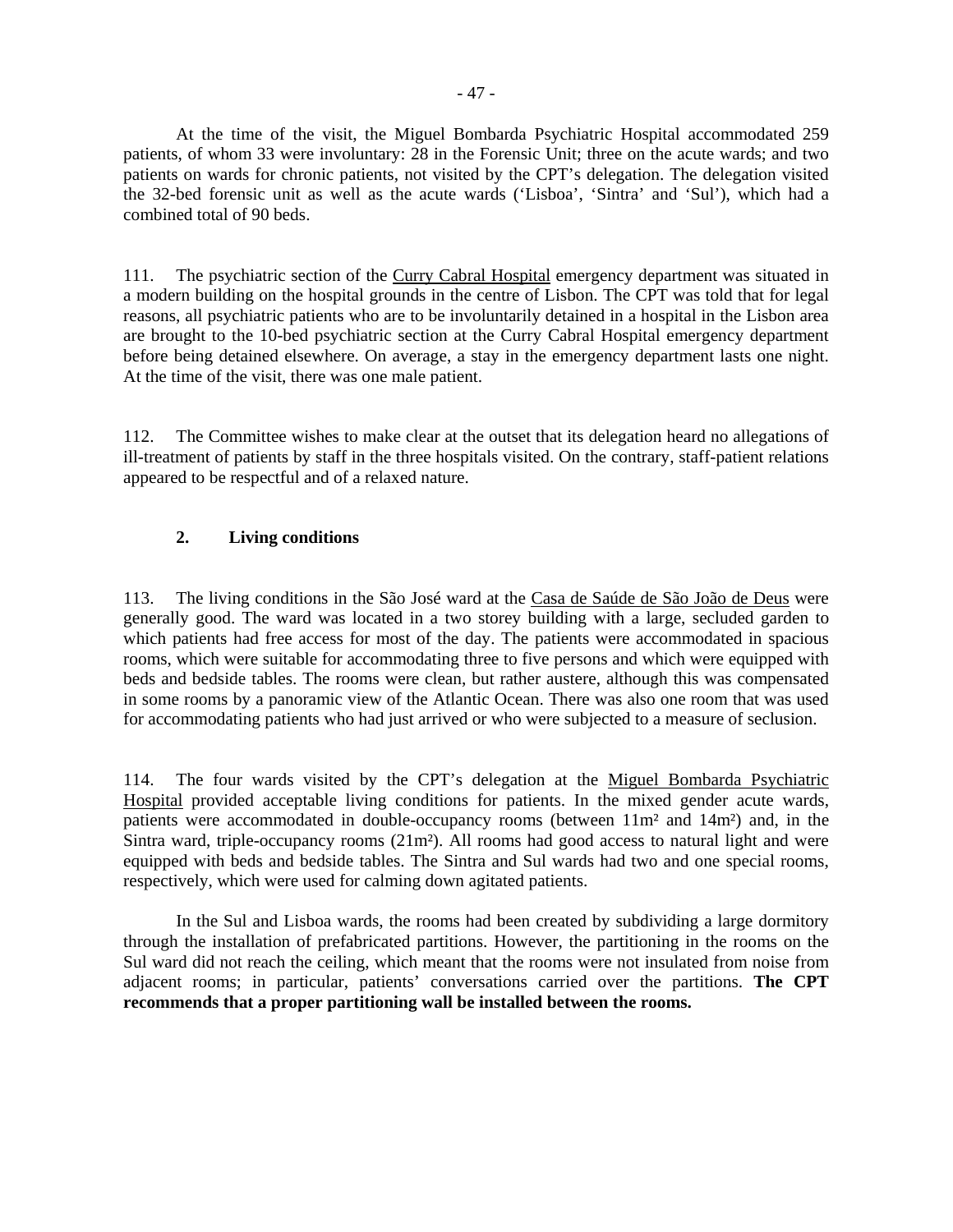At the time of the visit, the Miguel Bombarda Psychiatric Hospital accommodated 259 patients, of whom 33 were involuntary: 28 in the Forensic Unit; three on the acute wards; and two patients on wards for chronic patients, not visited by the CPT's delegation. The delegation visited the 32-bed forensic unit as well as the acute wards ('Lisboa', 'Sintra' and 'Sul'), which had a combined total of 90 beds.

111. The psychiatric section of the Curry Cabral Hospital emergency department was situated in a modern building on the hospital grounds in the centre of Lisbon. The CPT was told that for legal reasons, all psychiatric patients who are to be involuntarily detained in a hospital in the Lisbon area are brought to the 10-bed psychiatric section at the Curry Cabral Hospital emergency department before being detained elsewhere. On average, a stay in the emergency department lasts one night. At the time of the visit, there was one male patient.

112. The Committee wishes to make clear at the outset that its delegation heard no allegations of ill-treatment of patients by staff in the three hospitals visited. On the contrary, staff-patient relations appeared to be respectful and of a relaxed nature.

### 2. Living conditions

113. The living conditions in the São José ward at the Casa de Saúde de São João de Deus were generally good. The ward was located in a two storey building with a large, secluded garden to which patients had free access for most of the day. The patients were accommodated in spacious rooms, which were suitable for accommodating three to five persons and which were equipped with beds and bedside tables. The rooms were clean, but rather austere, although this was compensated in some rooms by a panoramic view of the Atlantic Ocean. There was also one room that was used for accommodating patients who had just arrived or who were subjected to a measure of seclusion.

114. The four wards visited by the CPT's delegation at the Miguel Bombarda Psychiatric Hospital provided acceptable living conditions for patients. In the mixed gender acute wards, patients were accommodated in double-occupancy rooms (between 11m² and 14m²) and, in the Sintra ward, triple-occupancy rooms (21m²). All rooms had good access to natural light and were equipped with beds and bedside tables. The Sintra and Sul wards had two and one special rooms, respectively, which were used for calming down agitated patients.

In the Sul and Lisboa wards, the rooms had been created by subdividing a large dormitory through the installation of prefabricated partitions. However, the partitioning in the rooms on the Sul ward did not reach the ceiling, which meant that the rooms were not insulated from noise from adjacent rooms; in particular, patients' conversations carried over the partitions. **The CPT recommends that a proper partitioning wall be installed between the rooms.**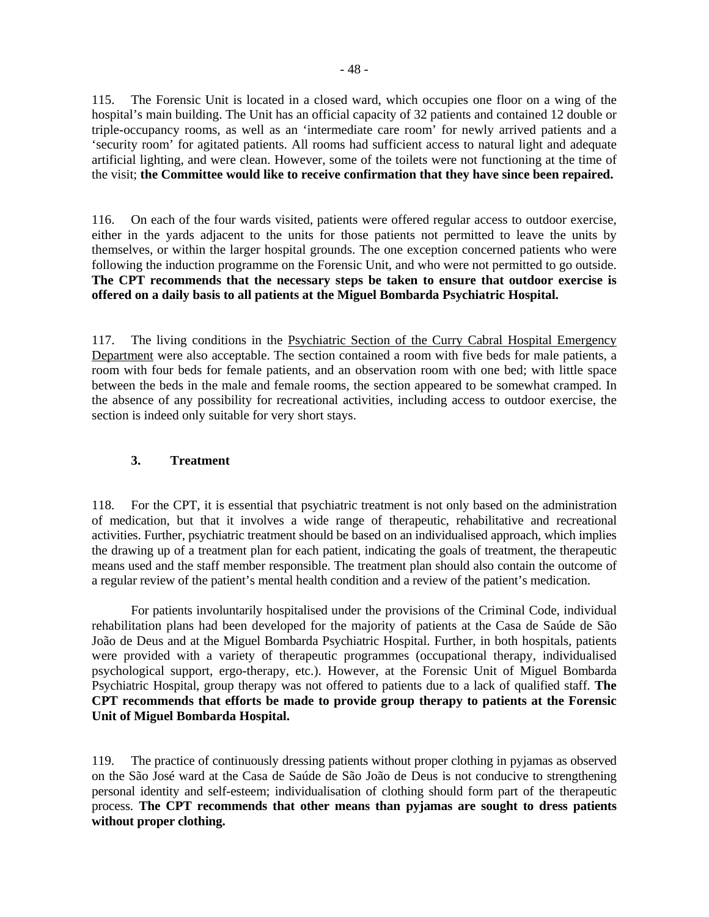115. The Forensic Unit is located in a closed ward, which occupies one floor on a wing of the hospital's main building. The Unit has an official capacity of 32 patients and contained 12 double or triple-occupancy rooms, as well as an 'intermediate care room' for newly arrived patients and a 'security room' for agitated patients. All rooms had sufficient access to natural light and adequate artificial lighting, and were clean. However, some of the toilets were not functioning at the time of the visit; **the Committee would like to receive confirmation that they have since been repaired.**

116. On each of the four wards visited, patients were offered regular access to outdoor exercise, either in the yards adjacent to the units for those patients not permitted to leave the units by themselves, or within the larger hospital grounds. The one exception concerned patients who were following the induction programme on the Forensic Unit, and who were not permitted to go outside. **The CPT recommends that the necessary steps be taken to ensure that outdoor exercise is offered on a daily basis to all patients at the Miguel Bombarda Psychiatric Hospital.**

117. The living conditions in the Psychiatric Section of the Curry Cabral Hospital Emergency Department were also acceptable. The section contained a room with five beds for male patients, a room with four beds for female patients, and an observation room with one bed; with little space between the beds in the male and female rooms, the section appeared to be somewhat cramped. In the absence of any possibility for recreational activities, including access to outdoor exercise, the section is indeed only suitable for very short stays.

### 3. Treatment

118. For the CPT, it is essential that psychiatric treatment is not only based on the administration of medication, but that it involves a wide range of therapeutic, rehabilitative and recreational activities. Further, psychiatric treatment should be based on an individualised approach, which implies the drawing up of a treatment plan for each patient, indicating the goals of treatment, the therapeutic means used and the staff member responsible. The treatment plan should also contain the outcome of a regular review of the patient's mental health condition and a review of the patient's medication.

For patients involuntarily hospitalised under the provisions of the Criminal Code, individual rehabilitation plans had been developed for the majority of patients at the Casa de Saúde de São João de Deus and at the Miguel Bombarda Psychiatric Hospital. Further, in both hospitals, patients were provided with a variety of therapeutic programmes (occupational therapy, individualised psychological support, ergo-therapy, etc.). However, at the Forensic Unit of Miguel Bombarda Psychiatric Hospital, group therapy was not offered to patients due to a lack of qualified staff. **The CPT recommends that efforts be made to provide group therapy to patients at the Forensic Unit of Miguel Bombarda Hospital.**

119. The practice of continuously dressing patients without proper clothing in pyjamas as observed on the São José ward at the Casa de Saúde de São João de Deus is not conducive to strengthening personal identity and self-esteem; individualisation of clothing should form part of the therapeutic process. **The CPT recommends that other means than pyjamas are sought to dress patients without proper clothing.**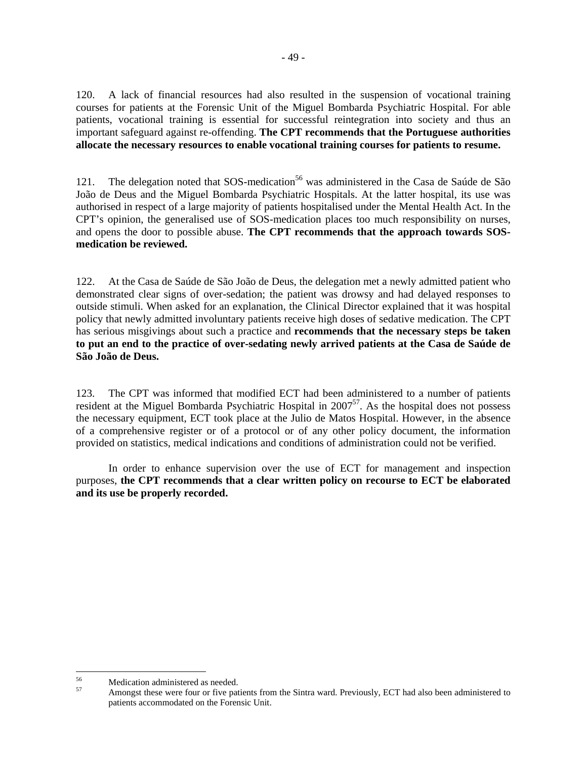120. A lack of financial resources had also resulted in the suspension of vocational training courses for patients at the Forensic Unit of the Miguel Bombarda Psychiatric Hospital. For able patients, vocational training is essential for successful reintegration into society and thus an important safeguard against re-offending. **The CPT recommends that the Portuguese authorities allocate the necessary resources to enable vocational training courses for patients to resume.**

121. The delegation noted that SOS-medication[56] was administered in the Casa de Saúde de São João de Deus and the Miguel Bombarda Psychiatric Hospitals. At the latter hospital, its use was authorised in respect of a large majority of patients hospitalised under the Mental Health Act. In the CPT's opinion, the generalised use of SOS-medication places too much responsibility on nurses, and opens the door to possible abuse. **The CPT recommends that the approach towards SOS-medication be reviewed.**

122. At the Casa de Saúde de São João de Deus, the delegation met a newly admitted patient who demonstrated clear signs of over-sedation; the patient was drowsy and had delayed responses to outside stimuli. When asked for an explanation, the Clinical Director explained that it was hospital policy that newly admitted involuntary patients receive high doses of sedative medication. The CPT has serious misgivings about such a practice and **recommends that the necessary steps be taken to put an end to the practice of over-sedating newly arrived patients at the Casa de Saúde de São João de Deus.**

123. The CPT was informed that modified ECT had been administered to a number of patients resident at the Miguel Bombarda Psychiatric Hospital in 2007[57]. As the hospital does not possess the necessary equipment, ECT took place at the Julio de Matos Hospital. However, in the absence of a comprehensive register or of a protocol or of any other policy document, the information provided on statistics, medical indications and conditions of administration could not be verified.

In order to enhance supervision over the use of ECT for management and inspection purposes, **the CPT recommends that a clear written policy on recourse to ECT be elaborated and its use be properly recorded.**

---

[56] Medication administered as needed.

[57] Amongst these were four or five patients from the Sintra ward. Previously, ECT had also been administered to patients accommodated on the Forensic Unit.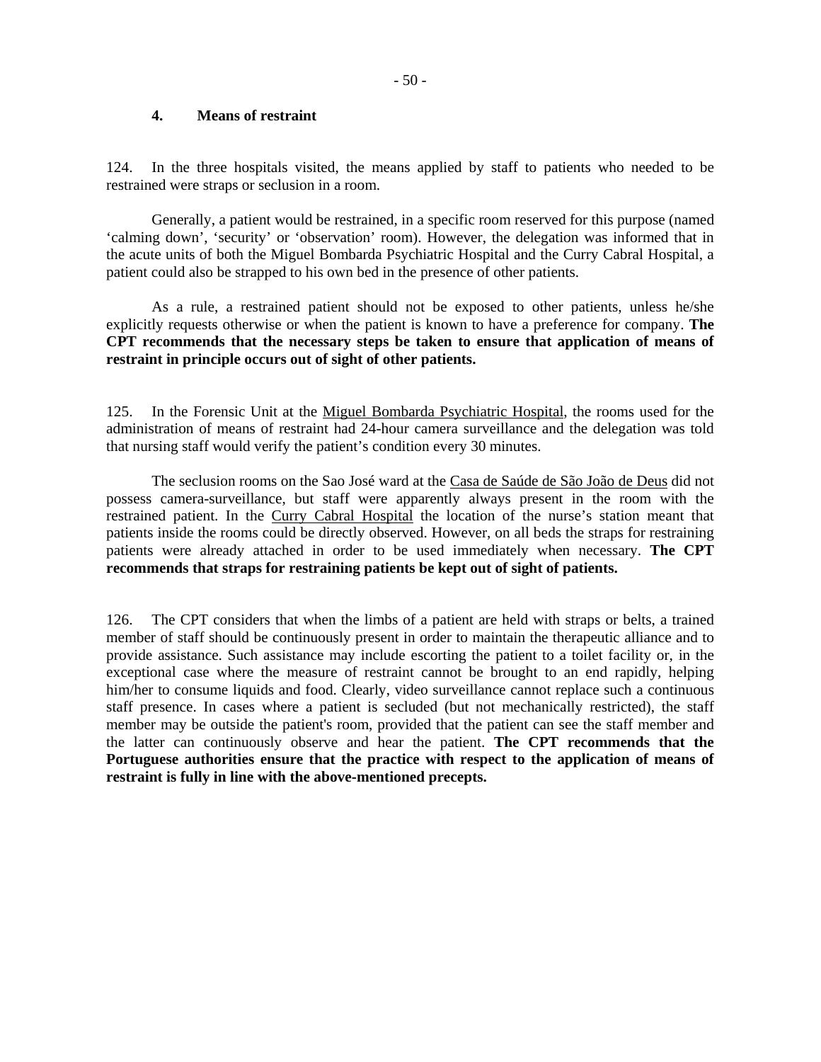### 4. Means of restraint

124. In the three hospitals visited, the means applied by staff to patients who needed to be restrained were straps or seclusion in a room.

Generally, a patient would be restrained, in a specific room reserved for this purpose (named 'calming down', 'security' or 'observation' room). However, the delegation was informed that in the acute units of both the Miguel Bombarda Psychiatric Hospital and the Curry Cabral Hospital, a patient could also be strapped to his own bed in the presence of other patients.

As a rule, a restrained patient should not be exposed to other patients, unless he/she explicitly requests otherwise or when the patient is known to have a preference for company. **The CPT recommends that the necessary steps be taken to ensure that application of means of restraint in principle occurs out of sight of other patients.**

125. In the Forensic Unit at the Miguel Bombarda Psychiatric Hospital, the rooms used for the administration of means of restraint had 24-hour camera surveillance and the delegation was told that nursing staff would verify the patient's condition every 30 minutes.

The seclusion rooms on the Sao José ward at the Casa de Saúde de São João de Deus did not possess camera-surveillance, but staff were apparently always present in the room with the restrained patient. In the Curry Cabral Hospital the location of the nurse's station meant that patients inside the rooms could be directly observed. However, on all beds the straps for restraining patients were already attached in order to be used immediately when necessary. **The CPT recommends that straps for restraining patients be kept out of sight of patients.**

126. The CPT considers that when the limbs of a patient are held with straps or belts, a trained member of staff should be continuously present in order to maintain the therapeutic alliance and to provide assistance. Such assistance may include escorting the patient to a toilet facility or, in the exceptional case where the measure of restraint cannot be brought to an end rapidly, helping him/her to consume liquids and food. Clearly, video surveillance cannot replace such a continuous staff presence. In cases where a patient is secluded (but not mechanically restricted), the staff member may be outside the patient's room, provided that the patient can see the staff member and the latter can continuously observe and hear the patient. **The CPT recommends that the Portuguese authorities ensure that the practice with respect to the application of means of restraint is fully in line with the above-mentioned precepts.**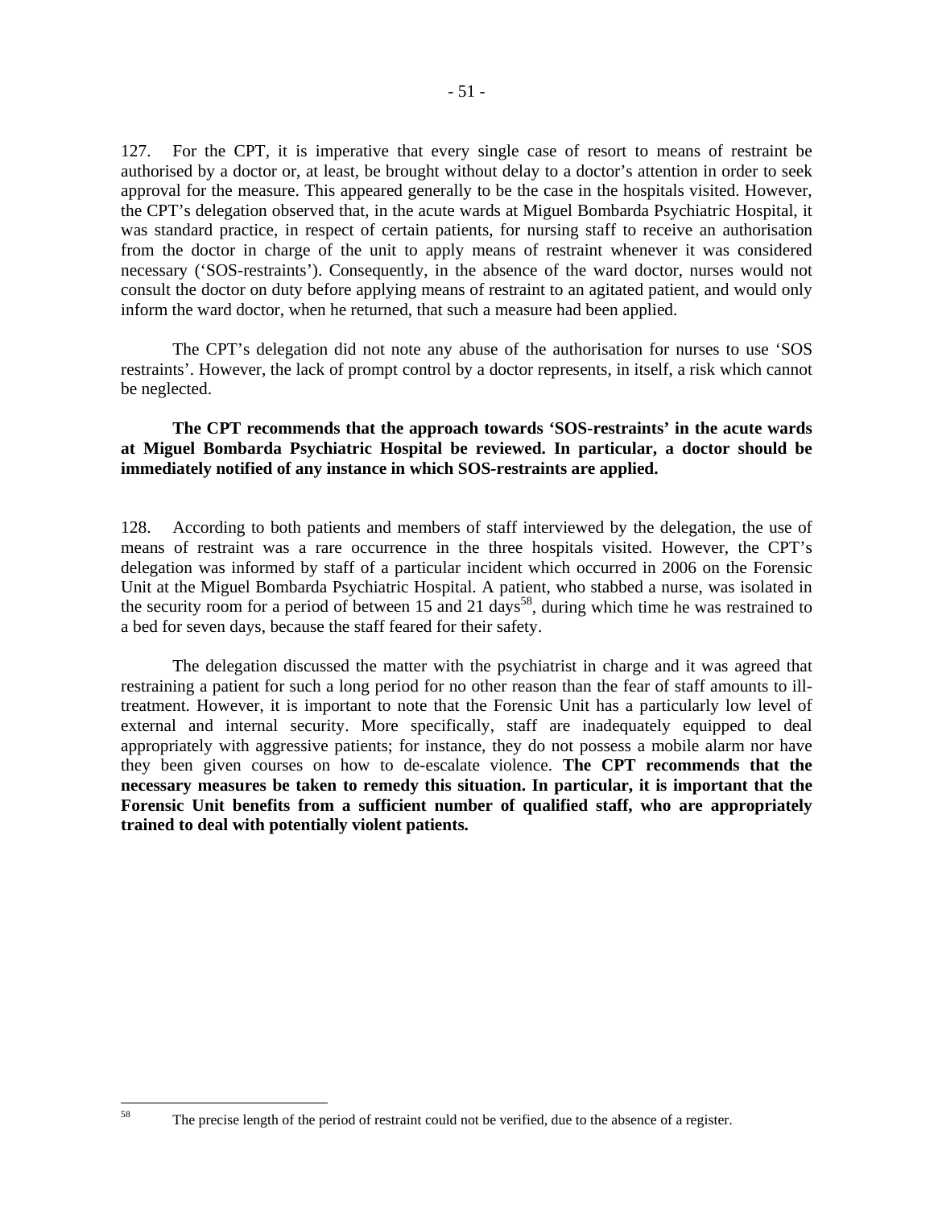127. For the CPT, it is imperative that every single case of resort to means of restraint be authorised by a doctor or, at least, be brought without delay to a doctor's attention in order to seek approval for the measure. This appeared generally to be the case in the hospitals visited. However, the CPT's delegation observed that, in the acute wards at Miguel Bombarda Psychiatric Hospital, it was standard practice, in respect of certain patients, for nursing staff to receive an authorisation from the doctor in charge of the unit to apply means of restraint whenever it was considered necessary ('SOS-restraints'). Consequently, in the absence of the ward doctor, nurses would not consult the doctor on duty before applying means of restraint to an agitated patient, and would only inform the ward doctor, when he returned, that such a measure had been applied.

The CPT's delegation did not note any abuse of the authorisation for nurses to use 'SOS restraints'. However, the lack of prompt control by a doctor represents, in itself, a risk which cannot be neglected.

**The CPT recommends that the approach towards 'SOS-restraints' in the acute wards at Miguel Bombarda Psychiatric Hospital be reviewed. In particular, a doctor should be immediately notified of any instance in which SOS-restraints are applied.**

128. According to both patients and members of staff interviewed by the delegation, the use of means of restraint was a rare occurrence in the three hospitals visited. However, the CPT's delegation was informed by staff of a particular incident which occurred in 2006 on the Forensic Unit at the Miguel Bombarda Psychiatric Hospital. A patient, who stabbed a nurse, was isolated in the security room for a period of between 15 and 21 days[58], during which time he was restrained to a bed for seven days, because the staff feared for their safety.

The delegation discussed the matter with the psychiatrist in charge and it was agreed that restraining a patient for such a long period for no other reason than the fear of staff amounts to ill-treatment. However, it is important to note that the Forensic Unit has a particularly low level of external and internal security. More specifically, staff are inadequately equipped to deal appropriately with aggressive patients; for instance, they do not possess a mobile alarm nor have they been given courses on how to de-escalate violence. **The CPT recommends that the necessary measures be taken to remedy this situation. In particular, it is important that the Forensic Unit benefits from a sufficient number of qualified staff, who are appropriately trained to deal with potentially violent patients.**

---

[58] The precise length of the period of restraint could not be verified, due to the absence of a register.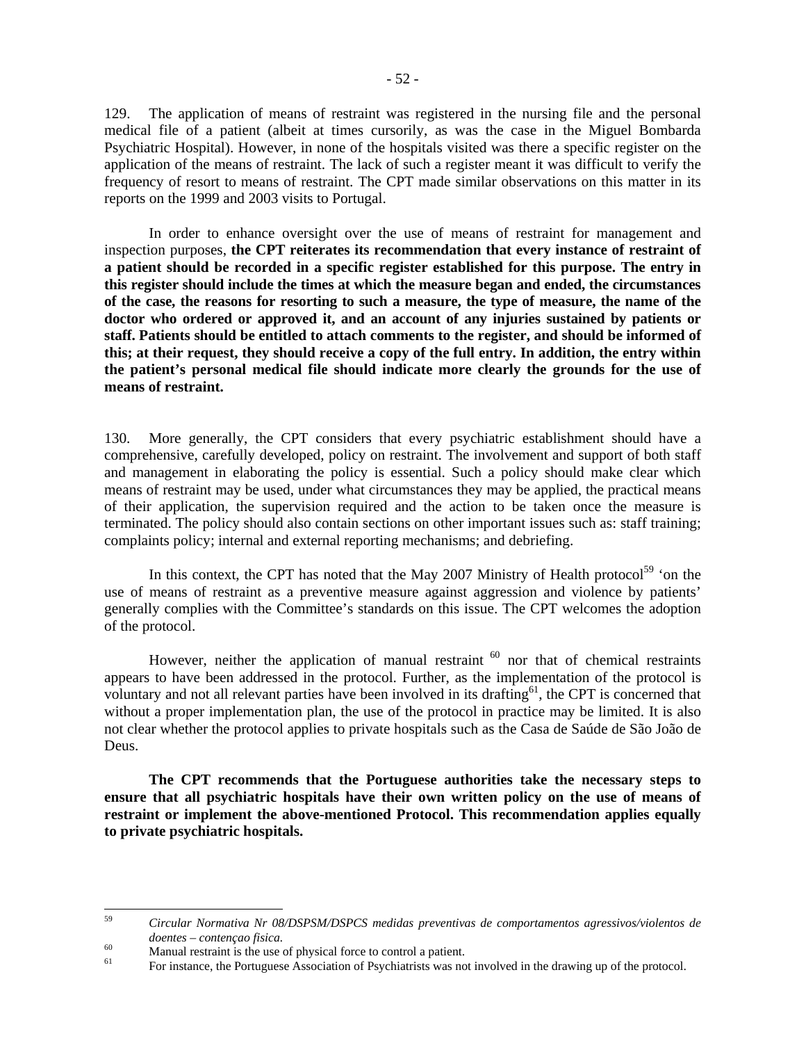129. The application of means of restraint was registered in the nursing file and the personal medical file of a patient (albeit at times cursorily, as was the case in the Miguel Bombarda Psychiatric Hospital). However, in none of the hospitals visited was there a specific register on the application of the means of restraint. The lack of such a register meant it was difficult to verify the frequency of resort to means of restraint. The CPT made similar observations on this matter in its reports on the 1999 and 2003 visits to Portugal.

In order to enhance oversight over the use of means of restraint for management and inspection purposes, **the CPT reiterates its recommendation that every instance of restraint of a patient should be recorded in a specific register established for this purpose. The entry in this register should include the times at which the measure began and ended, the circumstances of the case, the reasons for resorting to such a measure, the type of measure, the name of the doctor who ordered or approved it, and an account of any injuries sustained by patients or staff. Patients should be entitled to attach comments to the register, and should be informed of this; at their request, they should receive a copy of the full entry. In addition, the entry within the patient's personal medical file should indicate more clearly the grounds for the use of means of restraint.**

130. More generally, the CPT considers that every psychiatric establishment should have a comprehensive, carefully developed, policy on restraint. The involvement and support of both staff and management in elaborating the policy is essential. Such a policy should make clear which means of restraint may be used, under what circumstances they may be applied, the practical means of their application, the supervision required and the action to be taken once the measure is terminated. The policy should also contain sections on other important issues such as: staff training; complaints policy; internal and external reporting mechanisms; and debriefing.

In this context, the CPT has noted that the May 2007 Ministry of Health protocol[59] 'on the use of means of restraint as a preventive measure against aggression and violence by patients' generally complies with the Committee's standards on this issue. The CPT welcomes the adoption of the protocol.

However, neither the application of manual restraint [60] nor that of chemical restraints appears to have been addressed in the protocol. Further, as the implementation of the protocol is voluntary and not all relevant parties have been involved in its drafting[61], the CPT is concerned that without a proper implementation plan, the use of the protocol in practice may be limited. It is also not clear whether the protocol applies to private hospitals such as the Casa de Saúde de São João de Deus.

**The CPT recommends that the Portuguese authorities take the necessary steps to ensure that all psychiatric hospitals have their own written policy on the use of means of restraint or implement the above-mentioned Protocol. This recommendation applies equally to private psychiatric hospitals.**

---

[59] *Circular Normativa Nr 08/DSPSM/DSPCS medidas preventivas de comportamentos agressivos/violentos de doentes – contençao fisica.*

[60] Manual restraint is the use of physical force to control a patient.

[61] For instance, the Portuguese Association of Psychiatrists was not involved in the drawing up of the protocol.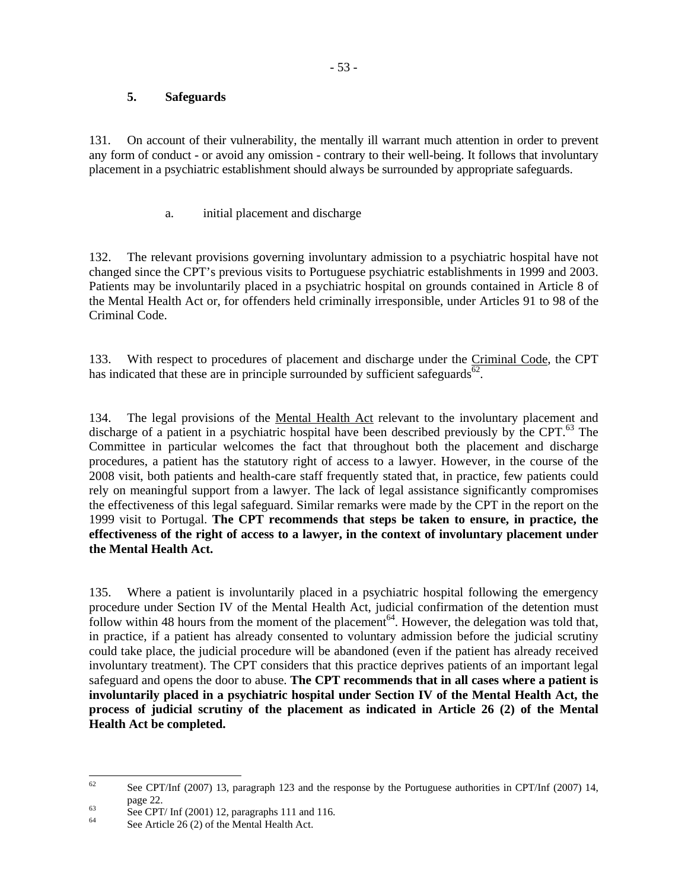### 5. Safeguards

131. On account of their vulnerability, the mentally ill warrant much attention in order to prevent any form of conduct - or avoid any omission - contrary to their well-being. It follows that involuntary placement in a psychiatric establishment should always be surrounded by appropriate safeguards.

#### a. initial placement and discharge

132. The relevant provisions governing involuntary admission to a psychiatric hospital have not changed since the CPT's previous visits to Portuguese psychiatric establishments in 1999 and 2003. Patients may be involuntarily placed in a psychiatric hospital on grounds contained in Article 8 of the Mental Health Act or, for offenders held criminally irresponsible, under Articles 91 to 98 of the Criminal Code.

133. With respect to procedures of placement and discharge under the Criminal Code, the CPT has indicated that these are in principle surrounded by sufficient safeguards[62].

134. The legal provisions of the Mental Health Act relevant to the involuntary placement and discharge of a patient in a psychiatric hospital have been described previously by the CPT.[63] The Committee in particular welcomes the fact that throughout both the placement and discharge procedures, a patient has the statutory right of access to a lawyer. However, in the course of the 2008 visit, both patients and health-care staff frequently stated that, in practice, few patients could rely on meaningful support from a lawyer. The lack of legal assistance significantly compromises the effectiveness of this legal safeguard. Similar remarks were made by the CPT in the report on the 1999 visit to Portugal. **The CPT recommends that steps be taken to ensure, in practice, the effectiveness of the right of access to a lawyer, in the context of involuntary placement under the Mental Health Act.**

135. Where a patient is involuntarily placed in a psychiatric hospital following the emergency procedure under Section IV of the Mental Health Act, judicial confirmation of the detention must follow within 48 hours from the moment of the placement[64]. However, the delegation was told that, in practice, if a patient has already consented to voluntary admission before the judicial scrutiny could take place, the judicial procedure will be abandoned (even if the patient has already received involuntary treatment). The CPT considers that this practice deprives patients of an important legal safeguard and opens the door to abuse. **The CPT recommends that in all cases where a patient is involuntarily placed in a psychiatric hospital under Section IV of the Mental Health Act, the process of judicial scrutiny of the placement as indicated in Article 26 (2) of the Mental Health Act be completed.**

---

[62] See CPT/Inf (2007) 13, paragraph 123 and the response by the Portuguese authorities in CPT/Inf (2007) 14, page 22.

[63] See CPT/ Inf (2001) 12, paragraphs 111 and 116.

[64] See Article 26 (2) of the Mental Health Act.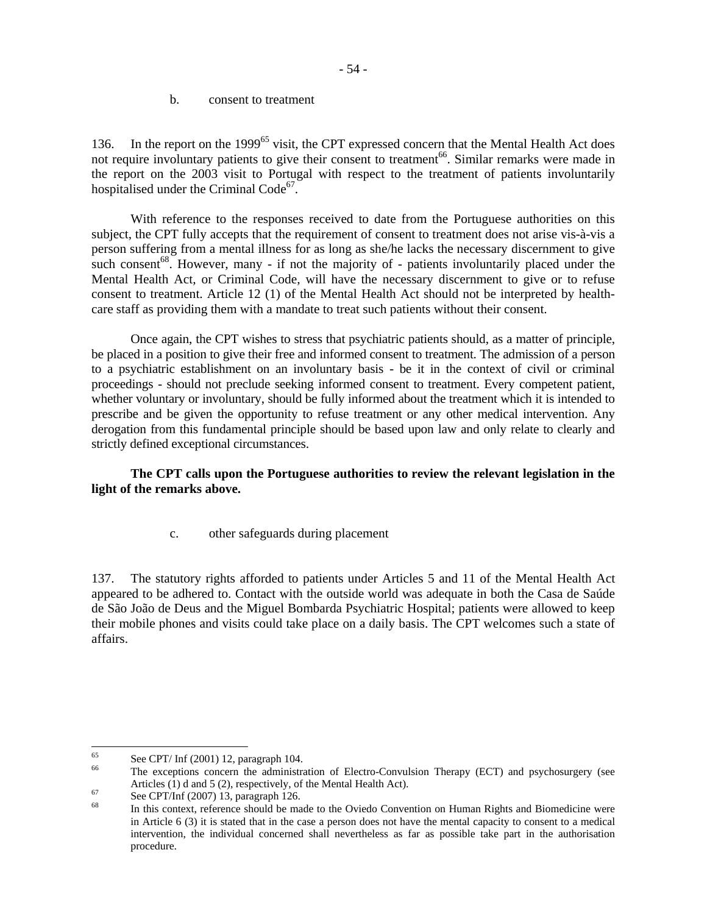b. consent to treatment

136. In the report on the 1999[65] visit, the CPT expressed concern that the Mental Health Act does not require involuntary patients to give their consent to treatment[66]. Similar remarks were made in the report on the 2003 visit to Portugal with respect to the treatment of patients involuntarily hospitalised under the Criminal Code[67].

With reference to the responses received to date from the Portuguese authorities on this subject, the CPT fully accepts that the requirement of consent to treatment does not arise vis-à-vis a person suffering from a mental illness for as long as she/he lacks the necessary discernment to give such consent[68]. However, many - if not the majority of - patients involuntarily placed under the Mental Health Act, or Criminal Code, will have the necessary discernment to give or to refuse consent to treatment. Article 12 (1) of the Mental Health Act should not be interpreted by health-care staff as providing them with a mandate to treat such patients without their consent.

Once again, the CPT wishes to stress that psychiatric patients should, as a matter of principle, be placed in a position to give their free and informed consent to treatment. The admission of a person to a psychiatric establishment on an involuntary basis - be it in the context of civil or criminal proceedings - should not preclude seeking informed consent to treatment. Every competent patient, whether voluntary or involuntary, should be fully informed about the treatment which it is intended to prescribe and be given the opportunity to refuse treatment or any other medical intervention. Any derogation from this fundamental principle should be based upon law and only relate to clearly and strictly defined exceptional circumstances.

**The CPT calls upon the Portuguese authorities to review the relevant legislation in the light of the remarks above.**

c. other safeguards during placement

137. The statutory rights afforded to patients under Articles 5 and 11 of the Mental Health Act appeared to be adhered to. Contact with the outside world was adequate in both the Casa de Saúde de São João de Deus and the Miguel Bombarda Psychiatric Hospital; patients were allowed to keep their mobile phones and visits could take place on a daily basis. The CPT welcomes such a state of affairs.

---

[65] See CPT/ Inf (2001) 12, paragraph 104.

[66] The exceptions concern the administration of Electro-Convulsion Therapy (ECT) and psychosurgery (see Articles (1) d and 5 (2), respectively, of the Mental Health Act).

[67] See CPT/Inf (2007) 13, paragraph 126.

[68] In this context, reference should be made to the Oviedo Convention on Human Rights and Biomedicine were in Article 6 (3) it is stated that in the case a person does not have the mental capacity to consent to a medical intervention, the individual concerned shall nevertheless as far as possible take part in the authorisation procedure.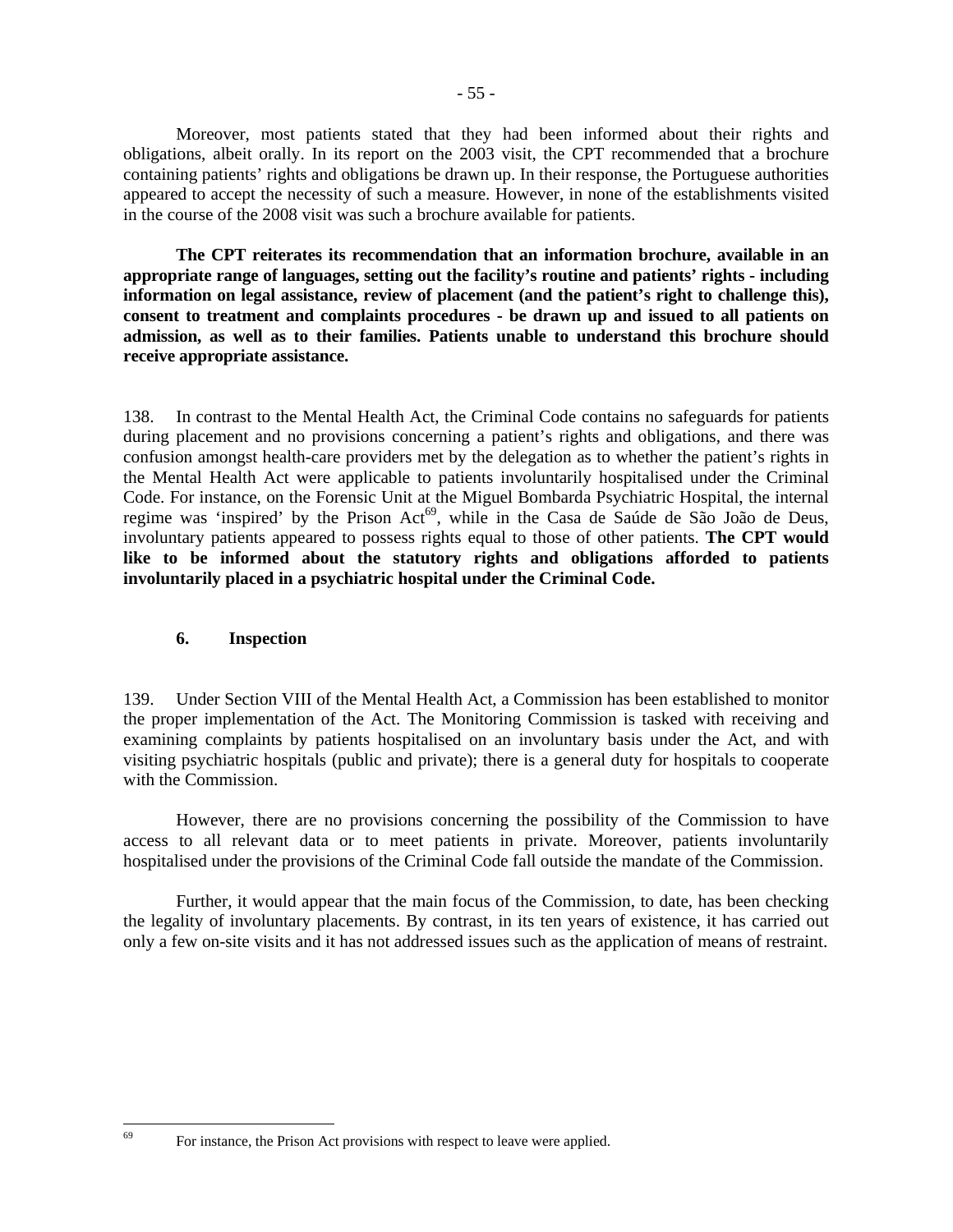Moreover, most patients stated that they had been informed about their rights and obligations, albeit orally. In its report on the 2003 visit, the CPT recommended that a brochure containing patients' rights and obligations be drawn up. In their response, the Portuguese authorities appeared to accept the necessity of such a measure. However, in none of the establishments visited in the course of the 2008 visit was such a brochure available for patients.

**The CPT reiterates its recommendation that an information brochure, available in an appropriate range of languages, setting out the facility's routine and patients' rights - including information on legal assistance, review of placement (and the patient's right to challenge this), consent to treatment and complaints procedures - be drawn up and issued to all patients on admission, as well as to their families. Patients unable to understand this brochure should receive appropriate assistance.**

138. In contrast to the Mental Health Act, the Criminal Code contains no safeguards for patients during placement and no provisions concerning a patient's rights and obligations, and there was confusion amongst health-care providers met by the delegation as to whether the patient's rights in the Mental Health Act were applicable to patients involuntarily hospitalised under the Criminal Code. For instance, on the Forensic Unit at the Miguel Bombarda Psychiatric Hospital, the internal regime was 'inspired' by the Prison Act[69], while in the Casa de Saúde de São João de Deus, involuntary patients appeared to possess rights equal to those of other patients. **The CPT would like to be informed about the statutory rights and obligations afforded to patients involuntarily placed in a psychiatric hospital under the Criminal Code.**

### 6. Inspection

139. Under Section VIII of the Mental Health Act, a Commission has been established to monitor the proper implementation of the Act. The Monitoring Commission is tasked with receiving and examining complaints by patients hospitalised on an involuntary basis under the Act, and with visiting psychiatric hospitals (public and private); there is a general duty for hospitals to cooperate with the Commission.

However, there are no provisions concerning the possibility of the Commission to have access to all relevant data or to meet patients in private. Moreover, patients involuntarily hospitalised under the provisions of the Criminal Code fall outside the mandate of the Commission.

Further, it would appear that the main focus of the Commission, to date, has been checking the legality of involuntary placements. By contrast, in its ten years of existence, it has carried out only a few on-site visits and it has not addressed issues such as the application of means of restraint.

---

[69] For instance, the Prison Act provisions with respect to leave were applied.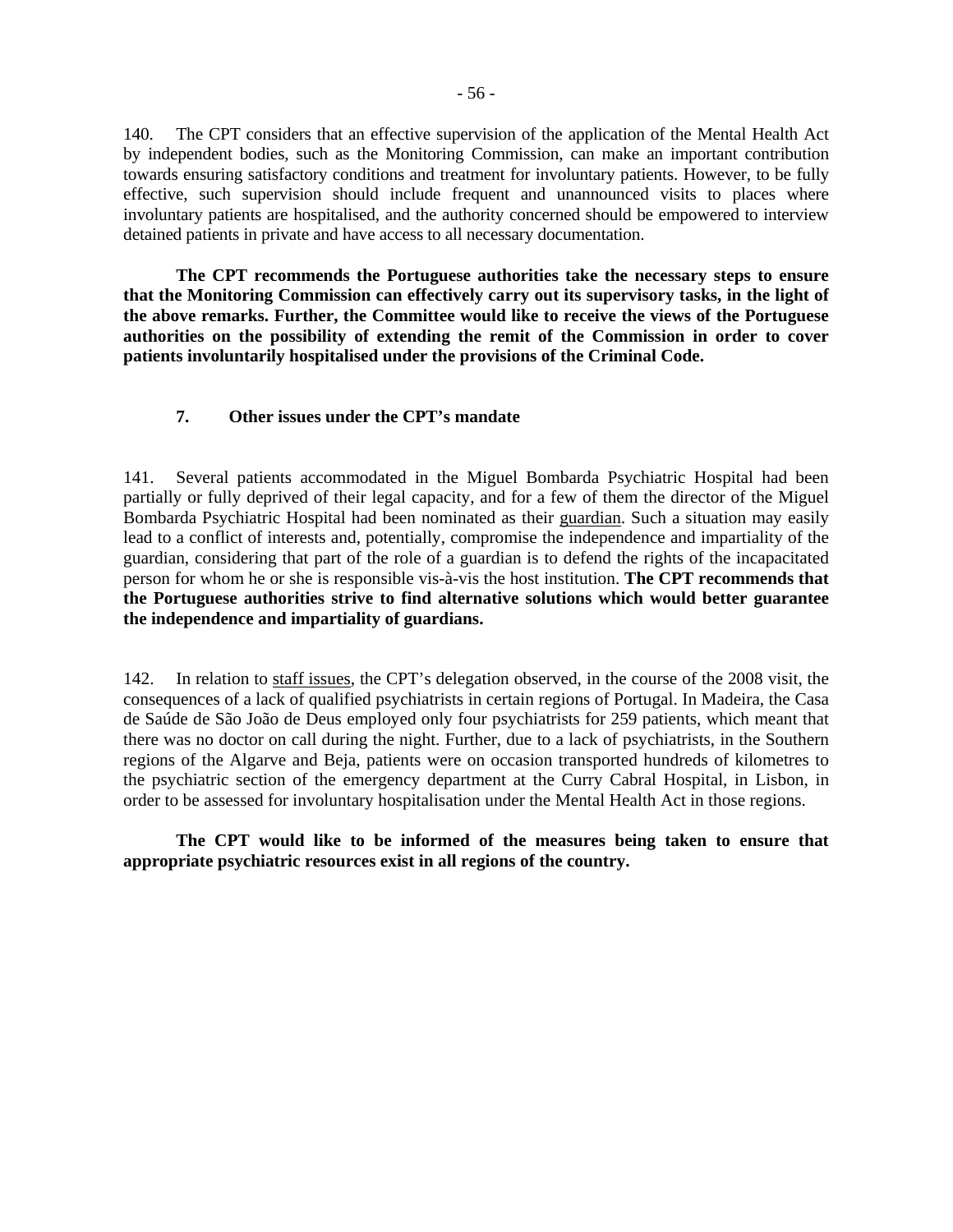140. The CPT considers that an effective supervision of the application of the Mental Health Act by independent bodies, such as the Monitoring Commission, can make an important contribution towards ensuring satisfactory conditions and treatment for involuntary patients. However, to be fully effective, such supervision should include frequent and unannounced visits to places where involuntary patients are hospitalised, and the authority concerned should be empowered to interview detained patients in private and have access to all necessary documentation.

**The CPT recommends the Portuguese authorities take the necessary steps to ensure that the Monitoring Commission can effectively carry out its supervisory tasks, in the light of the above remarks. Further, the Committee would like to receive the views of the Portuguese authorities on the possibility of extending the remit of the Commission in order to cover patients involuntarily hospitalised under the provisions of the Criminal Code.**

### 7. Other issues under the CPT's mandate

141. Several patients accommodated in the Miguel Bombarda Psychiatric Hospital had been partially or fully deprived of their legal capacity, and for a few of them the director of the Miguel Bombarda Psychiatric Hospital had been nominated as their guardian. Such a situation may easily lead to a conflict of interests and, potentially, compromise the independence and impartiality of the guardian, considering that part of the role of a guardian is to defend the rights of the incapacitated person for whom he or she is responsible vis-à-vis the host institution. **The CPT recommends that the Portuguese authorities strive to find alternative solutions which would better guarantee the independence and impartiality of guardians.**

142. In relation to staff issues, the CPT's delegation observed, in the course of the 2008 visit, the consequences of a lack of qualified psychiatrists in certain regions of Portugal. In Madeira, the Casa de Saúde de São João de Deus employed only four psychiatrists for 259 patients, which meant that there was no doctor on call during the night. Further, due to a lack of psychiatrists, in the Southern regions of the Algarve and Beja, patients were on occasion transported hundreds of kilometres to the psychiatric section of the emergency department at the Curry Cabral Hospital, in Lisbon, in order to be assessed for involuntary hospitalisation under the Mental Health Act in those regions.

**The CPT would like to be informed of the measures being taken to ensure that appropriate psychiatric resources exist in all regions of the country.**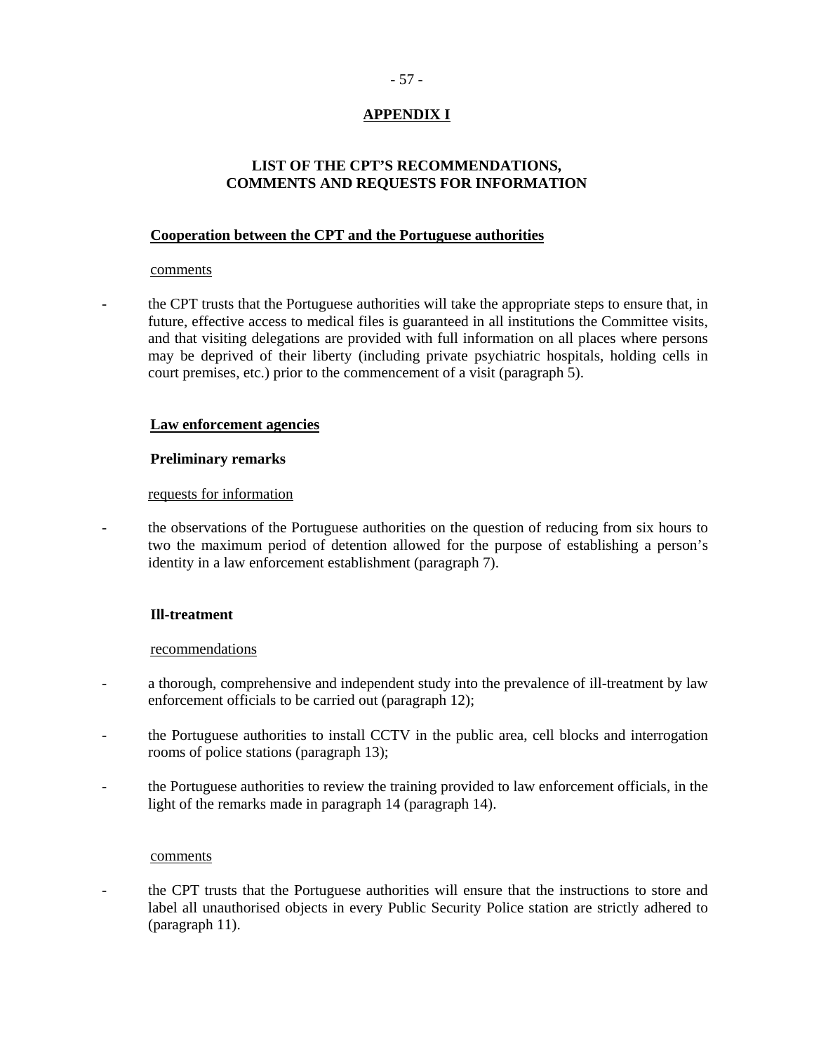## APPENDIX I

## LIST OF THE CPT'S RECOMMENDATIONS, COMMENTS AND REQUESTS FOR INFORMATION

### Cooperation between the CPT and the Portuguese authorities

comments

- the CPT trusts that the Portuguese authorities will take the appropriate steps to ensure that, in future, effective access to medical files is guaranteed in all institutions the Committee visits, and that visiting delegations are provided with full information on all places where persons may be deprived of their liberty (including private psychiatric hospitals, holding cells in court premises, etc.) prior to the commencement of a visit (paragraph 5).

### Law enforcement agencies

#### Preliminary remarks

requests for information

- the observations of the Portuguese authorities on the question of reducing from six hours to two the maximum period of detention allowed for the purpose of establishing a person's identity in a law enforcement establishment (paragraph 7).

#### Ill-treatment

recommendations

- a thorough, comprehensive and independent study into the prevalence of ill-treatment by law enforcement officials to be carried out (paragraph 12);
- the Portuguese authorities to install CCTV in the public area, cell blocks and interrogation rooms of police stations (paragraph 13);
- the Portuguese authorities to review the training provided to law enforcement officials, in the light of the remarks made in paragraph 14 (paragraph 14).

comments

- the CPT trusts that the Portuguese authorities will ensure that the instructions to store and label all unauthorised objects in every Public Security Police station are strictly adhered to (paragraph 11).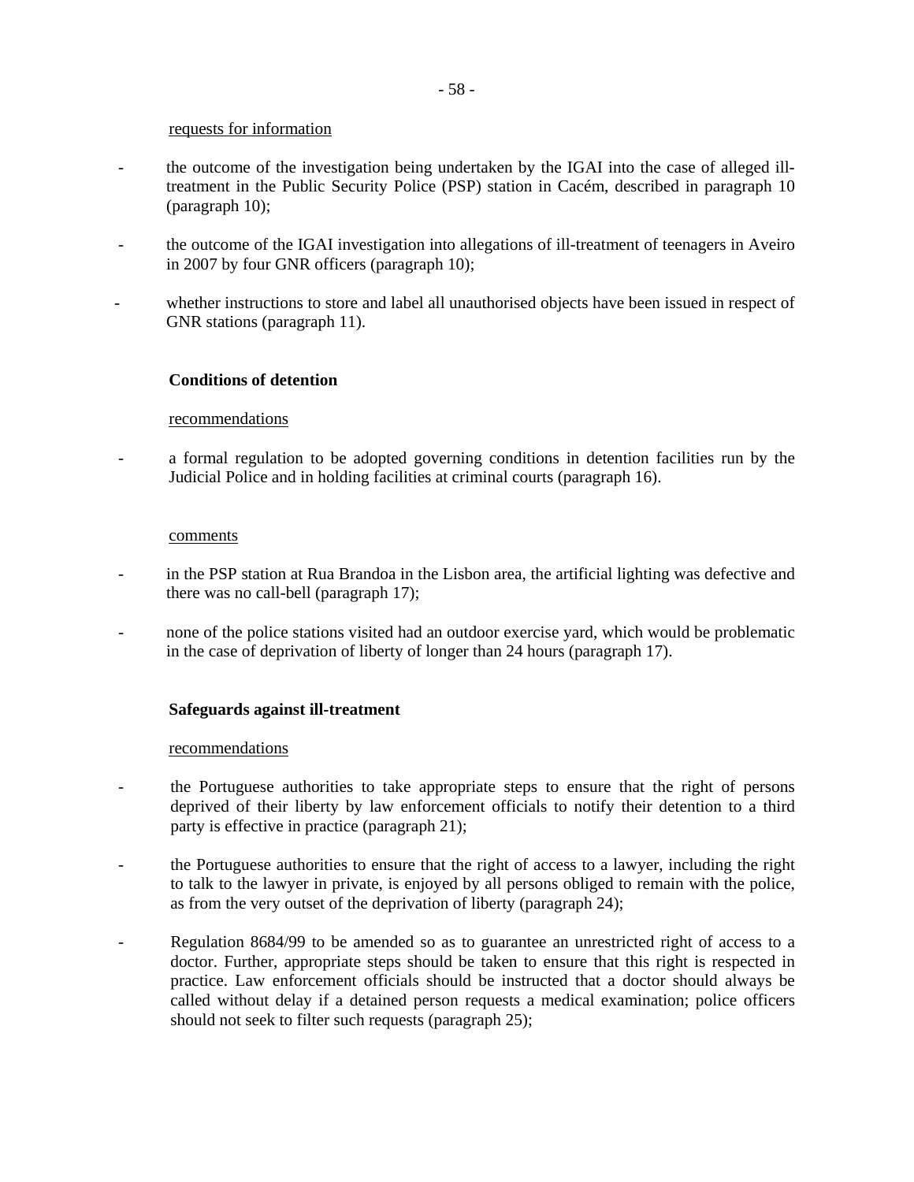requests for information

- the outcome of the investigation being undertaken by the IGAI into the case of alleged ill-treatment in the Public Security Police (PSP) station in Cacém, described in paragraph 10 (paragraph 10);
- the outcome of the IGAI investigation into allegations of ill-treatment of teenagers in Aveiro in 2007 by four GNR officers (paragraph 10);
- whether instructions to store and label all unauthorised objects have been issued in respect of GNR stations (paragraph 11).

**Conditions of detention**

recommendations

- a formal regulation to be adopted governing conditions in detention facilities run by the Judicial Police and in holding facilities at criminal courts (paragraph 16).

comments

- in the PSP station at Rua Brandoa in the Lisbon area, the artificial lighting was defective and there was no call-bell (paragraph 17);
- none of the police stations visited had an outdoor exercise yard, which would be problematic in the case of deprivation of liberty of longer than 24 hours (paragraph 17).

**Safeguards against ill-treatment**

recommendations

- the Portuguese authorities to take appropriate steps to ensure that the right of persons deprived of their liberty by law enforcement officials to notify their detention to a third party is effective in practice (paragraph 21);
- the Portuguese authorities to ensure that the right of access to a lawyer, including the right to talk to the lawyer in private, is enjoyed by all persons obliged to remain with the police, as from the very outset of the deprivation of liberty (paragraph 24);
- Regulation 8684/99 to be amended so as to guarantee an unrestricted right of access to a doctor. Further, appropriate steps should be taken to ensure that this right is respected in practice. Law enforcement officials should be instructed that a doctor should always be called without delay if a detained person requests a medical examination; police officers should not seek to filter such requests (paragraph 25);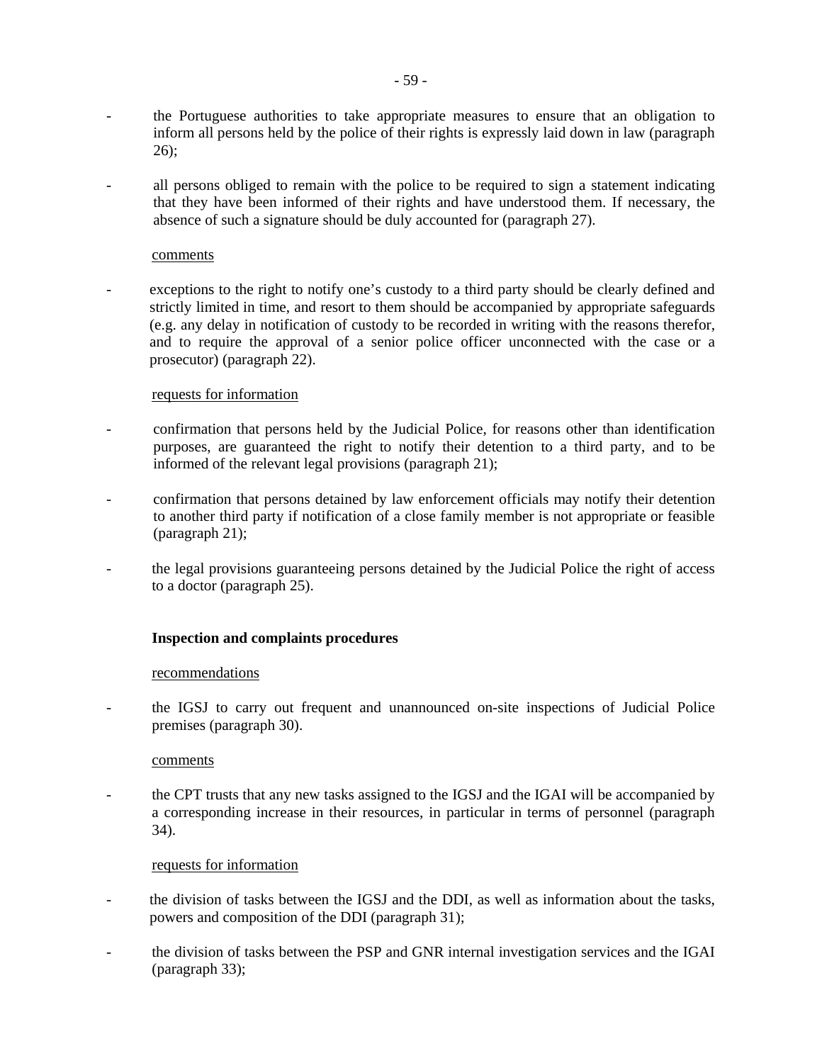- the Portuguese authorities to take appropriate measures to ensure that an obligation to inform all persons held by the police of their rights is expressly laid down in law (paragraph 26);

- all persons obliged to remain with the police to be required to sign a statement indicating that they have been informed of their rights and have understood them. If necessary, the absence of such a signature should be duly accounted for (paragraph 27).

<u>comments</u>

- exceptions to the right to notify one's custody to a third party should be clearly defined and strictly limited in time, and resort to them should be accompanied by appropriate safeguards (e.g. any delay in notification of custody to be recorded in writing with the reasons therefor, and to require the approval of a senior police officer unconnected with the case or a prosecutor) (paragraph 22).

<u>requests for information</u>

- confirmation that persons held by the Judicial Police, for reasons other than identification purposes, are guaranteed the right to notify their detention to a third party, and to be informed of the relevant legal provisions (paragraph 21);

- confirmation that persons detained by law enforcement officials may notify their detention to another third party if notification of a close family member is not appropriate or feasible (paragraph 21);

- the legal provisions guaranteeing persons detained by the Judicial Police the right of access to a doctor (paragraph 25).

**Inspection and complaints procedures**

<u>recommendations</u>

- the IGSJ to carry out frequent and unannounced on-site inspections of Judicial Police premises (paragraph 30).

<u>comments</u>

- the CPT trusts that any new tasks assigned to the IGSJ and the IGAI will be accompanied by a corresponding increase in their resources, in particular in terms of personnel (paragraph 34).

<u>requests for information</u>

- the division of tasks between the IGSJ and the DDI, as well as information about the tasks, powers and composition of the DDI (paragraph 31);

- the division of tasks between the PSP and GNR internal investigation services and the IGAI (paragraph 33);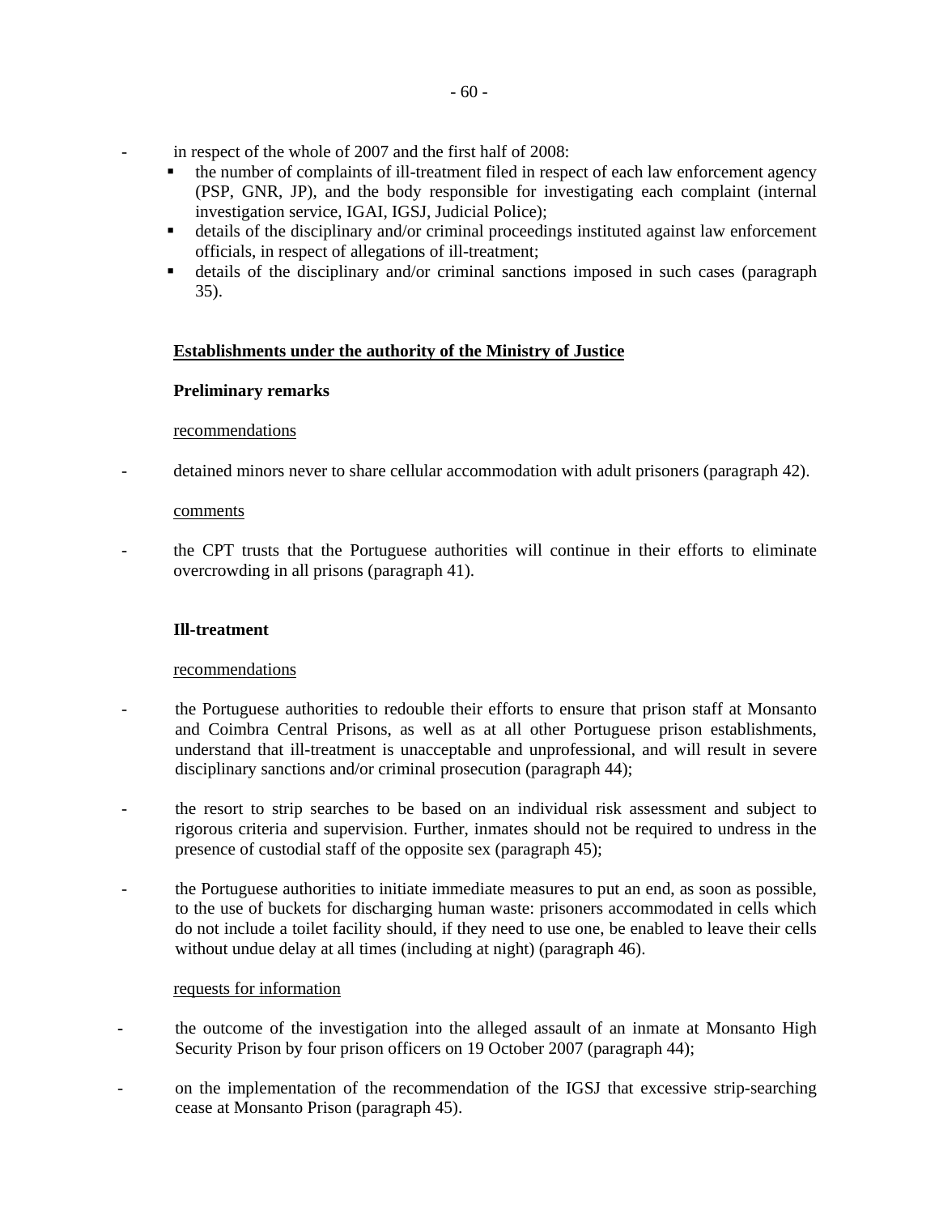- in respect of the whole of 2007 and the first half of 2008:
    - the number of complaints of ill-treatment filed in respect of each law enforcement agency (PSP, GNR, JP), and the body responsible for investigating each complaint (internal investigation service, IGAI, IGSJ, Judicial Police);
    - details of the disciplinary and/or criminal proceedings instituted against law enforcement officials, in respect of allegations of ill-treatment;
    - details of the disciplinary and/or criminal sanctions imposed in such cases (paragraph 35).

## Establishments under the authority of the Ministry of Justice

### Preliminary remarks

recommendations

- detained minors never to share cellular accommodation with adult prisoners (paragraph 42).

comments

- the CPT trusts that the Portuguese authorities will continue in their efforts to eliminate overcrowding in all prisons (paragraph 41).

### Ill-treatment

recommendations

- the Portuguese authorities to redouble their efforts to ensure that prison staff at Monsanto and Coimbra Central Prisons, as well as at all other Portuguese prison establishments, understand that ill-treatment is unacceptable and unprofessional, and will result in severe disciplinary sanctions and/or criminal prosecution (paragraph 44);

- the resort to strip searches to be based on an individual risk assessment and subject to rigorous criteria and supervision. Further, inmates should not be required to undress in the presence of custodial staff of the opposite sex (paragraph 45);

- the Portuguese authorities to initiate immediate measures to put an end, as soon as possible, to the use of buckets for discharging human waste: prisoners accommodated in cells which do not include a toilet facility should, if they need to use one, be enabled to leave their cells without undue delay at all times (including at night) (paragraph 46).

requests for information

- the outcome of the investigation into the alleged assault of an inmate at Monsanto High Security Prison by four prison officers on 19 October 2007 (paragraph 44);

- on the implementation of the recommendation of the IGSJ that excessive strip-searching cease at Monsanto Prison (paragraph 45).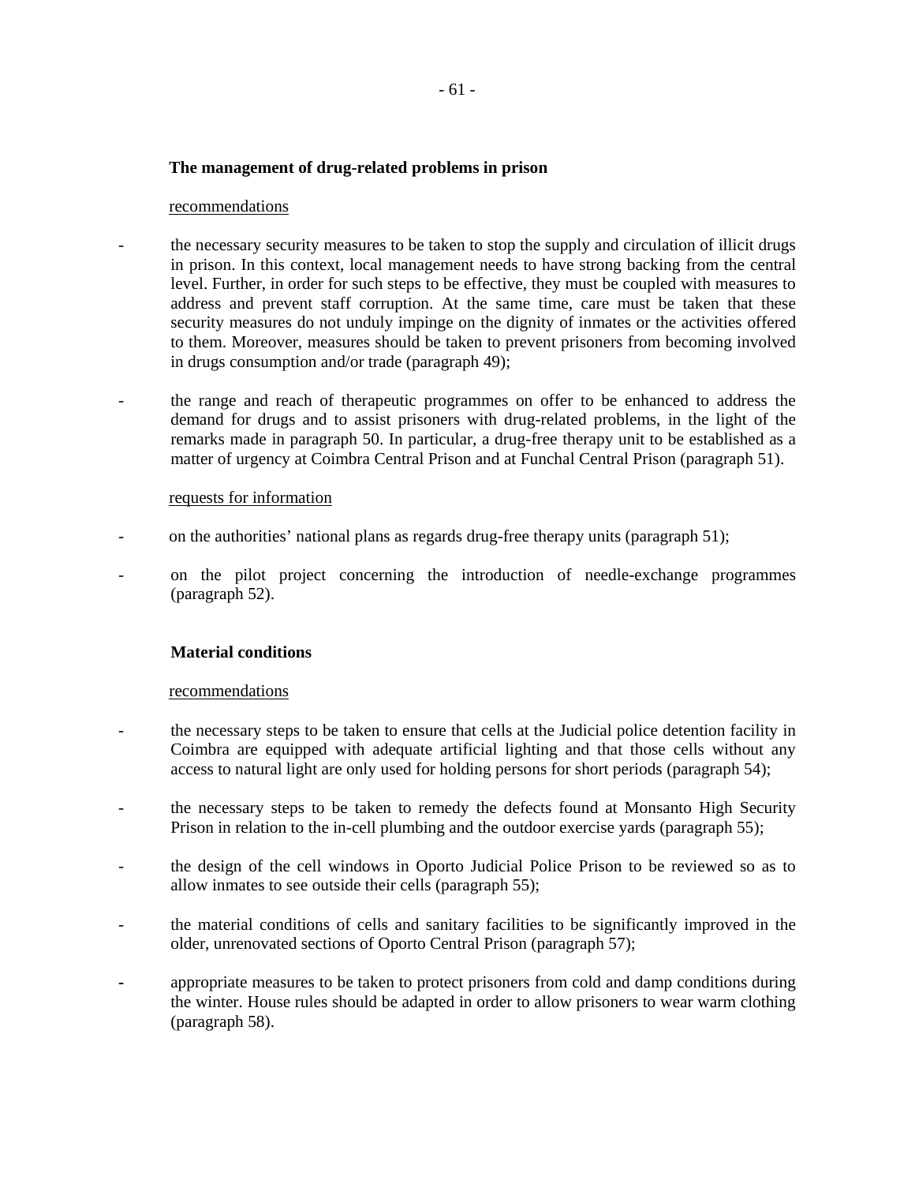**The management of drug-related problems in prison**

recommendations

- the necessary security measures to be taken to stop the supply and circulation of illicit drugs in prison. In this context, local management needs to have strong backing from the central level. Further, in order for such steps to be effective, they must be coupled with measures to address and prevent staff corruption. At the same time, care must be taken that these security measures do not unduly impinge on the dignity of inmates or the activities offered to them. Moreover, measures should be taken to prevent prisoners from becoming involved in drugs consumption and/or trade (paragraph 49);

- the range and reach of therapeutic programmes on offer to be enhanced to address the demand for drugs and to assist prisoners with drug-related problems, in the light of the remarks made in paragraph 50. In particular, a drug-free therapy unit to be established as a matter of urgency at Coimbra Central Prison and at Funchal Central Prison (paragraph 51).

requests for information

- on the authorities' national plans as regards drug-free therapy units (paragraph 51);

- on the pilot project concerning the introduction of needle-exchange programmes (paragraph 52).

**Material conditions**

recommendations

- the necessary steps to be taken to ensure that cells at the Judicial police detention facility in Coimbra are equipped with adequate artificial lighting and that those cells without any access to natural light are only used for holding persons for short periods (paragraph 54);

- the necessary steps to be taken to remedy the defects found at Monsanto High Security Prison in relation to the in-cell plumbing and the outdoor exercise yards (paragraph 55);

- the design of the cell windows in Oporto Judicial Police Prison to be reviewed so as to allow inmates to see outside their cells (paragraph 55);

- the material conditions of cells and sanitary facilities to be significantly improved in the older, unrenovated sections of Oporto Central Prison (paragraph 57);

- appropriate measures to be taken to protect prisoners from cold and damp conditions during the winter. House rules should be adapted in order to allow prisoners to wear warm clothing (paragraph 58).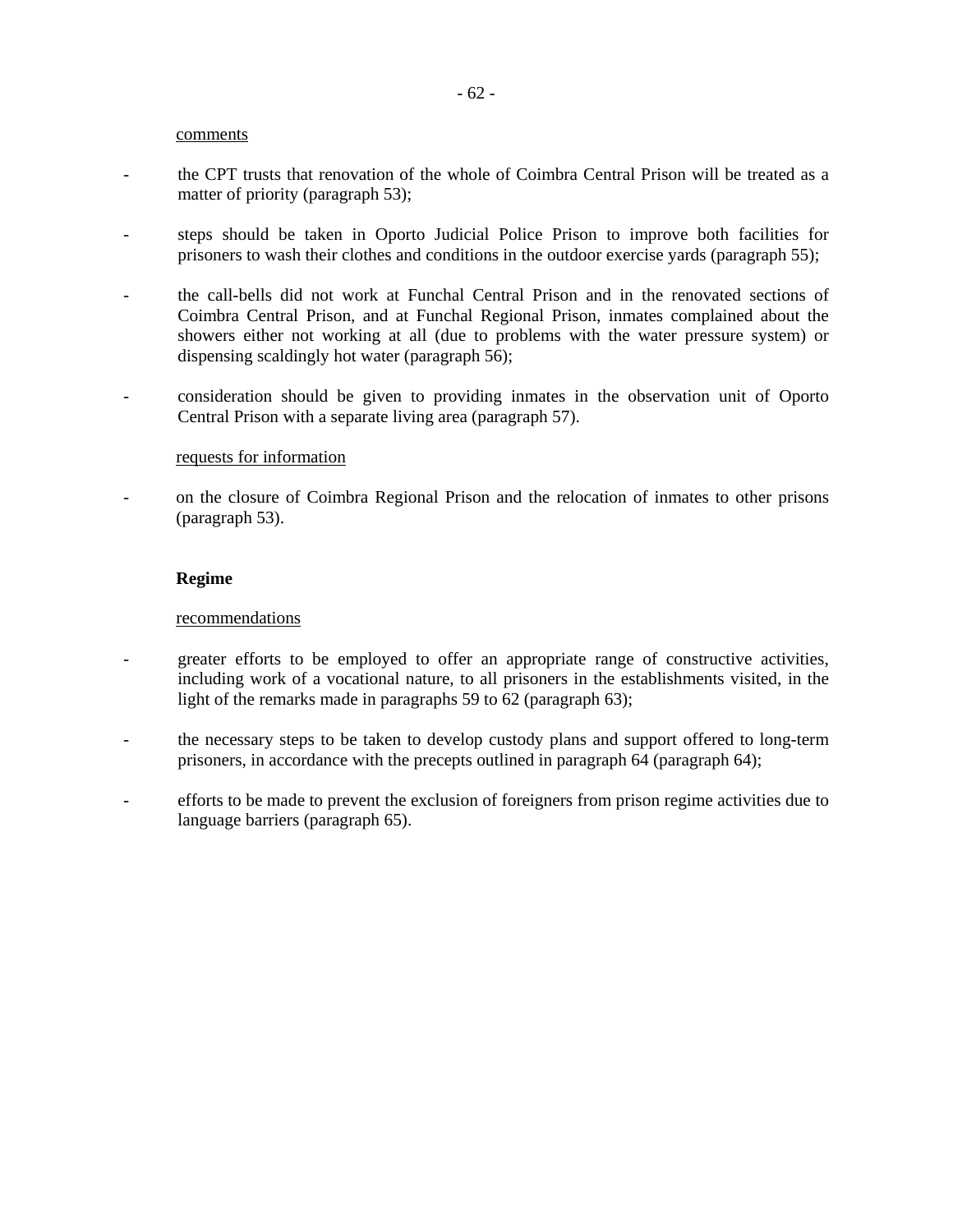comments

- the CPT trusts that renovation of the whole of Coimbra Central Prison will be treated as a matter of priority (paragraph 53);

- steps should be taken in Oporto Judicial Police Prison to improve both facilities for prisoners to wash their clothes and conditions in the outdoor exercise yards (paragraph 55);

- the call-bells did not work at Funchal Central Prison and in the renovated sections of Coimbra Central Prison, and at Funchal Regional Prison, inmates complained about the showers either not working at all (due to problems with the water pressure system) or dispensing scaldingly hot water (paragraph 56);

- consideration should be given to providing inmates in the observation unit of Oporto Central Prison with a separate living area (paragraph 57).

requests for information

- on the closure of Coimbra Regional Prison and the relocation of inmates to other prisons (paragraph 53).

**Regime**

recommendations

- greater efforts to be employed to offer an appropriate range of constructive activities, including work of a vocational nature, to all prisoners in the establishments visited, in the light of the remarks made in paragraphs 59 to 62 (paragraph 63);

- the necessary steps to be taken to develop custody plans and support offered to long-term prisoners, in accordance with the precepts outlined in paragraph 64 (paragraph 64);

- efforts to be made to prevent the exclusion of foreigners from prison regime activities due to language barriers (paragraph 65).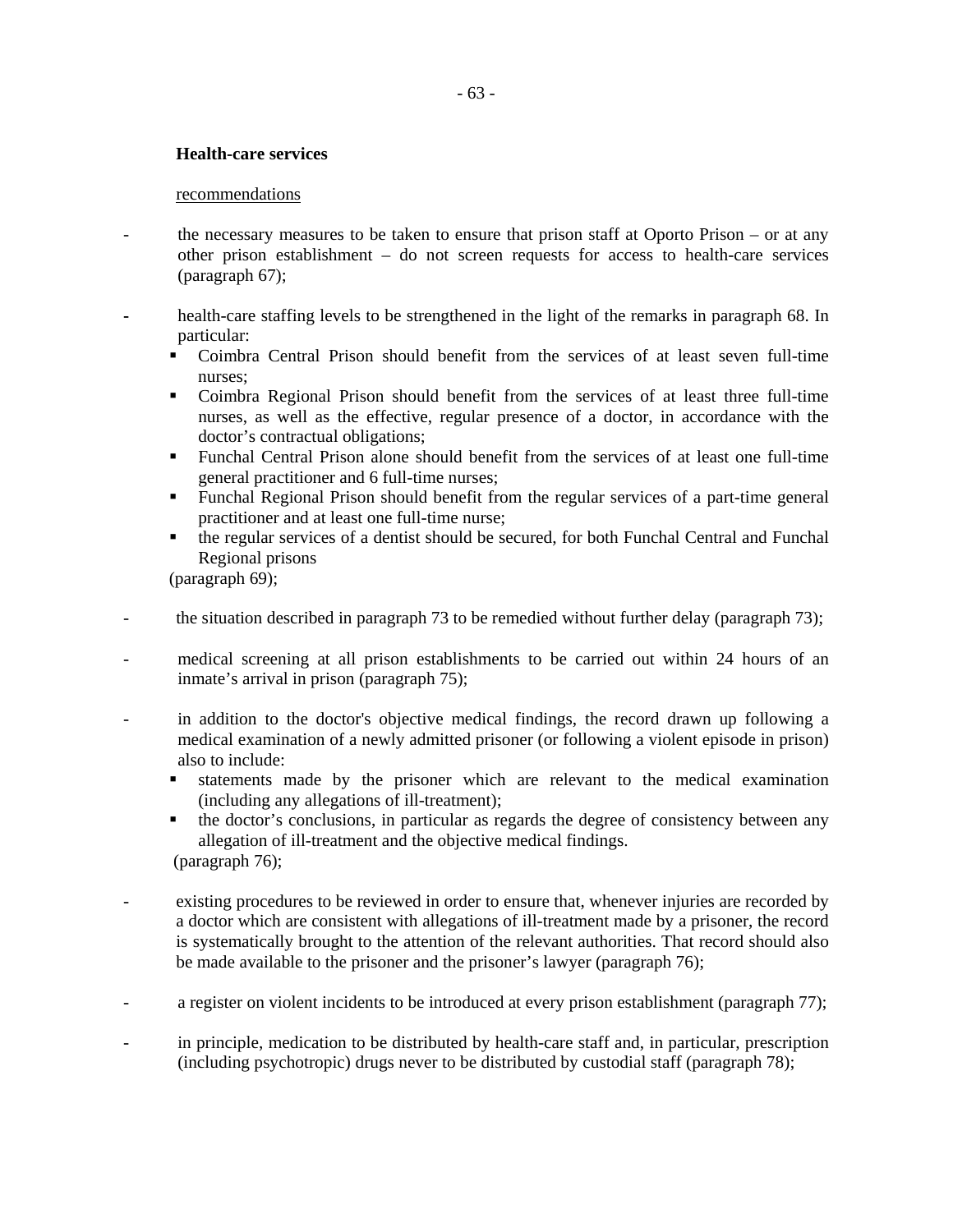**Health-care services**

recommendations

- the necessary measures to be taken to ensure that prison staff at Oporto Prison – or at any other prison establishment – do not screen requests for access to health-care services (paragraph 67);

- health-care staffing levels to be strengthened in the light of the remarks in paragraph 68. In particular:
  - Coimbra Central Prison should benefit from the services of at least seven full-time nurses;
  - Coimbra Regional Prison should benefit from the services of at least three full-time nurses, as well as the effective, regular presence of a doctor, in accordance with the doctor's contractual obligations;
  - Funchal Central Prison alone should benefit from the services of at least one full-time general practitioner and 6 full-time nurses;
  - Funchal Regional Prison should benefit from the regular services of a part-time general practitioner and at least one full-time nurse;
  - the regular services of a dentist should be secured, for both Funchal Central and Funchal Regional prisons

  (paragraph 69);

- the situation described in paragraph 73 to be remedied without further delay (paragraph 73);

- medical screening at all prison establishments to be carried out within 24 hours of an inmate's arrival in prison (paragraph 75);

- in addition to the doctor's objective medical findings, the record drawn up following a medical examination of a newly admitted prisoner (or following a violent episode in prison) also to include:
  - statements made by the prisoner which are relevant to the medical examination (including any allegations of ill-treatment);
  - the doctor's conclusions, in particular as regards the degree of consistency between any allegation of ill-treatment and the objective medical findings.

  (paragraph 76);

- existing procedures to be reviewed in order to ensure that, whenever injuries are recorded by a doctor which are consistent with allegations of ill-treatment made by a prisoner, the record is systematically brought to the attention of the relevant authorities. That record should also be made available to the prisoner and the prisoner's lawyer (paragraph 76);

- a register on violent incidents to be introduced at every prison establishment (paragraph 77);

- in principle, medication to be distributed by health-care staff and, in particular, prescription (including psychotropic) drugs never to be distributed by custodial staff (paragraph 78);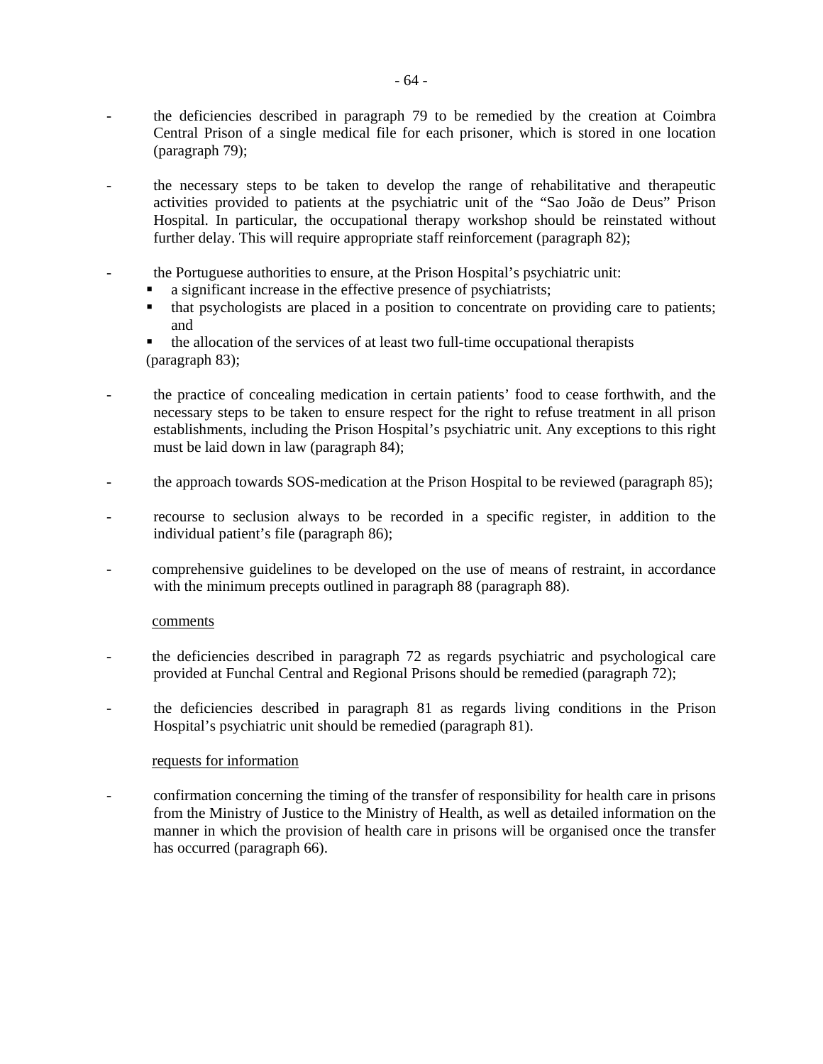- the deficiencies described in paragraph 79 to be remedied by the creation at Coimbra Central Prison of a single medical file for each prisoner, which is stored in one location (paragraph 79);

- the necessary steps to be taken to develop the range of rehabilitative and therapeutic activities provided to patients at the psychiatric unit of the "Sao João de Deus" Prison Hospital. In particular, the occupational therapy workshop should be reinstated without further delay. This will require appropriate staff reinforcement (paragraph 82);

- the Portuguese authorities to ensure, at the Prison Hospital's psychiatric unit:
  - a significant increase in the effective presence of psychiatrists;
  - that psychologists are placed in a position to concentrate on providing care to patients; and
  - the allocation of the services of at least two full-time occupational therapists

  (paragraph 83);

- the practice of concealing medication in certain patients' food to cease forthwith, and the necessary steps to be taken to ensure respect for the right to refuse treatment in all prison establishments, including the Prison Hospital's psychiatric unit. Any exceptions to this right must be laid down in law (paragraph 84);

- the approach towards SOS-medication at the Prison Hospital to be reviewed (paragraph 85);

- recourse to seclusion always to be recorded in a specific register, in addition to the individual patient's file (paragraph 86);

- comprehensive guidelines to be developed on the use of means of restraint, in accordance with the minimum precepts outlined in paragraph 88 (paragraph 88).

<u>comments</u>

- the deficiencies described in paragraph 72 as regards psychiatric and psychological care provided at Funchal Central and Regional Prisons should be remedied (paragraph 72);

- the deficiencies described in paragraph 81 as regards living conditions in the Prison Hospital's psychiatric unit should be remedied (paragraph 81).

<u>requests for information</u>

- confirmation concerning the timing of the transfer of responsibility for health care in prisons from the Ministry of Justice to the Ministry of Health, as well as detailed information on the manner in which the provision of health care in prisons will be organised once the transfer has occurred (paragraph 66).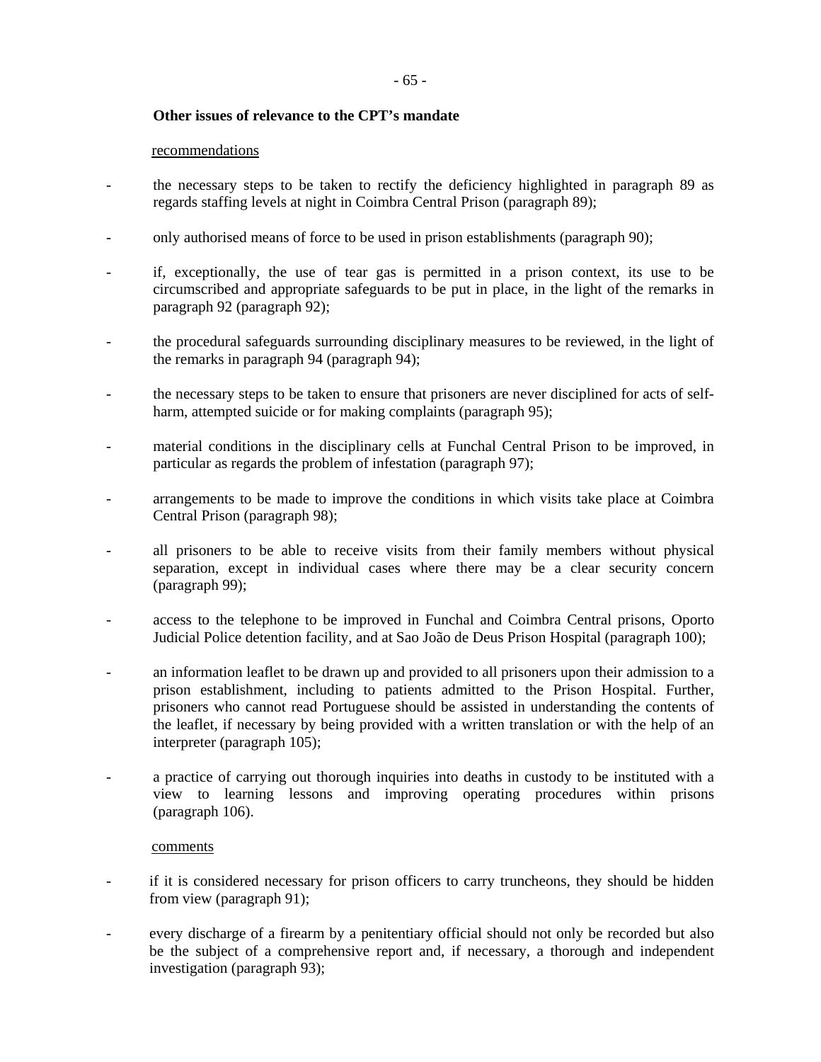**Other issues of relevance to the CPT's mandate**

recommendations

- the necessary steps to be taken to rectify the deficiency highlighted in paragraph 89 as regards staffing levels at night in Coimbra Central Prison (paragraph 89);

- only authorised means of force to be used in prison establishments (paragraph 90);

- if, exceptionally, the use of tear gas is permitted in a prison context, its use to be circumscribed and appropriate safeguards to be put in place, in the light of the remarks in paragraph 92 (paragraph 92);

- the procedural safeguards surrounding disciplinary measures to be reviewed, in the light of the remarks in paragraph 94 (paragraph 94);

- the necessary steps to be taken to ensure that prisoners are never disciplined for acts of self-harm, attempted suicide or for making complaints (paragraph 95);

- material conditions in the disciplinary cells at Funchal Central Prison to be improved, in particular as regards the problem of infestation (paragraph 97);

- arrangements to be made to improve the conditions in which visits take place at Coimbra Central Prison (paragraph 98);

- all prisoners to be able to receive visits from their family members without physical separation, except in individual cases where there may be a clear security concern (paragraph 99);

- access to the telephone to be improved in Funchal and Coimbra Central prisons, Oporto Judicial Police detention facility, and at Sao João de Deus Prison Hospital (paragraph 100);

- an information leaflet to be drawn up and provided to all prisoners upon their admission to a prison establishment, including to patients admitted to the Prison Hospital. Further, prisoners who cannot read Portuguese should be assisted in understanding the contents of the leaflet, if necessary by being provided with a written translation or with the help of an interpreter (paragraph 105);

- a practice of carrying out thorough inquiries into deaths in custody to be instituted with a view to learning lessons and improving operating procedures within prisons (paragraph 106).

comments

- if it is considered necessary for prison officers to carry truncheons, they should be hidden from view (paragraph 91);

- every discharge of a firearm by a penitentiary official should not only be recorded but also be the subject of a comprehensive report and, if necessary, a thorough and independent investigation (paragraph 93);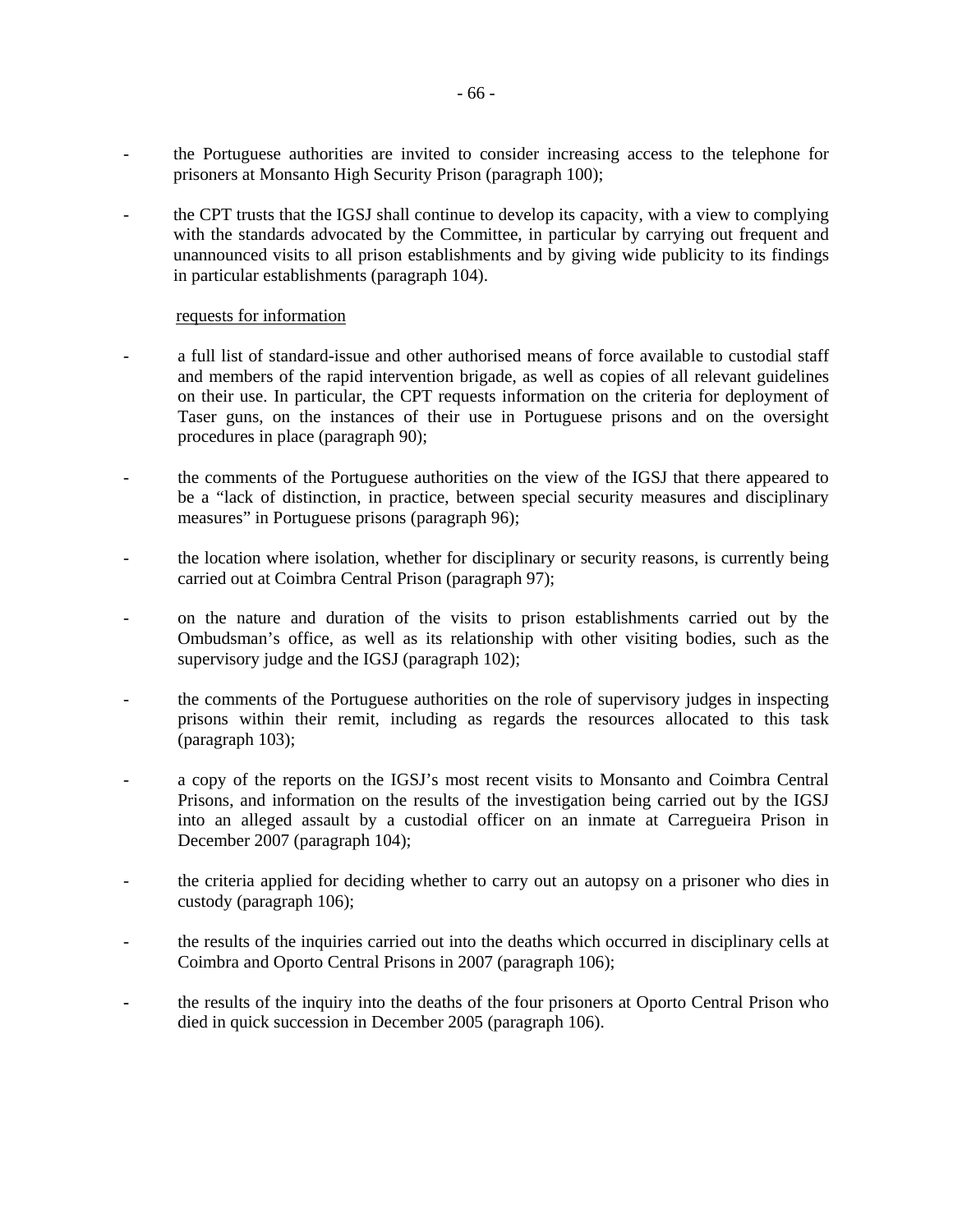- the Portuguese authorities are invited to consider increasing access to the telephone for prisoners at Monsanto High Security Prison (paragraph 100);

- the CPT trusts that the IGSJ shall continue to develop its capacity, with a view to complying with the standards advocated by the Committee, in particular by carrying out frequent and unannounced visits to all prison establishments and by giving wide publicity to its findings in particular establishments (paragraph 104).

<u>requests for information</u>

- a full list of standard-issue and other authorised means of force available to custodial staff and members of the rapid intervention brigade, as well as copies of all relevant guidelines on their use. In particular, the CPT requests information on the criteria for deployment of Taser guns, on the instances of their use in Portuguese prisons and on the oversight procedures in place (paragraph 90);

- the comments of the Portuguese authorities on the view of the IGSJ that there appeared to be a "lack of distinction, in practice, between special security measures and disciplinary measures" in Portuguese prisons (paragraph 96);

- the location where isolation, whether for disciplinary or security reasons, is currently being carried out at Coimbra Central Prison (paragraph 97);

- on the nature and duration of the visits to prison establishments carried out by the Ombudsman's office, as well as its relationship with other visiting bodies, such as the supervisory judge and the IGSJ (paragraph 102);

- the comments of the Portuguese authorities on the role of supervisory judges in inspecting prisons within their remit, including as regards the resources allocated to this task (paragraph 103);

- a copy of the reports on the IGSJ's most recent visits to Monsanto and Coimbra Central Prisons, and information on the results of the investigation being carried out by the IGSJ into an alleged assault by a custodial officer on an inmate at Carregueira Prison in December 2007 (paragraph 104);

- the criteria applied for deciding whether to carry out an autopsy on a prisoner who dies in custody (paragraph 106);

- the results of the inquiries carried out into the deaths which occurred in disciplinary cells at Coimbra and Oporto Central Prisons in 2007 (paragraph 106);

- the results of the inquiry into the deaths of the four prisoners at Oporto Central Prison who died in quick succession in December 2005 (paragraph 106).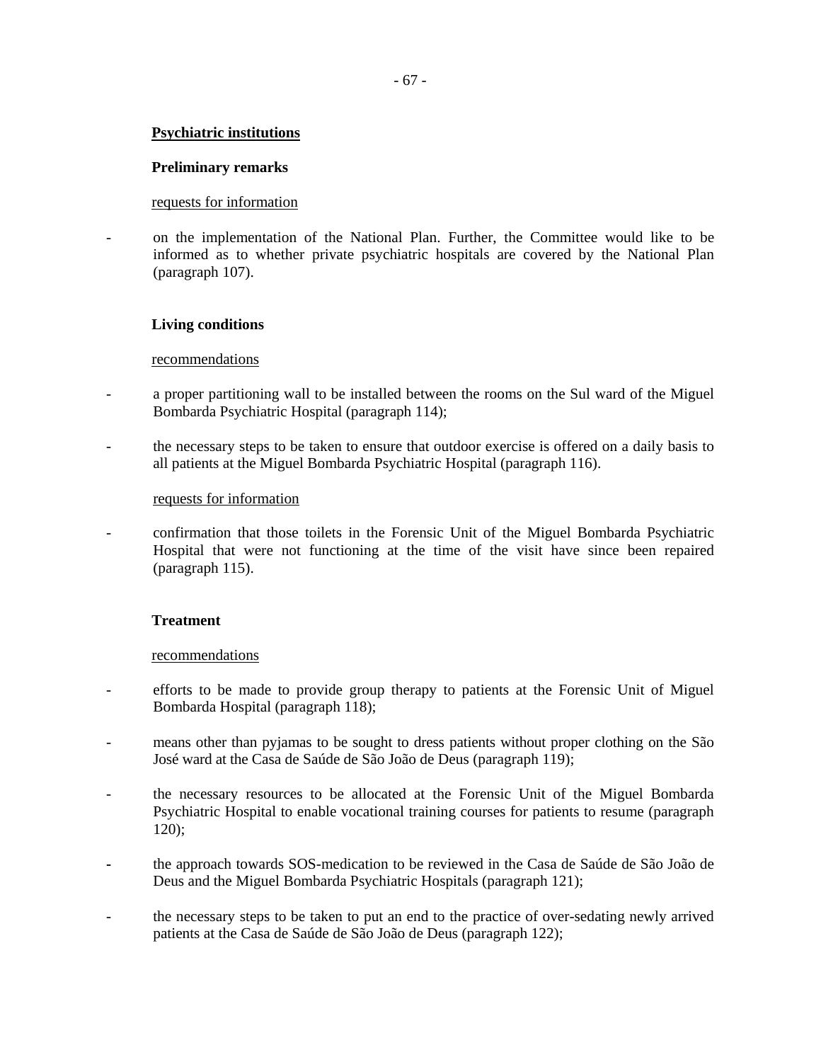## Psychiatric institutions

### Preliminary remarks

requests for information

- on the implementation of the National Plan. Further, the Committee would like to be informed as to whether private psychiatric hospitals are covered by the National Plan (paragraph 107).

### Living conditions

recommendations

- a proper partitioning wall to be installed between the rooms on the Sul ward of the Miguel Bombarda Psychiatric Hospital (paragraph 114);
- the necessary steps to be taken to ensure that outdoor exercise is offered on a daily basis to all patients at the Miguel Bombarda Psychiatric Hospital (paragraph 116).

requests for information

- confirmation that those toilets in the Forensic Unit of the Miguel Bombarda Psychiatric Hospital that were not functioning at the time of the visit have since been repaired (paragraph 115).

### Treatment

recommendations

- efforts to be made to provide group therapy to patients at the Forensic Unit of Miguel Bombarda Hospital (paragraph 118);
- means other than pyjamas to be sought to dress patients without proper clothing on the São José ward at the Casa de Saúde de São João de Deus (paragraph 119);
- the necessary resources to be allocated at the Forensic Unit of the Miguel Bombarda Psychiatric Hospital to enable vocational training courses for patients to resume (paragraph 120);
- the approach towards SOS-medication to be reviewed in the Casa de Saúde de São João de Deus and the Miguel Bombarda Psychiatric Hospitals (paragraph 121);
- the necessary steps to be taken to put an end to the practice of over-sedating newly arrived patients at the Casa de Saúde de São João de Deus (paragraph 122);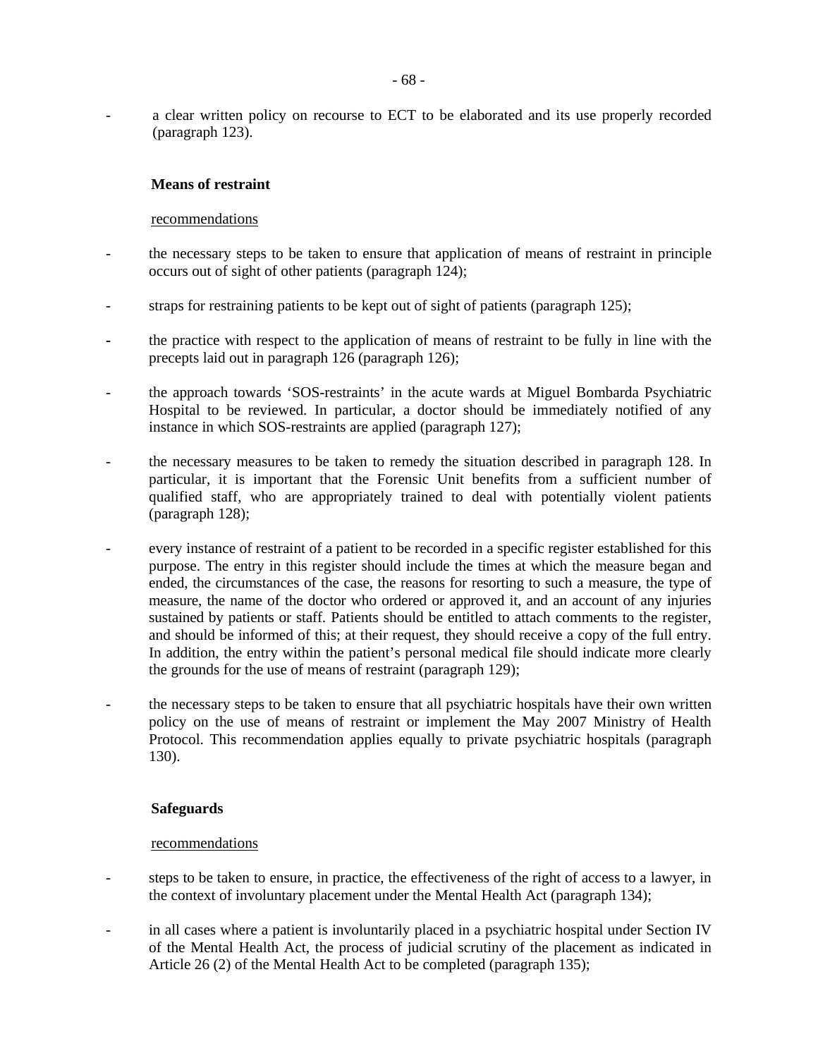- a clear written policy on recourse to ECT to be elaborated and its use properly recorded (paragraph 123).

**Means of restraint**

recommendations

- the necessary steps to be taken to ensure that application of means of restraint in principle occurs out of sight of other patients (paragraph 124);

- straps for restraining patients to be kept out of sight of patients (paragraph 125);

- the practice with respect to the application of means of restraint to be fully in line with the precepts laid out in paragraph 126 (paragraph 126);

- the approach towards 'SOS-restraints' in the acute wards at Miguel Bombarda Psychiatric Hospital to be reviewed. In particular, a doctor should be immediately notified of any instance in which SOS-restraints are applied (paragraph 127);

- the necessary measures to be taken to remedy the situation described in paragraph 128. In particular, it is important that the Forensic Unit benefits from a sufficient number of qualified staff, who are appropriately trained to deal with potentially violent patients (paragraph 128);

- every instance of restraint of a patient to be recorded in a specific register established for this purpose. The entry in this register should include the times at which the measure began and ended, the circumstances of the case, the reasons for resorting to such a measure, the type of measure, the name of the doctor who ordered or approved it, and an account of any injuries sustained by patients or staff. Patients should be entitled to attach comments to the register, and should be informed of this; at their request, they should receive a copy of the full entry. In addition, the entry within the patient's personal medical file should indicate more clearly the grounds for the use of means of restraint (paragraph 129);

- the necessary steps to be taken to ensure that all psychiatric hospitals have their own written policy on the use of means of restraint or implement the May 2007 Ministry of Health Protocol. This recommendation applies equally to private psychiatric hospitals (paragraph 130).

**Safeguards**

recommendations

- steps to be taken to ensure, in practice, the effectiveness of the right of access to a lawyer, in the context of involuntary placement under the Mental Health Act (paragraph 134);

- in all cases where a patient is involuntarily placed in a psychiatric hospital under Section IV of the Mental Health Act, the process of judicial scrutiny of the placement as indicated in Article 26 (2) of the Mental Health Act to be completed (paragraph 135);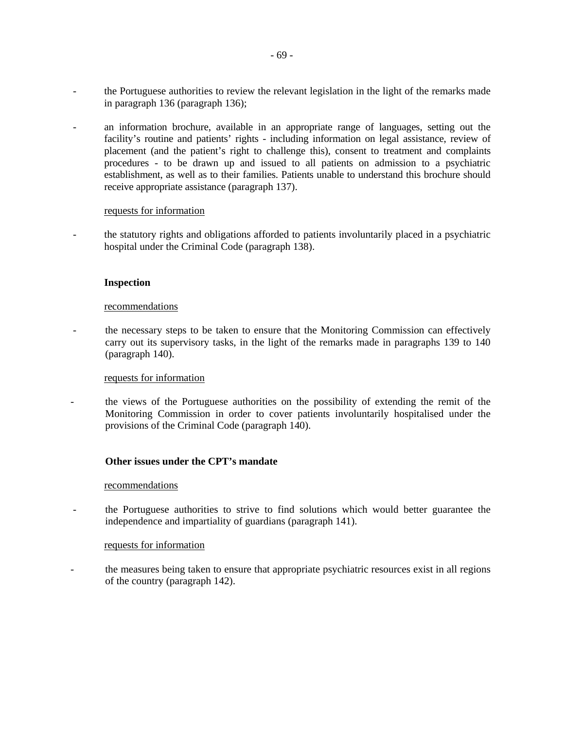- the Portuguese authorities to review the relevant legislation in the light of the remarks made in paragraph 136 (paragraph 136);

- an information brochure, available in an appropriate range of languages, setting out the facility's routine and patients' rights - including information on legal assistance, review of placement (and the patient's right to challenge this), consent to treatment and complaints procedures - to be drawn up and issued to all patients on admission to a psychiatric establishment, as well as to their families. Patients unable to understand this brochure should receive appropriate assistance (paragraph 137).

<u>requests for information</u>

- the statutory rights and obligations afforded to patients involuntarily placed in a psychiatric hospital under the Criminal Code (paragraph 138).

**Inspection**

<u>recommendations</u>

- the necessary steps to be taken to ensure that the Monitoring Commission can effectively carry out its supervisory tasks, in the light of the remarks made in paragraphs 139 to 140 (paragraph 140).

<u>requests for information</u>

- the views of the Portuguese authorities on the possibility of extending the remit of the Monitoring Commission in order to cover patients involuntarily hospitalised under the provisions of the Criminal Code (paragraph 140).

**Other issues under the CPT's mandate**

<u>recommendations</u>

- the Portuguese authorities to strive to find solutions which would better guarantee the independence and impartiality of guardians (paragraph 141).

<u>requests for information</u>

- the measures being taken to ensure that appropriate psychiatric resources exist in all regions of the country (paragraph 142).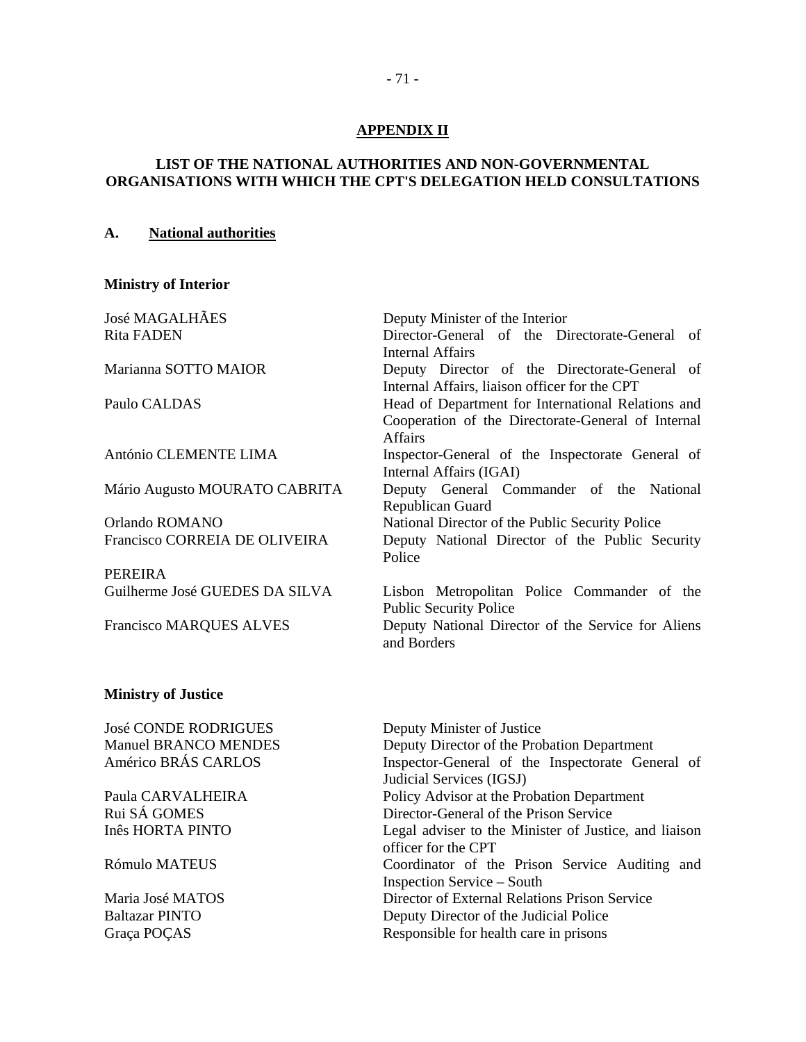## APPENDIX II

## LIST OF THE NATIONAL AUTHORITIES AND NON-GOVERNMENTAL ORGANISATIONS WITH WHICH THE CPT'S DELEGATION HELD CONSULTATIONS

### A. National authorities

**Ministry of Interior**

| | |
|---|---|
| José MAGALHÃES | Deputy Minister of the Interior |
| Rita FADEN | Director-General of the Directorate-General of Internal Affairs |
| Marianna SOTTO MAIOR | Deputy Director of the Directorate-General of Internal Affairs, liaison officer for the CPT |
| Paulo CALDAS | Head of Department for International Relations and Cooperation of the Directorate-General of Internal Affairs |
| António CLEMENTE LIMA | Inspector-General of the Inspectorate General of Internal Affairs (IGAI) |
| Mário Augusto MOURATO CABRITA | Deputy General Commander of the National Republican Guard |
| Orlando ROMANO | National Director of the Public Security Police |
| Francisco CORREIA DE OLIVEIRA PEREIRA | Deputy National Director of the Public Security Police |
| Guilherme José GUEDES DA SILVA | Lisbon Metropolitan Police Commander of the Public Security Police |
| Francisco MARQUES ALVES | Deputy National Director of the Service for Aliens and Borders |

**Ministry of Justice**

| | |
|---|---|
| José CONDE RODRIGUES | Deputy Minister of Justice |
| Manuel BRANCO MENDES | Deputy Director of the Probation Department |
| Américo BRÁS CARLOS | Inspector-General of the Inspectorate General of Judicial Services (IGSJ) |
| Paula CARVALHEIRA | Policy Advisor at the Probation Department |
| Rui SÁ GOMES | Director-General of the Prison Service |
| Inês HORTA PINTO | Legal adviser to the Minister of Justice, and liaison officer for the CPT |
| Rómulo MATEUS | Coordinator of the Prison Service Auditing and Inspection Service – South |
| Maria José MATOS | Director of External Relations Prison Service |
| Baltazar PINTO | Deputy Director of the Judicial Police |
| Graça POÇAS | Responsible for health care in prisons |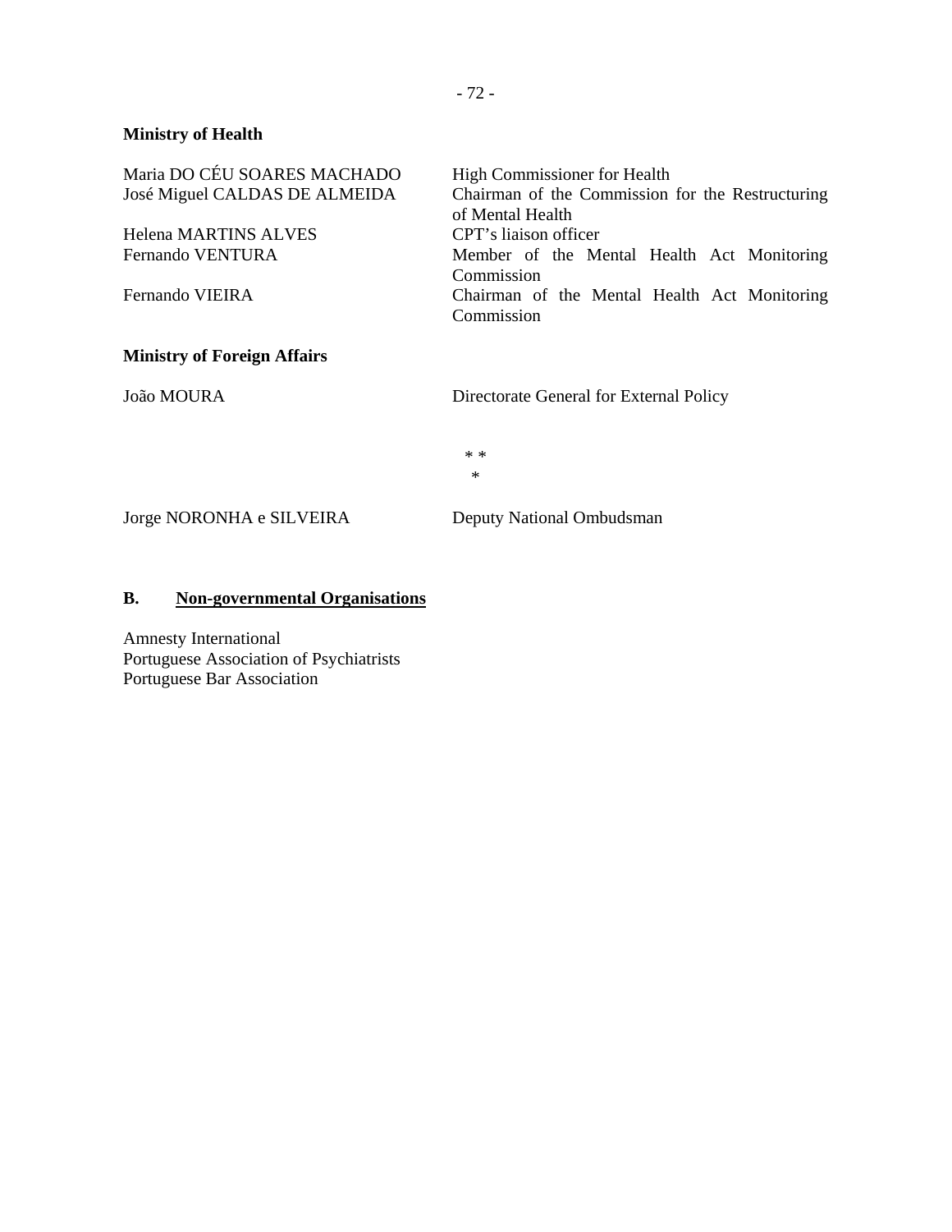**Ministry of Health**

| | |
|---|---|
| Maria DO CÉU SOARES MACHADO | High Commissioner for Health |
| José Miguel CALDAS DE ALMEIDA | Chairman of the Commission for the Restructuring of Mental Health |
| Helena MARTINS ALVES | CPT's liaison officer |
| Fernando VENTURA | Member of the Mental Health Act Monitoring Commission |
| Fernando VIEIRA | Chairman of the Mental Health Act Monitoring Commission |

**Ministry of Foreign Affairs**

| | |
|---|---|
| João MOURA | Directorate General for External Policy |

\* \*
\*

| | |
|---|---|
| Jorge NORONHA e SILVEIRA | Deputy National Ombudsman |

## B. Non-governmental Organisations

Amnesty International
Portuguese Association of Psychiatrists
Portuguese Bar Association